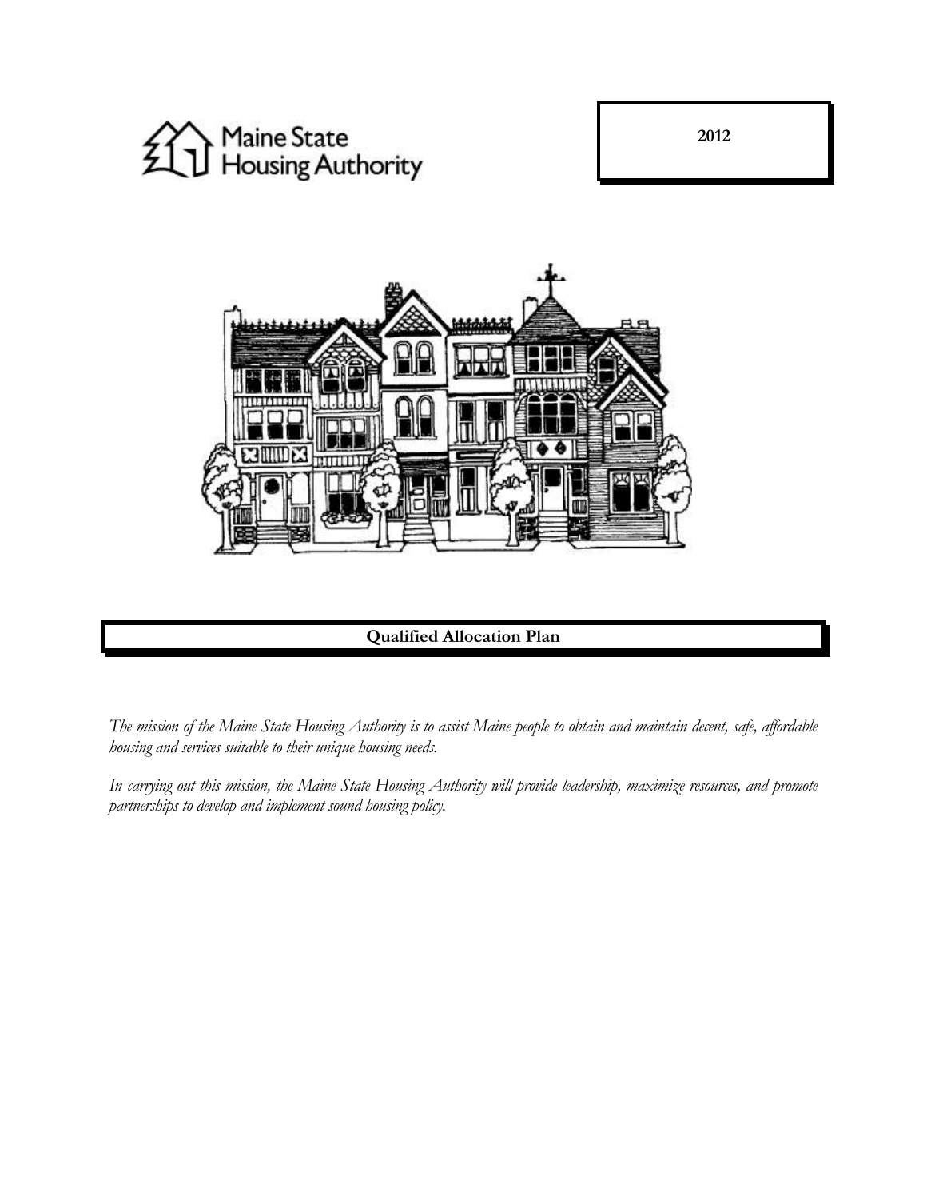Maine State Housing Authority

**2012**

# Qualified Allocation Plan

*The mission of the Maine State Housing Authority is to assist Maine people to obtain and maintain decent, safe, affordable housing and services suitable to their unique housing needs.*

*In carrying out this mission, the Maine State Housing Authority will provide leadership, maximize resources, and promote partnerships to develop and implement sound housing policy.*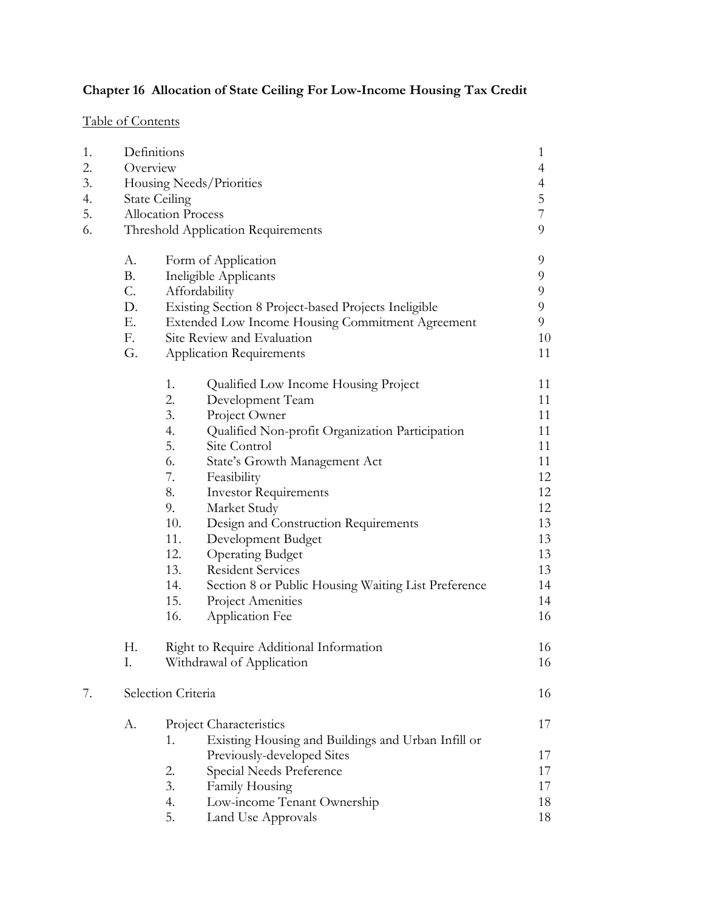**Chapter 16 Allocation of State Ceiling For Low-Income Housing Tax Credit**

Table of Contents

| | | | | |
|---|---|---|---|---|
| 1. | Definitions | | | 1 |
| 2. | Overview | | | 4 |
| 3. | Housing Needs/Priorities | | | 4 |
| 4. | State Ceiling | | | 5 |
| 5. | Allocation Process | | | 7 |
| 6. | Threshold Application Requirements | | | 9 |
| | A. | Form of Application | | 9 |
| | B. | Ineligible Applicants | | 9 |
| | C. | Affordability | | 9 |
| | D. | Existing Section 8 Project-based Projects Ineligible | | 9 |
| | E. | Extended Low Income Housing Commitment Agreement | | 9 |
| | F. | Site Review and Evaluation | | 10 |
| | G. | Application Requirements | | 11 |
| | | 1. | Qualified Low Income Housing Project | 11 |
| | | 2. | Development Team | 11 |
| | | 3. | Project Owner | 11 |
| | | 4. | Qualified Non-profit Organization Participation | 11 |
| | | 5. | Site Control | 11 |
| | | 6. | State's Growth Management Act | 11 |
| | | 7. | Feasibility | 12 |
| | | 8. | Investor Requirements | 12 |
| | | 9. | Market Study | 12 |
| | | 10. | Design and Construction Requirements | 13 |
| | | 11. | Development Budget | 13 |
| | | 12. | Operating Budget | 13 |
| | | 13. | Resident Services | 13 |
| | | 14. | Section 8 or Public Housing Waiting List Preference | 14 |
| | | 15. | Project Amenities | 14 |
| | | 16. | Application Fee | 16 |
| | H. | Right to Require Additional Information | | 16 |
| | I. | Withdrawal of Application | | 16 |
| 7. | Selection Criteria | | | 16 |
| | A. | Project Characteristics | | 17 |
| | | 1. | Existing Housing and Buildings and Urban Infill or Previously-developed Sites | 17 |
| | | 2. | Special Needs Preference | 17 |
| | | 3. | Family Housing | 17 |
| | | 4. | Low-income Tenant Ownership | 18 |
| | | 5. | Land Use Approvals | 18 |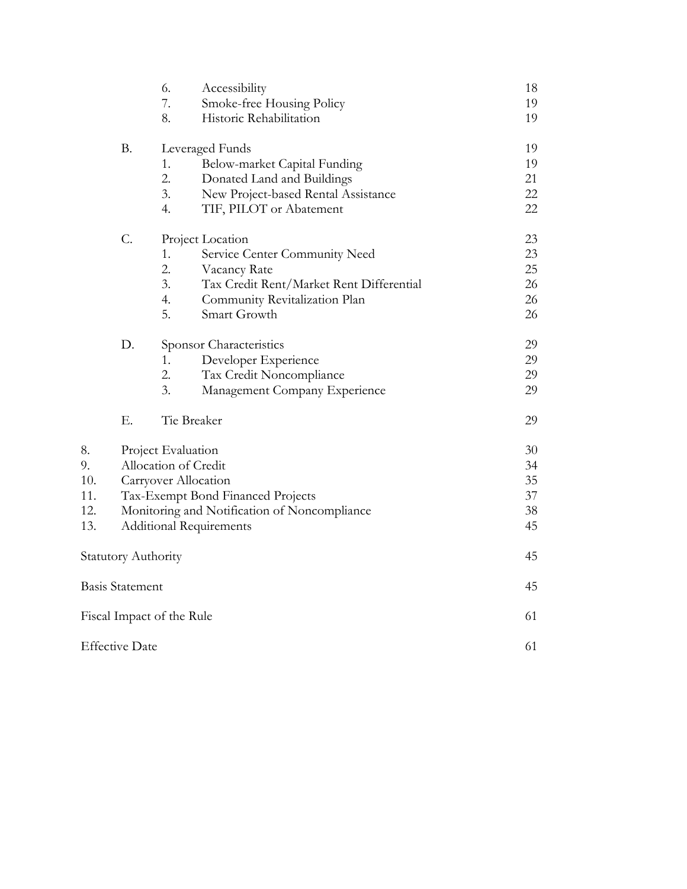| | | | Page |
|---|---|---|---|
| | 6. | Accessibility | 18 |
| | 7. | Smoke-free Housing Policy | 19 |
| | 8. | Historic Rehabilitation | 19 |
| B. | | Leveraged Funds | 19 |
| | 1. | Below-market Capital Funding | 19 |
| | 2. | Donated Land and Buildings | 21 |
| | 3. | New Project-based Rental Assistance | 22 |
| | 4. | TIF, PILOT or Abatement | 22 |
| C. | | Project Location | 23 |
| | 1. | Service Center Community Need | 23 |
| | 2. | Vacancy Rate | 25 |
| | 3. | Tax Credit Rent/Market Rent Differential | 26 |
| | 4. | Community Revitalization Plan | 26 |
| | 5. | Smart Growth | 26 |
| D. | | Sponsor Characteristics | 29 |
| | 1. | Developer Experience | 29 |
| | 2. | Tax Credit Noncompliance | 29 |
| | 3. | Management Company Experience | 29 |
| E. | | Tie Breaker | 29 |

| | | Page |
|---|---|---|
| 8. | Project Evaluation | 30 |
| 9. | Allocation of Credit | 34 |
| 10. | Carryover Allocation | 35 |
| 11. | Tax-Exempt Bond Financed Projects | 37 |
| 12. | Monitoring and Notification of Noncompliance | 38 |
| 13. | Additional Requirements | 45 |

| | Page |
|---|---|
| Statutory Authority | 45 |
| Basis Statement | 45 |
| Fiscal Impact of the Rule | 61 |
| Effective Date | 61 |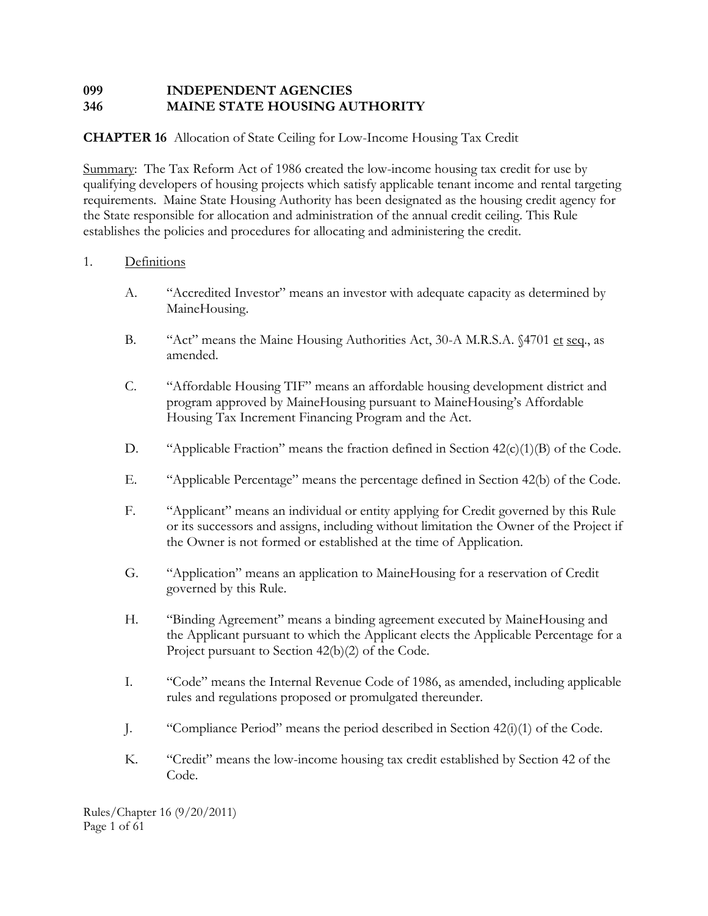**099 INDEPENDENT AGENCIES**
**346 MAINE STATE HOUSING AUTHORITY**

**CHAPTER 16** Allocation of State Ceiling for Low-Income Housing Tax Credit

Summary: The Tax Reform Act of 1986 created the low-income housing tax credit for use by qualifying developers of housing projects which satisfy applicable tenant income and rental targeting requirements. Maine State Housing Authority has been designated as the housing credit agency for the State responsible for allocation and administration of the annual credit ceiling. This Rule establishes the policies and procedures for allocating and administering the credit.

1. Definitions

   A. "Accredited Investor" means an investor with adequate capacity as determined by MaineHousing.

   B. "Act" means the Maine Housing Authorities Act, 30-A M.R.S.A. §4701 et seq., as amended.

   C. "Affordable Housing TIF" means an affordable housing development district and program approved by MaineHousing pursuant to MaineHousing's Affordable Housing Tax Increment Financing Program and the Act.

   D. "Applicable Fraction" means the fraction defined in Section 42(c)(1)(B) of the Code.

   E. "Applicable Percentage" means the percentage defined in Section 42(b) of the Code.

   F. "Applicant" means an individual or entity applying for Credit governed by this Rule or its successors and assigns, including without limitation the Owner of the Project if the Owner is not formed or established at the time of Application.

   G. "Application" means an application to MaineHousing for a reservation of Credit governed by this Rule.

   H. "Binding Agreement" means a binding agreement executed by MaineHousing and the Applicant pursuant to which the Applicant elects the Applicable Percentage for a Project pursuant to Section 42(b)(2) of the Code.

   I. "Code" means the Internal Revenue Code of 1986, as amended, including applicable rules and regulations proposed or promulgated thereunder.

   J. "Compliance Period" means the period described in Section 42(i)(1) of the Code.

   K. "Credit" means the low-income housing tax credit established by Section 42 of the Code.

Rules/Chapter 16 (9/20/2011)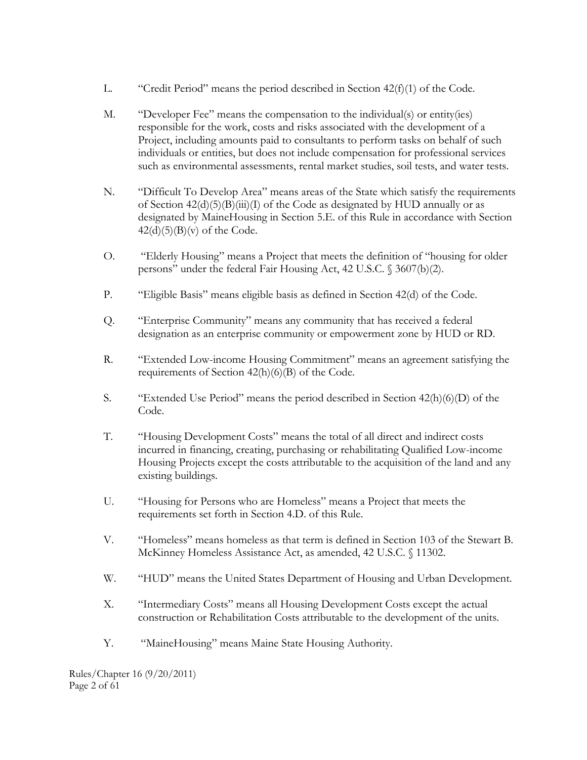L. "Credit Period" means the period described in Section 42(f)(1) of the Code.

M. "Developer Fee" means the compensation to the individual(s) or entity(ies) responsible for the work, costs and risks associated with the development of a Project, including amounts paid to consultants to perform tasks on behalf of such individuals or entities, but does not include compensation for professional services such as environmental assessments, rental market studies, soil tests, and water tests.

N. "Difficult To Develop Area" means areas of the State which satisfy the requirements of Section 42(d)(5)(B)(iii)(I) of the Code as designated by HUD annually or as designated by MaineHousing in Section 5.E. of this Rule in accordance with Section 42(d)(5)(B)(v) of the Code.

O. "Elderly Housing" means a Project that meets the definition of "housing for older persons" under the federal Fair Housing Act, 42 U.S.C. § 3607(b)(2).

P. "Eligible Basis" means eligible basis as defined in Section 42(d) of the Code.

Q. "Enterprise Community" means any community that has received a federal designation as an enterprise community or empowerment zone by HUD or RD.

R. "Extended Low-income Housing Commitment" means an agreement satisfying the requirements of Section 42(h)(6)(B) of the Code.

S. "Extended Use Period" means the period described in Section 42(h)(6)(D) of the Code.

T. "Housing Development Costs" means the total of all direct and indirect costs incurred in financing, creating, purchasing or rehabilitating Qualified Low-income Housing Projects except the costs attributable to the acquisition of the land and any existing buildings.

U. "Housing for Persons who are Homeless" means a Project that meets the requirements set forth in Section 4.D. of this Rule.

V. "Homeless" means homeless as that term is defined in Section 103 of the Stewart B. McKinney Homeless Assistance Act, as amended, 42 U.S.C. § 11302.

W. "HUD" means the United States Department of Housing and Urban Development.

X. "Intermediary Costs" means all Housing Development Costs except the actual construction or Rehabilitation Costs attributable to the development of the units.

Y. "MaineHousing" means Maine State Housing Authority.

Rules/Chapter 16 (9/20/2011)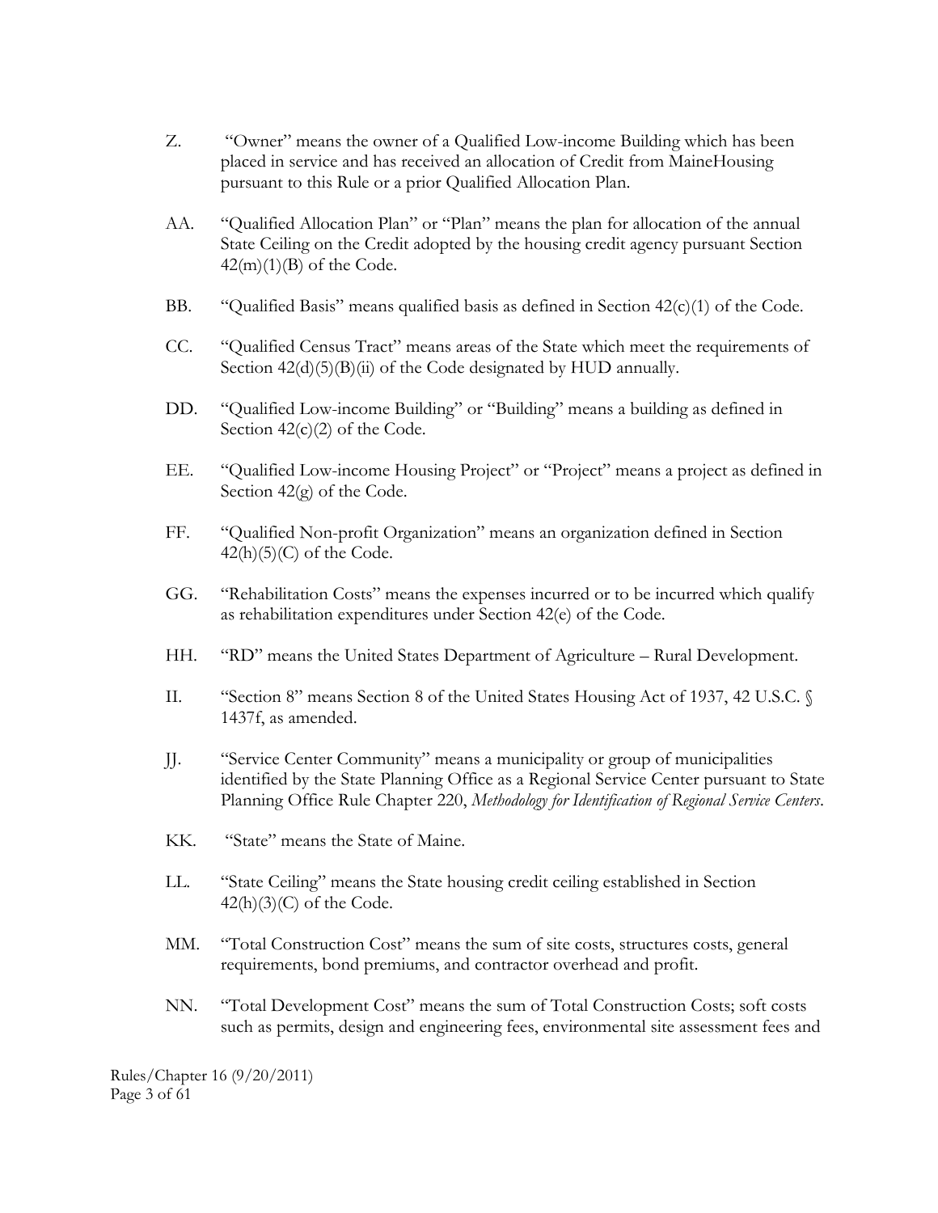Z. "Owner" means the owner of a Qualified Low-income Building which has been placed in service and has received an allocation of Credit from MaineHousing pursuant to this Rule or a prior Qualified Allocation Plan.

AA. "Qualified Allocation Plan" or "Plan" means the plan for allocation of the annual State Ceiling on the Credit adopted by the housing credit agency pursuant Section 42(m)(1)(B) of the Code.

BB. "Qualified Basis" means qualified basis as defined in Section 42(c)(1) of the Code.

CC. "Qualified Census Tract" means areas of the State which meet the requirements of Section 42(d)(5)(B)(ii) of the Code designated by HUD annually.

DD. "Qualified Low-income Building" or "Building" means a building as defined in Section 42(c)(2) of the Code.

EE. "Qualified Low-income Housing Project" or "Project" means a project as defined in Section 42(g) of the Code.

FF. "Qualified Non-profit Organization" means an organization defined in Section 42(h)(5)(C) of the Code.

GG. "Rehabilitation Costs" means the expenses incurred or to be incurred which qualify as rehabilitation expenditures under Section 42(e) of the Code.

HH. "RD" means the United States Department of Agriculture – Rural Development.

II. "Section 8" means Section 8 of the United States Housing Act of 1937, 42 U.S.C. § 1437f, as amended.

JJ. "Service Center Community" means a municipality or group of municipalities identified by the State Planning Office as a Regional Service Center pursuant to State Planning Office Rule Chapter 220, *Methodology for Identification of Regional Service Centers*.

KK. "State" means the State of Maine.

LL. "State Ceiling" means the State housing credit ceiling established in Section 42(h)(3)(C) of the Code.

MM. "Total Construction Cost" means the sum of site costs, structures costs, general requirements, bond premiums, and contractor overhead and profit.

NN. "Total Development Cost" means the sum of Total Construction Costs; soft costs such as permits, design and engineering fees, environmental site assessment fees and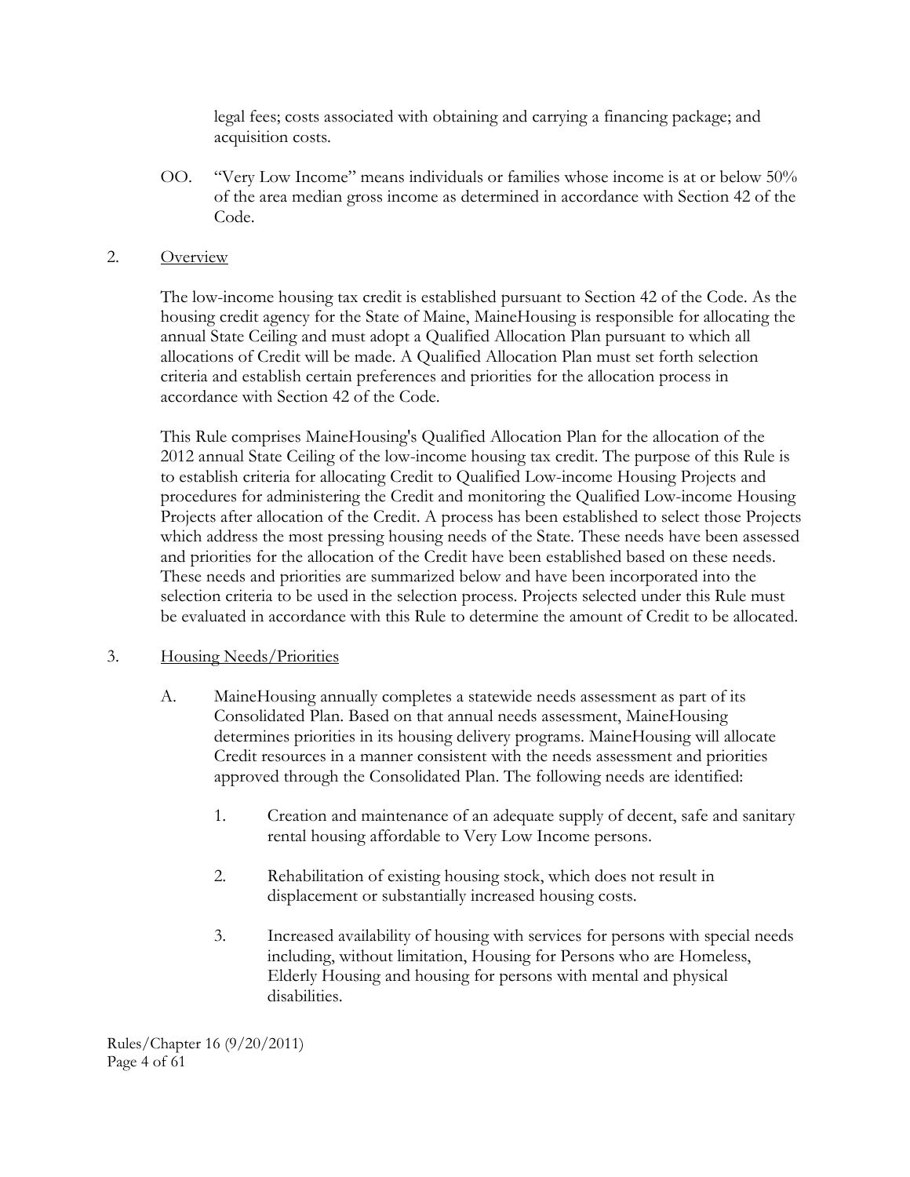legal fees; costs associated with obtaining and carrying a financing package; and acquisition costs.

OO. "Very Low Income" means individuals or families whose income is at or below 50% of the area median gross income as determined in accordance with Section 42 of the Code.

2. Overview

The low-income housing tax credit is established pursuant to Section 42 of the Code. As the housing credit agency for the State of Maine, MaineHousing is responsible for allocating the annual State Ceiling and must adopt a Qualified Allocation Plan pursuant to which all allocations of Credit will be made. A Qualified Allocation Plan must set forth selection criteria and establish certain preferences and priorities for the allocation process in accordance with Section 42 of the Code.

This Rule comprises MaineHousing's Qualified Allocation Plan for the allocation of the 2012 annual State Ceiling of the low-income housing tax credit. The purpose of this Rule is to establish criteria for allocating Credit to Qualified Low-income Housing Projects and procedures for administering the Credit and monitoring the Qualified Low-income Housing Projects after allocation of the Credit. A process has been established to select those Projects which address the most pressing housing needs of the State. These needs have been assessed and priorities for the allocation of the Credit have been established based on these needs. These needs and priorities are summarized below and have been incorporated into the selection criteria to be used in the selection process. Projects selected under this Rule must be evaluated in accordance with this Rule to determine the amount of Credit to be allocated.

3. Housing Needs/Priorities

A. MaineHousing annually completes a statewide needs assessment as part of its Consolidated Plan. Based on that annual needs assessment, MaineHousing determines priorities in its housing delivery programs. MaineHousing will allocate Credit resources in a manner consistent with the needs assessment and priorities approved through the Consolidated Plan. The following needs are identified:

1. Creation and maintenance of an adequate supply of decent, safe and sanitary rental housing affordable to Very Low Income persons.

2. Rehabilitation of existing housing stock, which does not result in displacement or substantially increased housing costs.

3. Increased availability of housing with services for persons with special needs including, without limitation, Housing for Persons who are Homeless, Elderly Housing and housing for persons with mental and physical disabilities.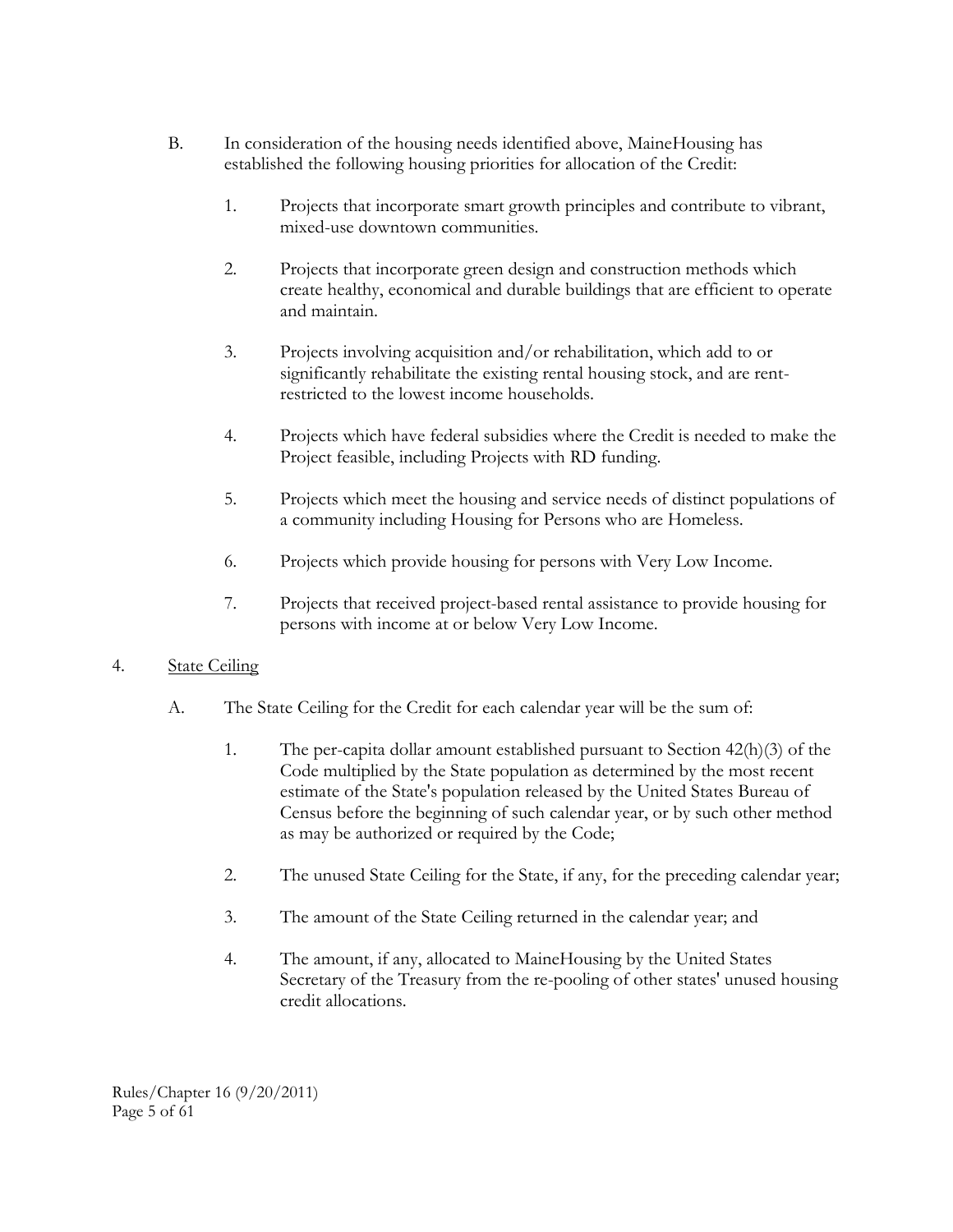B. In consideration of the housing needs identified above, MaineHousing has established the following housing priorities for allocation of the Credit:

1. Projects that incorporate smart growth principles and contribute to vibrant, mixed-use downtown communities.

2. Projects that incorporate green design and construction methods which create healthy, economical and durable buildings that are efficient to operate and maintain.

3. Projects involving acquisition and/or rehabilitation, which add to or significantly rehabilitate the existing rental housing stock, and are rent-restricted to the lowest income households.

4. Projects which have federal subsidies where the Credit is needed to make the Project feasible, including Projects with RD funding.

5. Projects which meet the housing and service needs of distinct populations of a community including Housing for Persons who are Homeless.

6. Projects which provide housing for persons with Very Low Income.

7. Projects that received project-based rental assistance to provide housing for persons with income at or below Very Low Income.

4. <u>State Ceiling</u>

A. The State Ceiling for the Credit for each calendar year will be the sum of:

1. The per-capita dollar amount established pursuant to Section 42(h)(3) of the Code multiplied by the State population as determined by the most recent estimate of the State's population released by the United States Bureau of Census before the beginning of such calendar year, or by such other method as may be authorized or required by the Code;

2. The unused State Ceiling for the State, if any, for the preceding calendar year;

3. The amount of the State Ceiling returned in the calendar year; and

4. The amount, if any, allocated to MaineHousing by the United States Secretary of the Treasury from the re-pooling of other states' unused housing credit allocations.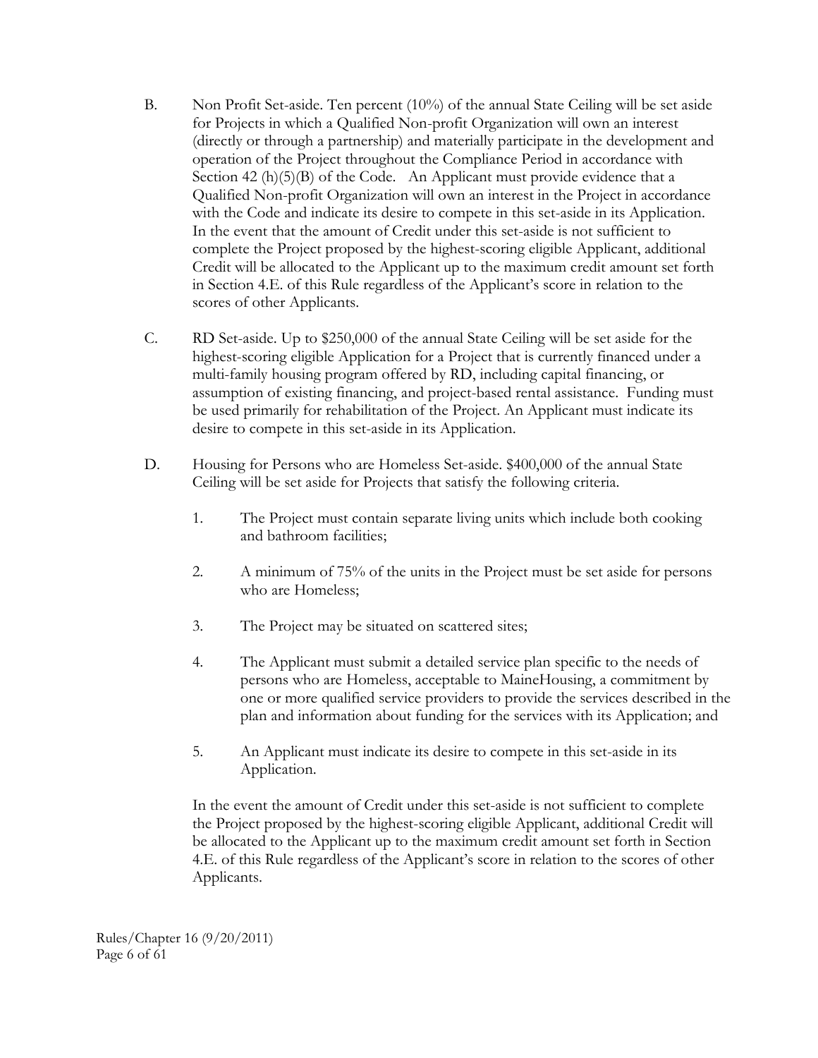B. Non Profit Set-aside. Ten percent (10%) of the annual State Ceiling will be set aside for Projects in which a Qualified Non-profit Organization will own an interest (directly or through a partnership) and materially participate in the development and operation of the Project throughout the Compliance Period in accordance with Section 42 (h)(5)(B) of the Code. An Applicant must provide evidence that a Qualified Non-profit Organization will own an interest in the Project in accordance with the Code and indicate its desire to compete in this set-aside in its Application. In the event that the amount of Credit under this set-aside is not sufficient to complete the Project proposed by the highest-scoring eligible Applicant, additional Credit will be allocated to the Applicant up to the maximum credit amount set forth in Section 4.E. of this Rule regardless of the Applicant's score in relation to the scores of other Applicants.

C. RD Set-aside. Up to $250,000 of the annual State Ceiling will be set aside for the highest-scoring eligible Application for a Project that is currently financed under a multi-family housing program offered by RD, including capital financing, or assumption of existing financing, and project-based rental assistance. Funding must be used primarily for rehabilitation of the Project. An Applicant must indicate its desire to compete in this set-aside in its Application.

D. Housing for Persons who are Homeless Set-aside. $400,000 of the annual State Ceiling will be set aside for Projects that satisfy the following criteria.

1. The Project must contain separate living units which include both cooking and bathroom facilities;

2. A minimum of 75% of the units in the Project must be set aside for persons who are Homeless;

3. The Project may be situated on scattered sites;

4. The Applicant must submit a detailed service plan specific to the needs of persons who are Homeless, acceptable to MaineHousing, a commitment by one or more qualified service providers to provide the services described in the plan and information about funding for the services with its Application; and

5. An Applicant must indicate its desire to compete in this set-aside in its Application.

In the event the amount of Credit under this set-aside is not sufficient to complete the Project proposed by the highest-scoring eligible Applicant, additional Credit will be allocated to the Applicant up to the maximum credit amount set forth in Section 4.E. of this Rule regardless of the Applicant's score in relation to the scores of other Applicants.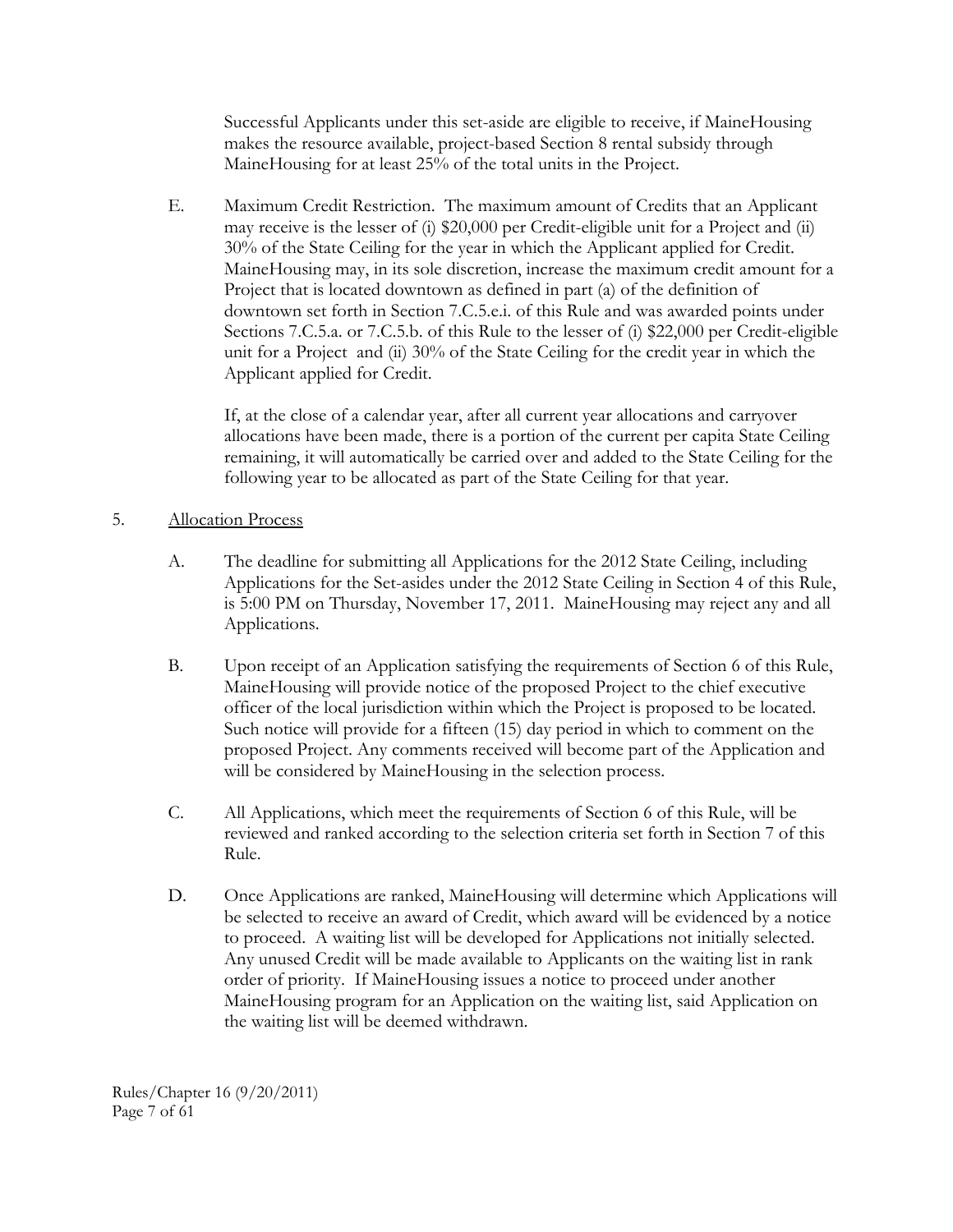Successful Applicants under this set-aside are eligible to receive, if MaineHousing makes the resource available, project-based Section 8 rental subsidy through MaineHousing for at least 25% of the total units in the Project.

E. Maximum Credit Restriction. The maximum amount of Credits that an Applicant may receive is the lesser of (i) $20,000 per Credit-eligible unit for a Project and (ii) 30% of the State Ceiling for the year in which the Applicant applied for Credit. MaineHousing may, in its sole discretion, increase the maximum credit amount for a Project that is located downtown as defined in part (a) of the definition of downtown set forth in Section 7.C.5.e.i. of this Rule and was awarded points under Sections 7.C.5.a. or 7.C.5.b. of this Rule to the lesser of (i) $22,000 per Credit-eligible unit for a Project and (ii) 30% of the State Ceiling for the credit year in which the Applicant applied for Credit.

If, at the close of a calendar year, after all current year allocations and carryover allocations have been made, there is a portion of the current per capita State Ceiling remaining, it will automatically be carried over and added to the State Ceiling for the following year to be allocated as part of the State Ceiling for that year.

5. Allocation Process

A. The deadline for submitting all Applications for the 2012 State Ceiling, including Applications for the Set-asides under the 2012 State Ceiling in Section 4 of this Rule, is 5:00 PM on Thursday, November 17, 2011. MaineHousing may reject any and all Applications.

B. Upon receipt of an Application satisfying the requirements of Section 6 of this Rule, MaineHousing will provide notice of the proposed Project to the chief executive officer of the local jurisdiction within which the Project is proposed to be located. Such notice will provide for a fifteen (15) day period in which to comment on the proposed Project. Any comments received will become part of the Application and will be considered by MaineHousing in the selection process.

C. All Applications, which meet the requirements of Section 6 of this Rule, will be reviewed and ranked according to the selection criteria set forth in Section 7 of this Rule.

D. Once Applications are ranked, MaineHousing will determine which Applications will be selected to receive an award of Credit, which award will be evidenced by a notice to proceed. A waiting list will be developed for Applications not initially selected. Any unused Credit will be made available to Applicants on the waiting list in rank order of priority. If MaineHousing issues a notice to proceed under another MaineHousing program for an Application on the waiting list, said Application on the waiting list will be deemed withdrawn.

Rules/Chapter 16 (9/20/2011)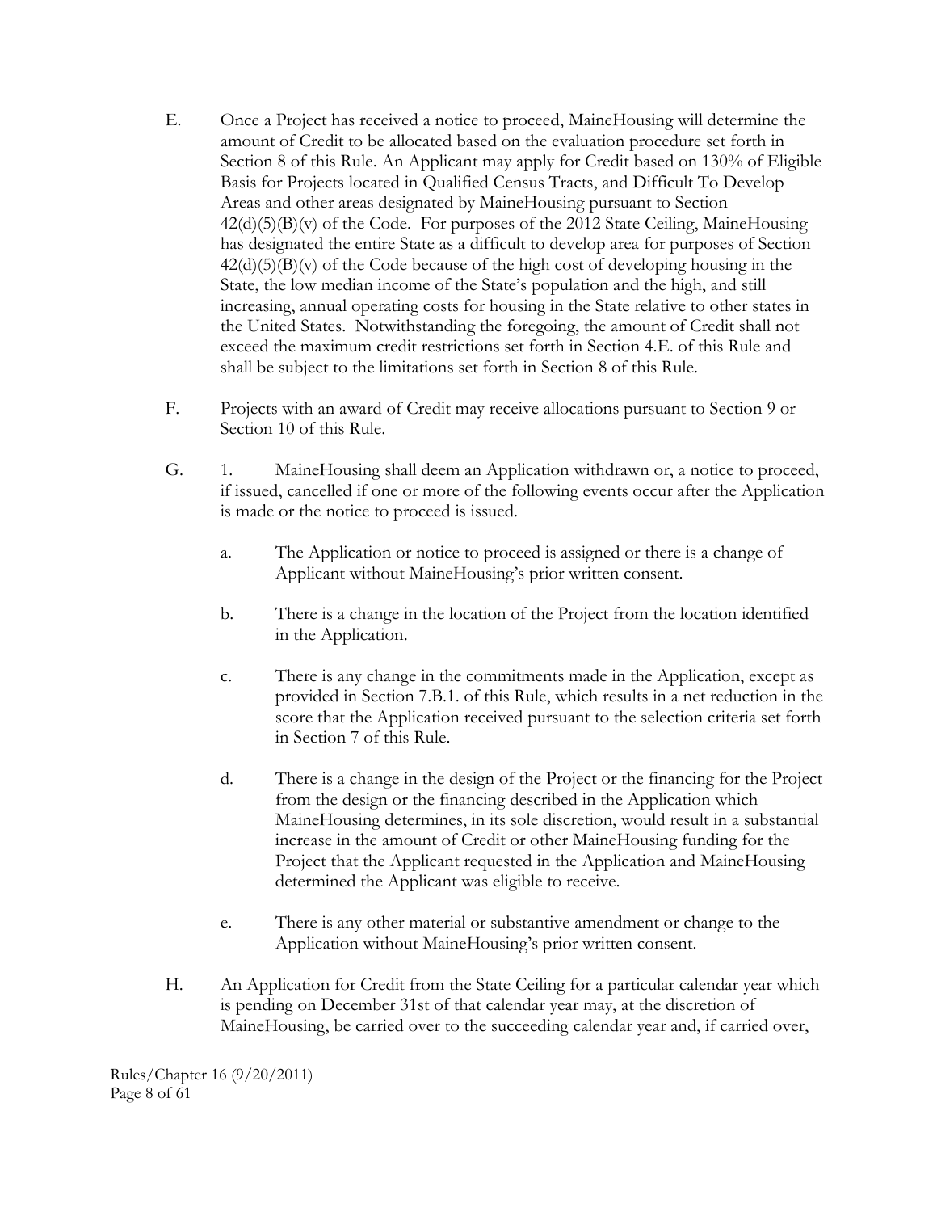E. Once a Project has received a notice to proceed, MaineHousing will determine the amount of Credit to be allocated based on the evaluation procedure set forth in Section 8 of this Rule. An Applicant may apply for Credit based on 130% of Eligible Basis for Projects located in Qualified Census Tracts, and Difficult To Develop Areas and other areas designated by MaineHousing pursuant to Section 42(d)(5)(B)(v) of the Code. For purposes of the 2012 State Ceiling, MaineHousing has designated the entire State as a difficult to develop area for purposes of Section 42(d)(5)(B)(v) of the Code because of the high cost of developing housing in the State, the low median income of the State's population and the high, and still increasing, annual operating costs for housing in the State relative to other states in the United States. Notwithstanding the foregoing, the amount of Credit shall not exceed the maximum credit restrictions set forth in Section 4.E. of this Rule and shall be subject to the limitations set forth in Section 8 of this Rule.

F. Projects with an award of Credit may receive allocations pursuant to Section 9 or Section 10 of this Rule.

G. 1. MaineHousing shall deem an Application withdrawn or, a notice to proceed, if issued, cancelled if one or more of the following events occur after the Application is made or the notice to proceed is issued.

   a. The Application or notice to proceed is assigned or there is a change of Applicant without MaineHousing's prior written consent.

   b. There is a change in the location of the Project from the location identified in the Application.

   c. There is any change in the commitments made in the Application, except as provided in Section 7.B.1. of this Rule, which results in a net reduction in the score that the Application received pursuant to the selection criteria set forth in Section 7 of this Rule.

   d. There is a change in the design of the Project or the financing for the Project from the design or the financing described in the Application which MaineHousing determines, in its sole discretion, would result in a substantial increase in the amount of Credit or other MaineHousing funding for the Project that the Applicant requested in the Application and MaineHousing determined the Applicant was eligible to receive.

   e. There is any other material or substantive amendment or change to the Application without MaineHousing's prior written consent.

H. An Application for Credit from the State Ceiling for a particular calendar year which is pending on December 31st of that calendar year may, at the discretion of MaineHousing, be carried over to the succeeding calendar year and, if carried over,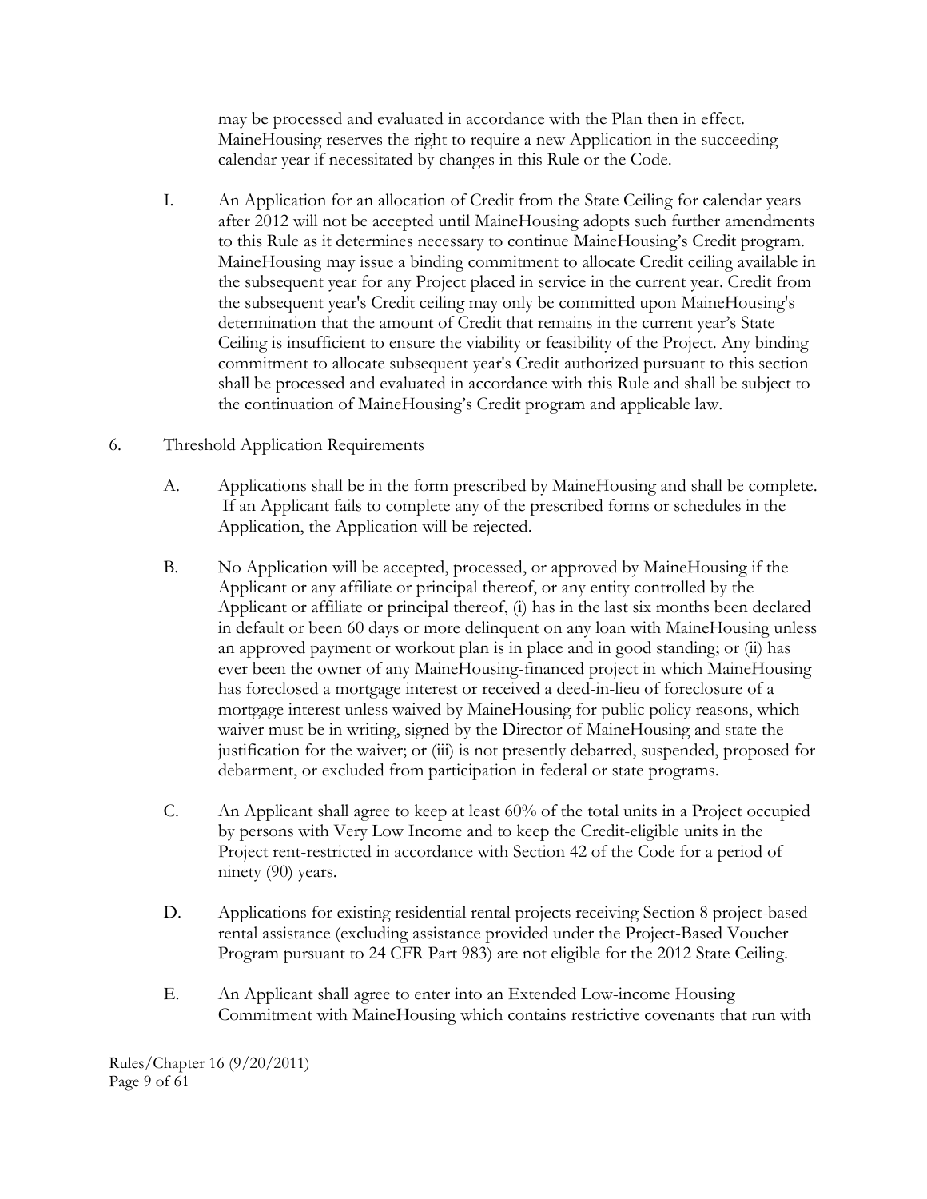may be processed and evaluated in accordance with the Plan then in effect. MaineHousing reserves the right to require a new Application in the succeeding calendar year if necessitated by changes in this Rule or the Code.

I. An Application for an allocation of Credit from the State Ceiling for calendar years after 2012 will not be accepted until MaineHousing adopts such further amendments to this Rule as it determines necessary to continue MaineHousing's Credit program. MaineHousing may issue a binding commitment to allocate Credit ceiling available in the subsequent year for any Project placed in service in the current year. Credit from the subsequent year's Credit ceiling may only be committed upon MaineHousing's determination that the amount of Credit that remains in the current year's State Ceiling is insufficient to ensure the viability or feasibility of the Project. Any binding commitment to allocate subsequent year's Credit authorized pursuant to this section shall be processed and evaluated in accordance with this Rule and shall be subject to the continuation of MaineHousing's Credit program and applicable law.

6. Threshold Application Requirements

A. Applications shall be in the form prescribed by MaineHousing and shall be complete. If an Applicant fails to complete any of the prescribed forms or schedules in the Application, the Application will be rejected.

B. No Application will be accepted, processed, or approved by MaineHousing if the Applicant or any affiliate or principal thereof, or any entity controlled by the Applicant or affiliate or principal thereof, (i) has in the last six months been declared in default or been 60 days or more delinquent on any loan with MaineHousing unless an approved payment or workout plan is in place and in good standing; or (ii) has ever been the owner of any MaineHousing-financed project in which MaineHousing has foreclosed a mortgage interest or received a deed-in-lieu of foreclosure of a mortgage interest unless waived by MaineHousing for public policy reasons, which waiver must be in writing, signed by the Director of MaineHousing and state the justification for the waiver; or (iii) is not presently debarred, suspended, proposed for debarment, or excluded from participation in federal or state programs.

C. An Applicant shall agree to keep at least 60% of the total units in a Project occupied by persons with Very Low Income and to keep the Credit-eligible units in the Project rent-restricted in accordance with Section 42 of the Code for a period of ninety (90) years.

D. Applications for existing residential rental projects receiving Section 8 project-based rental assistance (excluding assistance provided under the Project-Based Voucher Program pursuant to 24 CFR Part 983) are not eligible for the 2012 State Ceiling.

E. An Applicant shall agree to enter into an Extended Low-income Housing Commitment with MaineHousing which contains restrictive covenants that run with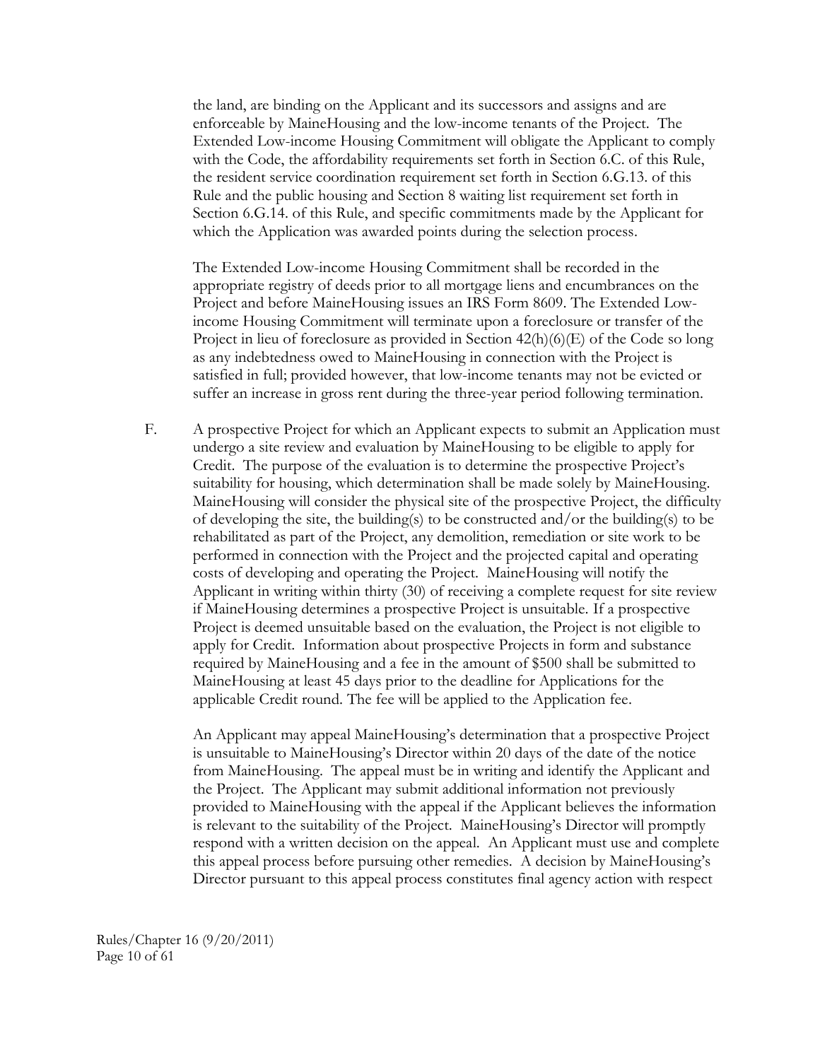the land, are binding on the Applicant and its successors and assigns and are enforceable by MaineHousing and the low-income tenants of the Project. The Extended Low-income Housing Commitment will obligate the Applicant to comply with the Code, the affordability requirements set forth in Section 6.C. of this Rule, the resident service coordination requirement set forth in Section 6.G.13. of this Rule and the public housing and Section 8 waiting list requirement set forth in Section 6.G.14. of this Rule, and specific commitments made by the Applicant for which the Application was awarded points during the selection process.

The Extended Low-income Housing Commitment shall be recorded in the appropriate registry of deeds prior to all mortgage liens and encumbrances on the Project and before MaineHousing issues an IRS Form 8609. The Extended Low-income Housing Commitment will terminate upon a foreclosure or transfer of the Project in lieu of foreclosure as provided in Section 42(h)(6)(E) of the Code so long as any indebtedness owed to MaineHousing in connection with the Project is satisfied in full; provided however, that low-income tenants may not be evicted or suffer an increase in gross rent during the three-year period following termination.

F. A prospective Project for which an Applicant expects to submit an Application must undergo a site review and evaluation by MaineHousing to be eligible to apply for Credit. The purpose of the evaluation is to determine the prospective Project's suitability for housing, which determination shall be made solely by MaineHousing. MaineHousing will consider the physical site of the prospective Project, the difficulty of developing the site, the building(s) to be constructed and/or the building(s) to be rehabilitated as part of the Project, any demolition, remediation or site work to be performed in connection with the Project and the projected capital and operating costs of developing and operating the Project. MaineHousing will notify the Applicant in writing within thirty (30) of receiving a complete request for site review if MaineHousing determines a prospective Project is unsuitable. If a prospective Project is deemed unsuitable based on the evaluation, the Project is not eligible to apply for Credit. Information about prospective Projects in form and substance required by MaineHousing and a fee in the amount of $500 shall be submitted to MaineHousing at least 45 days prior to the deadline for Applications for the applicable Credit round. The fee will be applied to the Application fee.

An Applicant may appeal MaineHousing's determination that a prospective Project is unsuitable to MaineHousing's Director within 20 days of the date of the notice from MaineHousing. The appeal must be in writing and identify the Applicant and the Project. The Applicant may submit additional information not previously provided to MaineHousing with the appeal if the Applicant believes the information is relevant to the suitability of the Project. MaineHousing's Director will promptly respond with a written decision on the appeal. An Applicant must use and complete this appeal process before pursuing other remedies. A decision by MaineHousing's Director pursuant to this appeal process constitutes final agency action with respect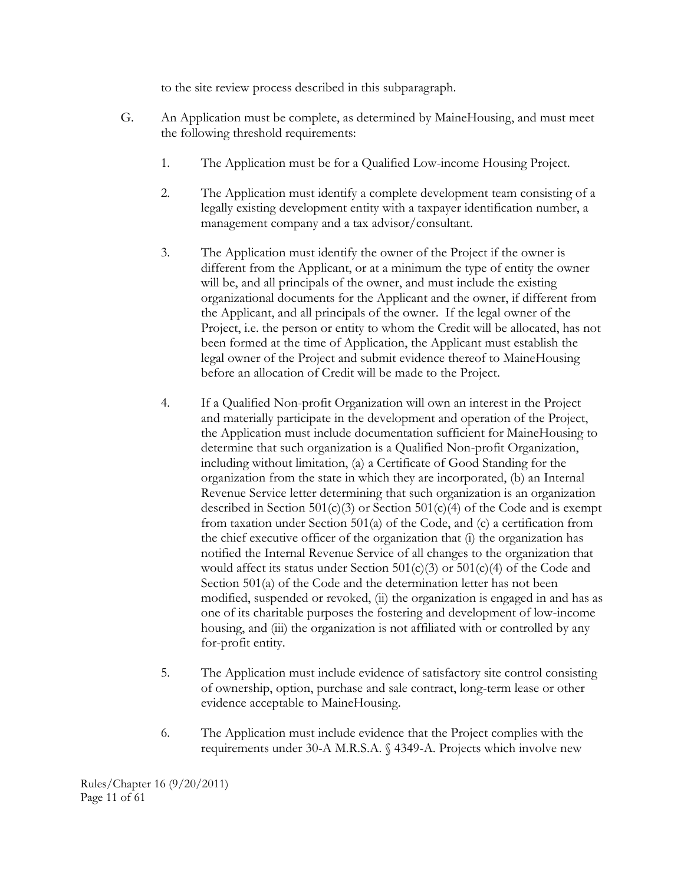to the site review process described in this subparagraph.

G. An Application must be complete, as determined by MaineHousing, and must meet the following threshold requirements:

1. The Application must be for a Qualified Low-income Housing Project.

2. The Application must identify a complete development team consisting of a legally existing development entity with a taxpayer identification number, a management company and a tax advisor/consultant.

3. The Application must identify the owner of the Project if the owner is different from the Applicant, or at a minimum the type of entity the owner will be, and all principals of the owner, and must include the existing organizational documents for the Applicant and the owner, if different from the Applicant, and all principals of the owner. If the legal owner of the Project, i.e. the person or entity to whom the Credit will be allocated, has not been formed at the time of Application, the Applicant must establish the legal owner of the Project and submit evidence thereof to MaineHousing before an allocation of Credit will be made to the Project.

4. If a Qualified Non-profit Organization will own an interest in the Project and materially participate in the development and operation of the Project, the Application must include documentation sufficient for MaineHousing to determine that such organization is a Qualified Non-profit Organization, including without limitation, (a) a Certificate of Good Standing for the organization from the state in which they are incorporated, (b) an Internal Revenue Service letter determining that such organization is an organization described in Section 501(c)(3) or Section 501(c)(4) of the Code and is exempt from taxation under Section 501(a) of the Code, and (c) a certification from the chief executive officer of the organization that (i) the organization has notified the Internal Revenue Service of all changes to the organization that would affect its status under Section 501(c)(3) or 501(c)(4) of the Code and Section 501(a) of the Code and the determination letter has not been modified, suspended or revoked, (ii) the organization is engaged in and has as one of its charitable purposes the fostering and development of low-income housing, and (iii) the organization is not affiliated with or controlled by any for-profit entity.

5. The Application must include evidence of satisfactory site control consisting of ownership, option, purchase and sale contract, long-term lease or other evidence acceptable to MaineHousing.

6. The Application must include evidence that the Project complies with the requirements under 30-A M.R.S.A. § 4349-A. Projects which involve new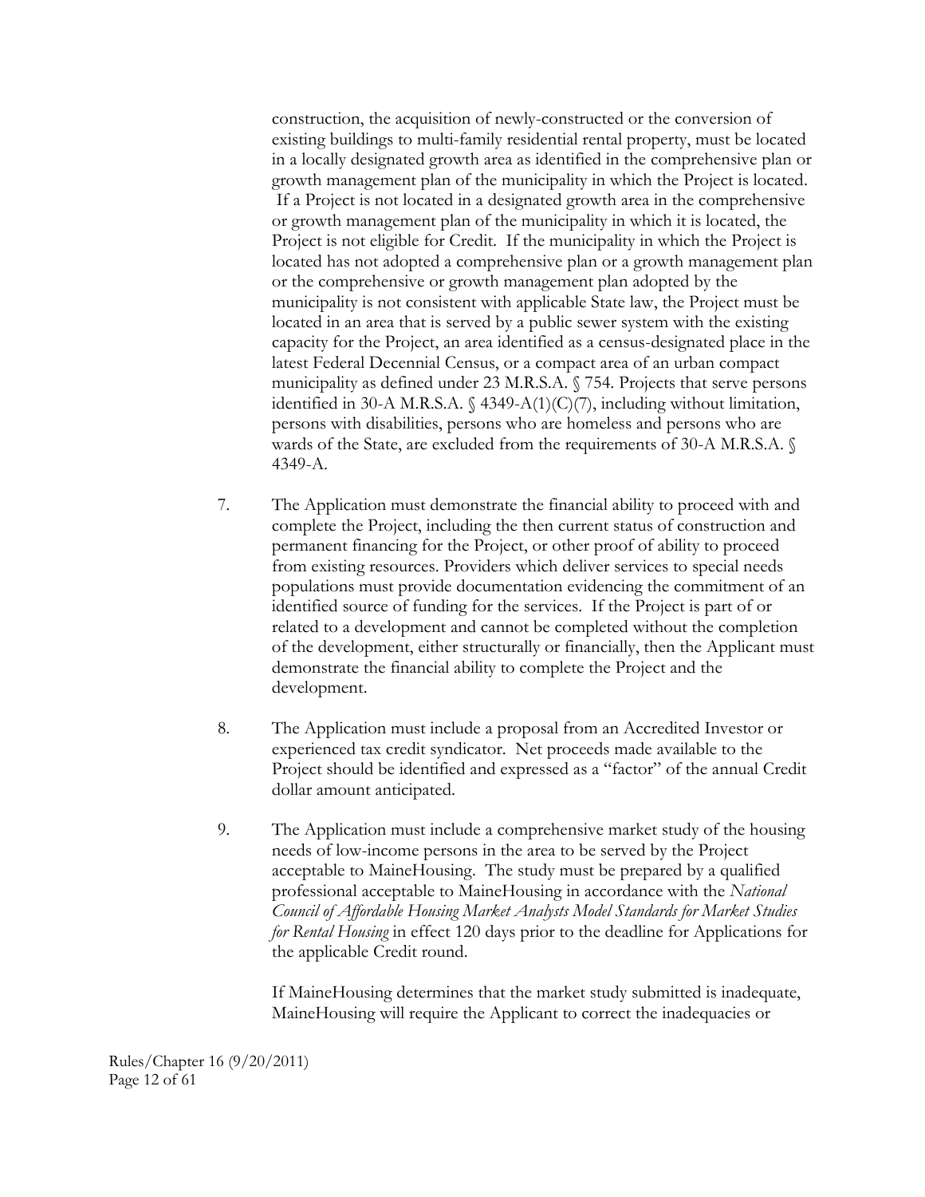construction, the acquisition of newly-constructed or the conversion of existing buildings to multi-family residential rental property, must be located in a locally designated growth area as identified in the comprehensive plan or growth management plan of the municipality in which the Project is located. If a Project is not located in a designated growth area in the comprehensive or growth management plan of the municipality in which it is located, the Project is not eligible for Credit. If the municipality in which the Project is located has not adopted a comprehensive plan or a growth management plan or the comprehensive or growth management plan adopted by the municipality is not consistent with applicable State law, the Project must be located in an area that is served by a public sewer system with the existing capacity for the Project, an area identified as a census-designated place in the latest Federal Decennial Census, or a compact area of an urban compact municipality as defined under 23 M.R.S.A. § 754. Projects that serve persons identified in 30-A M.R.S.A. § 4349-A(1)(C)(7), including without limitation, persons with disabilities, persons who are homeless and persons who are wards of the State, are excluded from the requirements of 30-A M.R.S.A. § 4349-A.

7. The Application must demonstrate the financial ability to proceed with and complete the Project, including the then current status of construction and permanent financing for the Project, or other proof of ability to proceed from existing resources. Providers which deliver services to special needs populations must provide documentation evidencing the commitment of an identified source of funding for the services. If the Project is part of or related to a development and cannot be completed without the completion of the development, either structurally or financially, then the Applicant must demonstrate the financial ability to complete the Project and the development.

8. The Application must include a proposal from an Accredited Investor or experienced tax credit syndicator. Net proceeds made available to the Project should be identified and expressed as a "factor" of the annual Credit dollar amount anticipated.

9. The Application must include a comprehensive market study of the housing needs of low-income persons in the area to be served by the Project acceptable to MaineHousing. The study must be prepared by a qualified professional acceptable to MaineHousing in accordance with the *National Council of Affordable Housing Market Analysts Model Standards for Market Studies for Rental Housing* in effect 120 days prior to the deadline for Applications for the applicable Credit round.

   If MaineHousing determines that the market study submitted is inadequate, MaineHousing will require the Applicant to correct the inadequacies or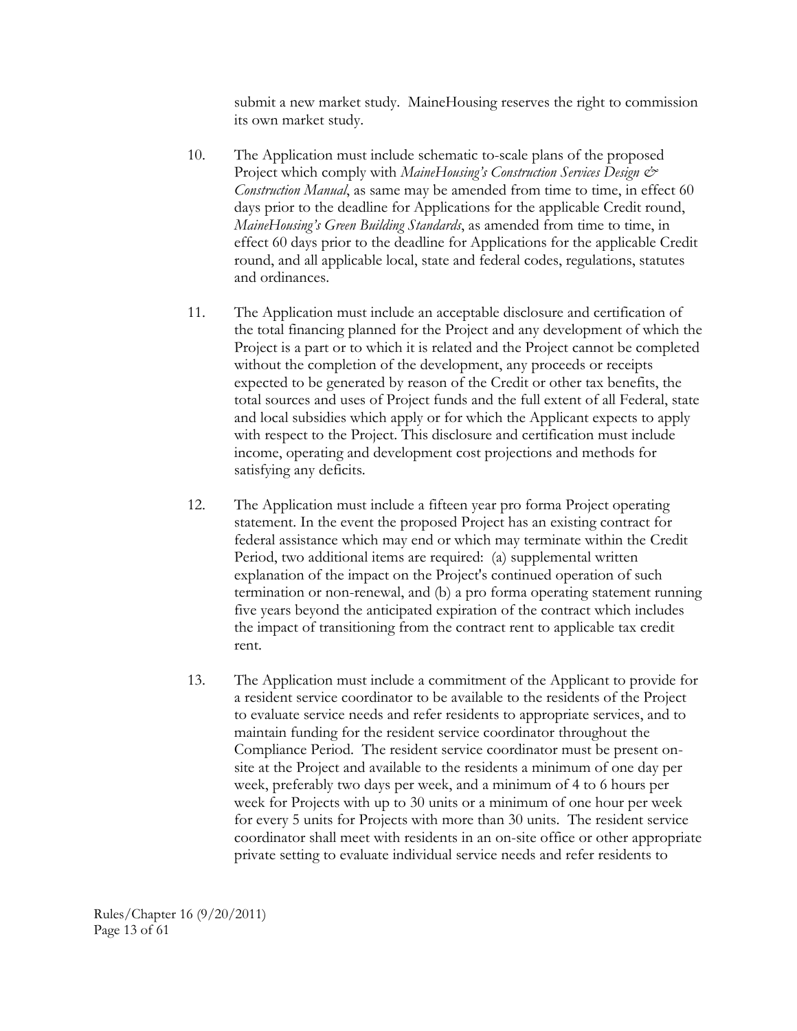submit a new market study. MaineHousing reserves the right to commission its own market study.

10. The Application must include schematic to-scale plans of the proposed Project which comply with *MaineHousing's Construction Services Design & Construction Manual*, as same may be amended from time to time, in effect 60 days prior to the deadline for Applications for the applicable Credit round, *MaineHousing's Green Building Standards*, as amended from time to time, in effect 60 days prior to the deadline for Applications for the applicable Credit round, and all applicable local, state and federal codes, regulations, statutes and ordinances.

11. The Application must include an acceptable disclosure and certification of the total financing planned for the Project and any development of which the Project is a part or to which it is related and the Project cannot be completed without the completion of the development, any proceeds or receipts expected to be generated by reason of the Credit or other tax benefits, the total sources and uses of Project funds and the full extent of all Federal, state and local subsidies which apply or for which the Applicant expects to apply with respect to the Project. This disclosure and certification must include income, operating and development cost projections and methods for satisfying any deficits.

12. The Application must include a fifteen year pro forma Project operating statement. In the event the proposed Project has an existing contract for federal assistance which may end or which may terminate within the Credit Period, two additional items are required: (a) supplemental written explanation of the impact on the Project's continued operation of such termination or non-renewal, and (b) a pro forma operating statement running five years beyond the anticipated expiration of the contract which includes the impact of transitioning from the contract rent to applicable tax credit rent.

13. The Application must include a commitment of the Applicant to provide for a resident service coordinator to be available to the residents of the Project to evaluate service needs and refer residents to appropriate services, and to maintain funding for the resident service coordinator throughout the Compliance Period. The resident service coordinator must be present on-site at the Project and available to the residents a minimum of one day per week, preferably two days per week, and a minimum of 4 to 6 hours per week for Projects with up to 30 units or a minimum of one hour per week for every 5 units for Projects with more than 30 units. The resident service coordinator shall meet with residents in an on-site office or other appropriate private setting to evaluate individual service needs and refer residents to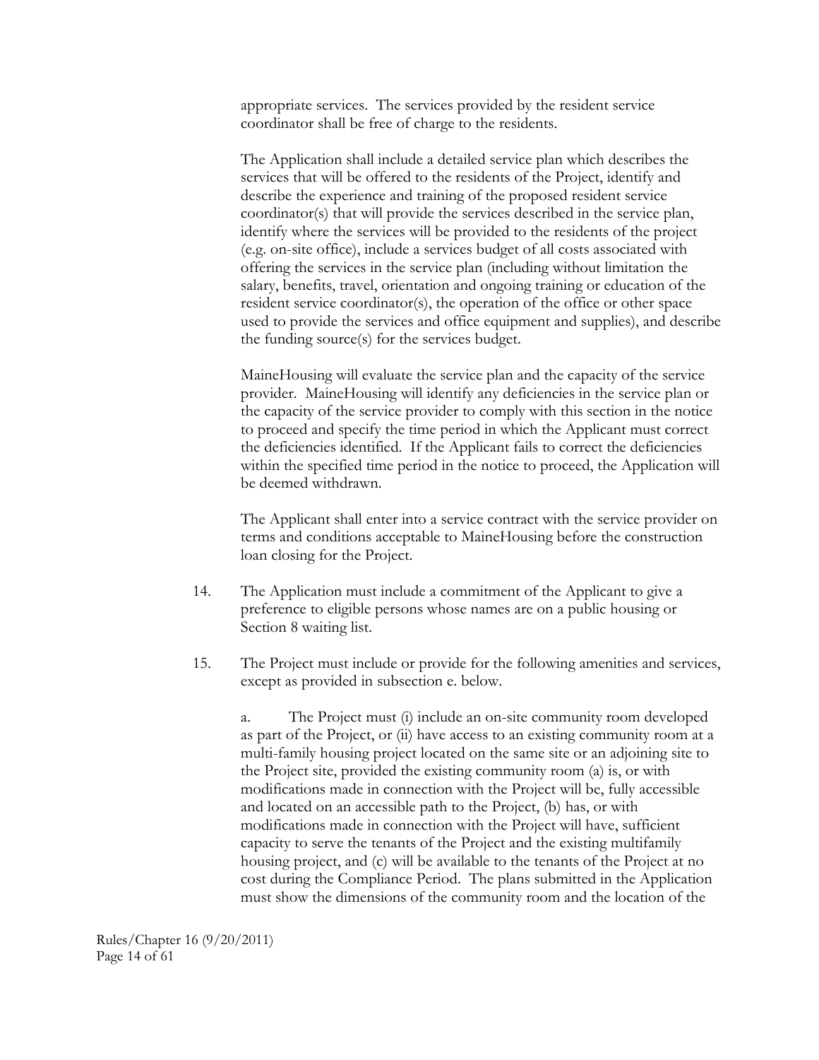appropriate services. The services provided by the resident service coordinator shall be free of charge to the residents.

The Application shall include a detailed service plan which describes the services that will be offered to the residents of the Project, identify and describe the experience and training of the proposed resident service coordinator(s) that will provide the services described in the service plan, identify where the services will be provided to the residents of the project (e.g. on-site office), include a services budget of all costs associated with offering the services in the service plan (including without limitation the salary, benefits, travel, orientation and ongoing training or education of the resident service coordinator(s), the operation of the office or other space used to provide the services and office equipment and supplies), and describe the funding source(s) for the services budget.

MaineHousing will evaluate the service plan and the capacity of the service provider. MaineHousing will identify any deficiencies in the service plan or the capacity of the service provider to comply with this section in the notice to proceed and specify the time period in which the Applicant must correct the deficiencies identified. If the Applicant fails to correct the deficiencies within the specified time period in the notice to proceed, the Application will be deemed withdrawn.

The Applicant shall enter into a service contract with the service provider on terms and conditions acceptable to MaineHousing before the construction loan closing for the Project.

14. The Application must include a commitment of the Applicant to give a preference to eligible persons whose names are on a public housing or Section 8 waiting list.

15. The Project must include or provide for the following amenities and services, except as provided in subsection e. below.

    a. The Project must (i) include an on-site community room developed as part of the Project, or (ii) have access to an existing community room at a multi-family housing project located on the same site or an adjoining site to the Project site, provided the existing community room (a) is, or with modifications made in connection with the Project will be, fully accessible and located on an accessible path to the Project, (b) has, or with modifications made in connection with the Project will have, sufficient capacity to serve the tenants of the Project and the existing multifamily housing project, and (c) will be available to the tenants of the Project at no cost during the Compliance Period. The plans submitted in the Application must show the dimensions of the community room and the location of the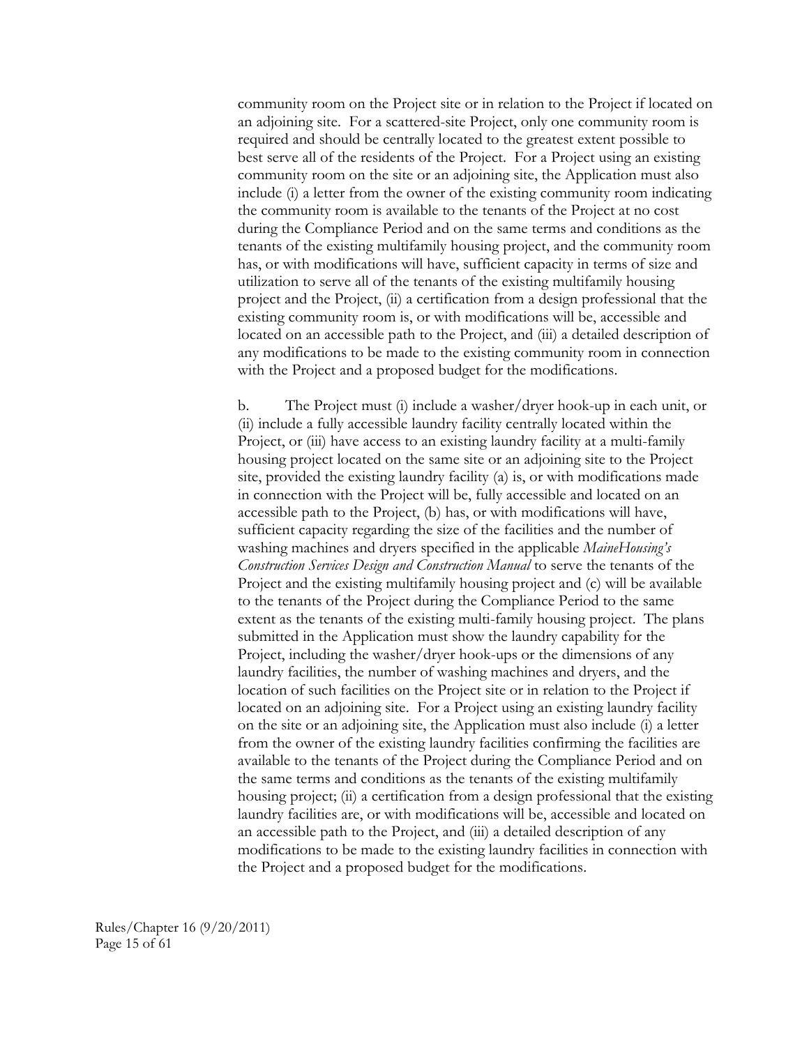community room on the Project site or in relation to the Project if located on an adjoining site. For a scattered-site Project, only one community room is required and should be centrally located to the greatest extent possible to best serve all of the residents of the Project. For a Project using an existing community room on the site or an adjoining site, the Application must also include (i) a letter from the owner of the existing community room indicating the community room is available to the tenants of the Project at no cost during the Compliance Period and on the same terms and conditions as the tenants of the existing multifamily housing project, and the community room has, or with modifications will have, sufficient capacity in terms of size and utilization to serve all of the tenants of the existing multifamily housing project and the Project, (ii) a certification from a design professional that the existing community room is, or with modifications will be, accessible and located on an accessible path to the Project, and (iii) a detailed description of any modifications to be made to the existing community room in connection with the Project and a proposed budget for the modifications.

b. The Project must (i) include a washer/dryer hook-up in each unit, or (ii) include a fully accessible laundry facility centrally located within the Project, or (iii) have access to an existing laundry facility at a multi-family housing project located on the same site or an adjoining site to the Project site, provided the existing laundry facility (a) is, or with modifications made in connection with the Project will be, fully accessible and located on an accessible path to the Project, (b) has, or with modifications will have, sufficient capacity regarding the size of the facilities and the number of washing machines and dryers specified in the applicable *MaineHousing's Construction Services Design and Construction Manual* to serve the tenants of the Project and the existing multifamily housing project and (c) will be available to the tenants of the Project during the Compliance Period to the same extent as the tenants of the existing multi-family housing project. The plans submitted in the Application must show the laundry capability for the Project, including the washer/dryer hook-ups or the dimensions of any laundry facilities, the number of washing machines and dryers, and the location of such facilities on the Project site or in relation to the Project if located on an adjoining site. For a Project using an existing laundry facility on the site or an adjoining site, the Application must also include (i) a letter from the owner of the existing laundry facilities confirming the facilities are available to the tenants of the Project during the Compliance Period and on the same terms and conditions as the tenants of the existing multifamily housing project; (ii) a certification from a design professional that the existing laundry facilities are, or with modifications will be, accessible and located on an accessible path to the Project, and (iii) a detailed description of any modifications to be made to the existing laundry facilities in connection with the Project and a proposed budget for the modifications.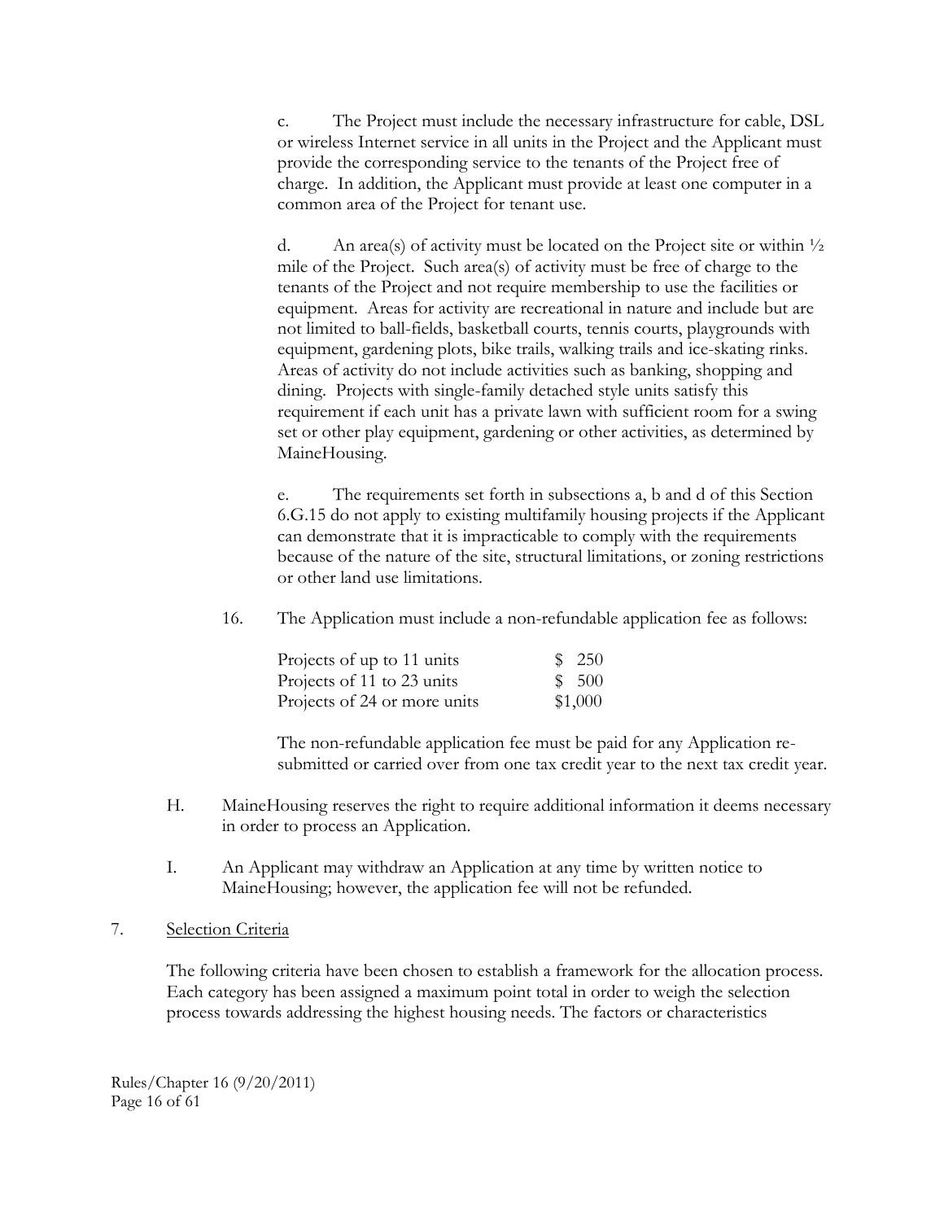c. The Project must include the necessary infrastructure for cable, DSL or wireless Internet service in all units in the Project and the Applicant must provide the corresponding service to the tenants of the Project free of charge. In addition, the Applicant must provide at least one computer in a common area of the Project for tenant use.

d. An area(s) of activity must be located on the Project site or within ½ mile of the Project. Such area(s) of activity must be free of charge to the tenants of the Project and not require membership to use the facilities or equipment. Areas for activity are recreational in nature and include but are not limited to ball-fields, basketball courts, tennis courts, playgrounds with equipment, gardening plots, bike trails, walking trails and ice-skating rinks. Areas of activity do not include activities such as banking, shopping and dining. Projects with single-family detached style units satisfy this requirement if each unit has a private lawn with sufficient room for a swing set or other play equipment, gardening or other activities, as determined by MaineHousing.

e. The requirements set forth in subsections a, b and d of this Section 6.G.15 do not apply to existing multifamily housing projects if the Applicant can demonstrate that it is impracticable to comply with the requirements because of the nature of the site, structural limitations, or zoning restrictions or other land use limitations.

16. The Application must include a non-refundable application fee as follows:

| | |
|---|---|
| Projects of up to 11 units | $ 250 |
| Projects of 11 to 23 units | $ 500 |
| Projects of 24 or more units | $1,000 |

The non-refundable application fee must be paid for any Application re-submitted or carried over from one tax credit year to the next tax credit year.

H. MaineHousing reserves the right to require additional information it deems necessary in order to process an Application.

I. An Applicant may withdraw an Application at any time by written notice to MaineHousing; however, the application fee will not be refunded.

7. Selection Criteria

The following criteria have been chosen to establish a framework for the allocation process. Each category has been assigned a maximum point total in order to weigh the selection process towards addressing the highest housing needs. The factors or characteristics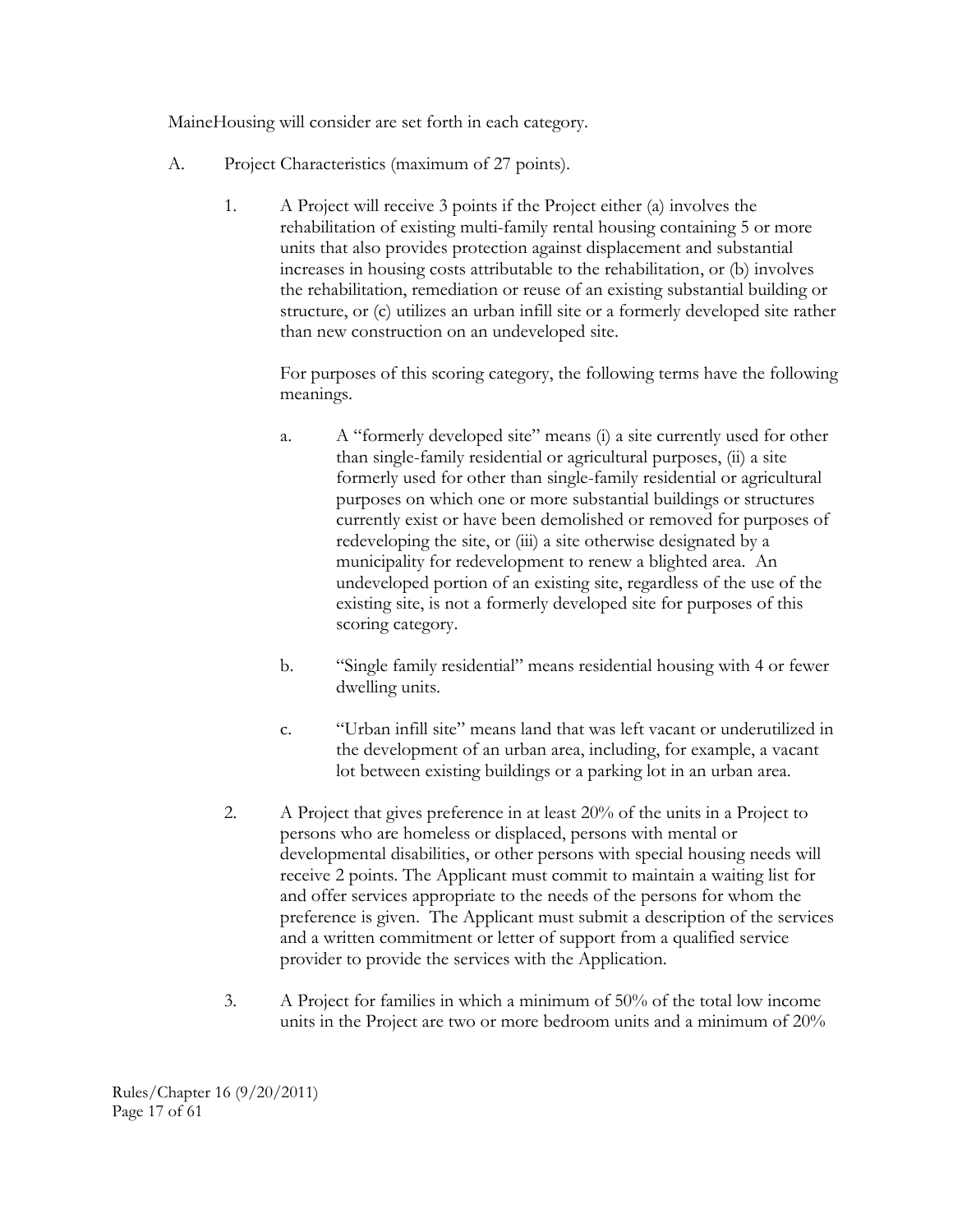MaineHousing will consider are set forth in each category.

A. Project Characteristics (maximum of 27 points).

1. A Project will receive 3 points if the Project either (a) involves the rehabilitation of existing multi-family rental housing containing 5 or more units that also provides protection against displacement and substantial increases in housing costs attributable to the rehabilitation, or (b) involves the rehabilitation, remediation or reuse of an existing substantial building or structure, or (c) utilizes an urban infill site or a formerly developed site rather than new construction on an undeveloped site.

   For purposes of this scoring category, the following terms have the following meanings.

   a. A "formerly developed site" means (i) a site currently used for other than single-family residential or agricultural purposes, (ii) a site formerly used for other than single-family residential or agricultural purposes on which one or more substantial buildings or structures currently exist or have been demolished or removed for purposes of redeveloping the site, or (iii) a site otherwise designated by a municipality for redevelopment to renew a blighted area. An undeveloped portion of an existing site, regardless of the use of the existing site, is not a formerly developed site for purposes of this scoring category.

   b. "Single family residential" means residential housing with 4 or fewer dwelling units.

   c. "Urban infill site" means land that was left vacant or underutilized in the development of an urban area, including, for example, a vacant lot between existing buildings or a parking lot in an urban area.

2. A Project that gives preference in at least 20% of the units in a Project to persons who are homeless or displaced, persons with mental or developmental disabilities, or other persons with special housing needs will receive 2 points. The Applicant must commit to maintain a waiting list for and offer services appropriate to the needs of the persons for whom the preference is given. The Applicant must submit a description of the services and a written commitment or letter of support from a qualified service provider to provide the services with the Application.

3. A Project for families in which a minimum of 50% of the total low income units in the Project are two or more bedroom units and a minimum of 20%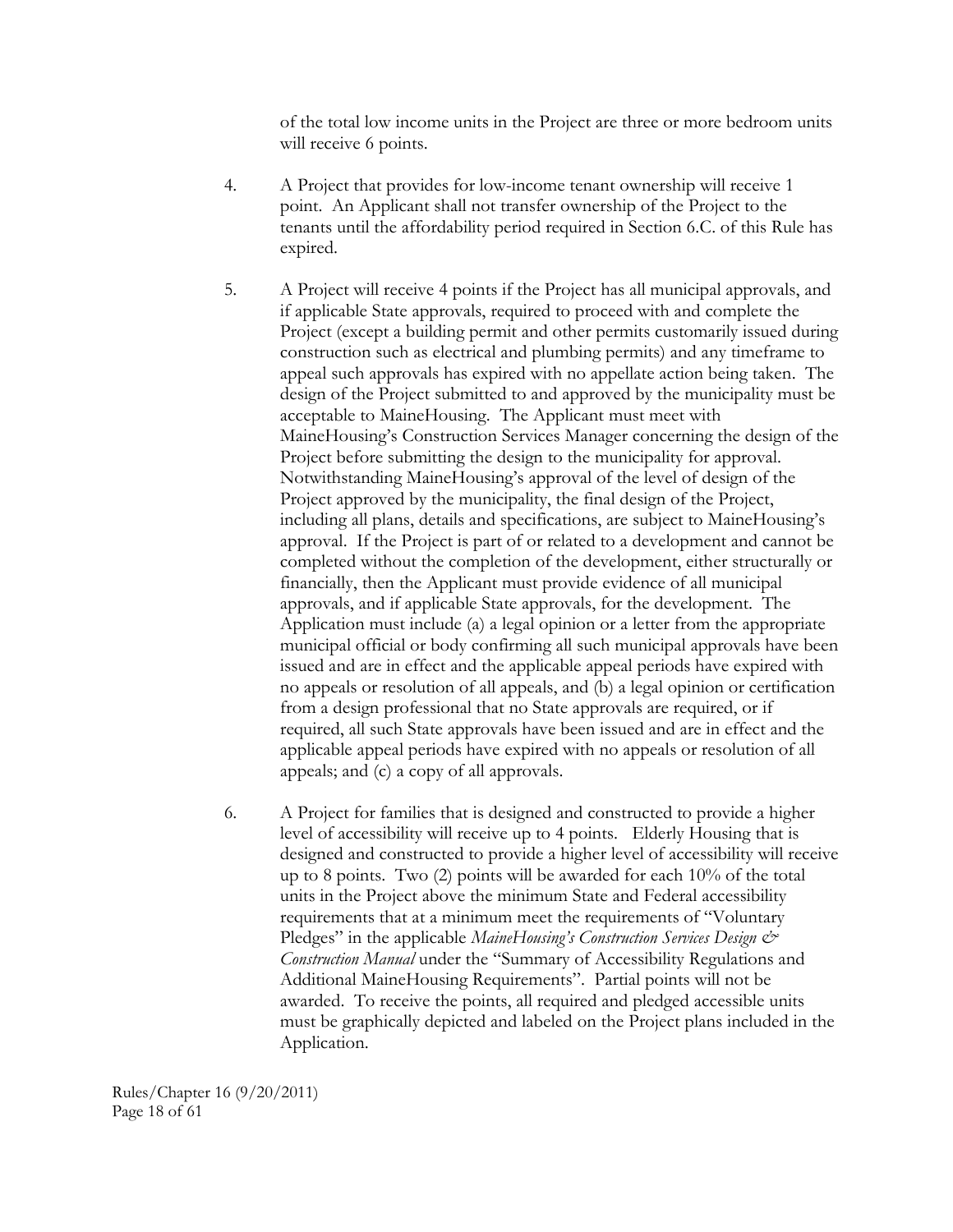of the total low income units in the Project are three or more bedroom units will receive 6 points.

4. A Project that provides for low-income tenant ownership will receive 1 point. An Applicant shall not transfer ownership of the Project to the tenants until the affordability period required in Section 6.C. of this Rule has expired.

5. A Project will receive 4 points if the Project has all municipal approvals, and if applicable State approvals, required to proceed with and complete the Project (except a building permit and other permits customarily issued during construction such as electrical and plumbing permits) and any timeframe to appeal such approvals has expired with no appellate action being taken. The design of the Project submitted to and approved by the municipality must be acceptable to MaineHousing. The Applicant must meet with MaineHousing's Construction Services Manager concerning the design of the Project before submitting the design to the municipality for approval. Notwithstanding MaineHousing's approval of the level of design of the Project approved by the municipality, the final design of the Project, including all plans, details and specifications, are subject to MaineHousing's approval. If the Project is part of or related to a development and cannot be completed without the completion of the development, either structurally or financially, then the Applicant must provide evidence of all municipal approvals, and if applicable State approvals, for the development. The Application must include (a) a legal opinion or a letter from the appropriate municipal official or body confirming all such municipal approvals have been issued and are in effect and the applicable appeal periods have expired with no appeals or resolution of all appeals, and (b) a legal opinion or certification from a design professional that no State approvals are required, or if required, all such State approvals have been issued and are in effect and the applicable appeal periods have expired with no appeals or resolution of all appeals; and (c) a copy of all approvals.

6. A Project for families that is designed and constructed to provide a higher level of accessibility will receive up to 4 points. Elderly Housing that is designed and constructed to provide a higher level of accessibility will receive up to 8 points. Two (2) points will be awarded for each 10% of the total units in the Project above the minimum State and Federal accessibility requirements that at a minimum meet the requirements of "Voluntary Pledges" in the applicable *MaineHousing's Construction Services Design & Construction Manual* under the "Summary of Accessibility Regulations and Additional MaineHousing Requirements". Partial points will not be awarded. To receive the points, all required and pledged accessible units must be graphically depicted and labeled on the Project plans included in the Application.

Rules/Chapter 16 (9/20/2011)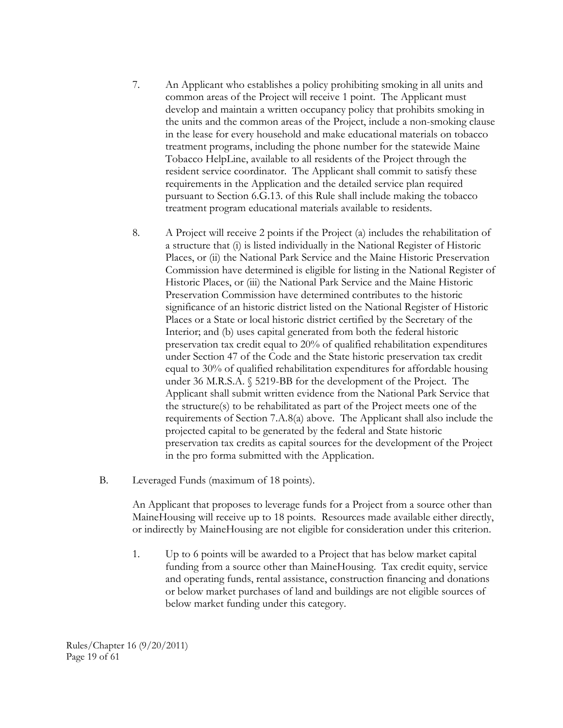7. An Applicant who establishes a policy prohibiting smoking in all units and common areas of the Project will receive 1 point. The Applicant must develop and maintain a written occupancy policy that prohibits smoking in the units and the common areas of the Project, include a non-smoking clause in the lease for every household and make educational materials on tobacco treatment programs, including the phone number for the statewide Maine Tobacco HelpLine, available to all residents of the Project through the resident service coordinator. The Applicant shall commit to satisfy these requirements in the Application and the detailed service plan required pursuant to Section 6.G.13. of this Rule shall include making the tobacco treatment program educational materials available to residents.

8. A Project will receive 2 points if the Project (a) includes the rehabilitation of a structure that (i) is listed individually in the National Register of Historic Places, or (ii) the National Park Service and the Maine Historic Preservation Commission have determined is eligible for listing in the National Register of Historic Places, or (iii) the National Park Service and the Maine Historic Preservation Commission have determined contributes to the historic significance of an historic district listed on the National Register of Historic Places or a State or local historic district certified by the Secretary of the Interior; and (b) uses capital generated from both the federal historic preservation tax credit equal to 20% of qualified rehabilitation expenditures under Section 47 of the Code and the State historic preservation tax credit equal to 30% of qualified rehabilitation expenditures for affordable housing under 36 M.R.S.A. § 5219-BB for the development of the Project. The Applicant shall submit written evidence from the National Park Service that the structure(s) to be rehabilitated as part of the Project meets one of the requirements of Section 7.A.8(a) above. The Applicant shall also include the projected capital to be generated by the federal and State historic preservation tax credits as capital sources for the development of the Project in the pro forma submitted with the Application.

B. Leveraged Funds (maximum of 18 points).

An Applicant that proposes to leverage funds for a Project from a source other than MaineHousing will receive up to 18 points. Resources made available either directly, or indirectly by MaineHousing are not eligible for consideration under this criterion.

1. Up to 6 points will be awarded to a Project that has below market capital funding from a source other than MaineHousing. Tax credit equity, service and operating funds, rental assistance, construction financing and donations or below market purchases of land and buildings are not eligible sources of below market funding under this category.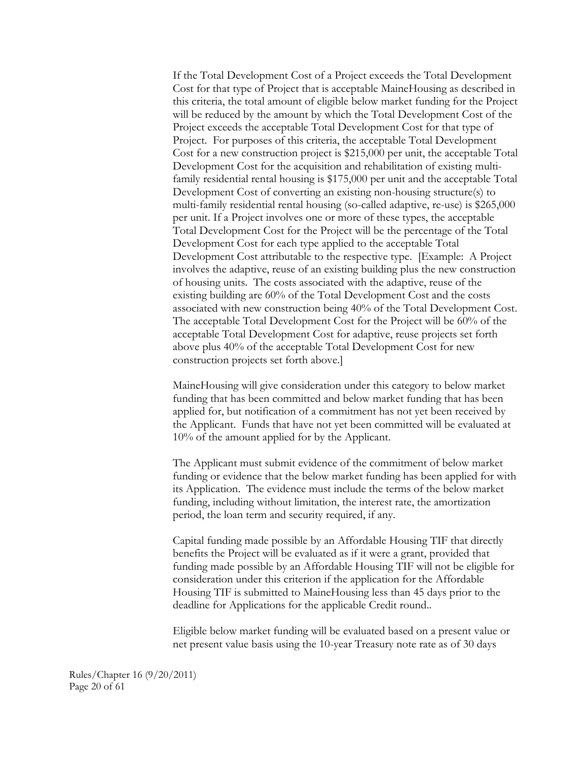If the Total Development Cost of a Project exceeds the Total Development Cost for that type of Project that is acceptable MaineHousing as described in this criteria, the total amount of eligible below market funding for the Project will be reduced by the amount by which the Total Development Cost of the Project exceeds the acceptable Total Development Cost for that type of Project. For purposes of this criteria, the acceptable Total Development Cost for a new construction project is $215,000 per unit, the acceptable Total Development Cost for the acquisition and rehabilitation of existing multi-family residential rental housing is $175,000 per unit and the acceptable Total Development Cost of converting an existing non-housing structure(s) to multi-family residential rental housing (so-called adaptive, re-use) is $265,000 per unit. If a Project involves one or more of these types, the acceptable Total Development Cost for the Project will be the percentage of the Total Development Cost for each type applied to the acceptable Total Development Cost attributable to the respective type. [Example: A Project involves the adaptive, reuse of an existing building plus the new construction of housing units. The costs associated with the adaptive, reuse of the existing building are 60% of the Total Development Cost and the costs associated with new construction being 40% of the Total Development Cost. The acceptable Total Development Cost for the Project will be 60% of the acceptable Total Development Cost for adaptive, reuse projects set forth above plus 40% of the acceptable Total Development Cost for new construction projects set forth above.]

MaineHousing will give consideration under this category to below market funding that has been committed and below market funding that has been applied for, but notification of a commitment has not yet been received by the Applicant. Funds that have not yet been committed will be evaluated at 10% of the amount applied for by the Applicant.

The Applicant must submit evidence of the commitment of below market funding or evidence that the below market funding has been applied for with its Application. The evidence must include the terms of the below market funding, including without limitation, the interest rate, the amortization period, the loan term and security required, if any.

Capital funding made possible by an Affordable Housing TIF that directly benefits the Project will be evaluated as if it were a grant, provided that funding made possible by an Affordable Housing TIF will not be eligible for consideration under this criterion if the application for the Affordable Housing TIF is submitted to MaineHousing less than 45 days prior to the deadline for Applications for the applicable Credit round..

Eligible below market funding will be evaluated based on a present value or net present value basis using the 10-year Treasury note rate as of 30 days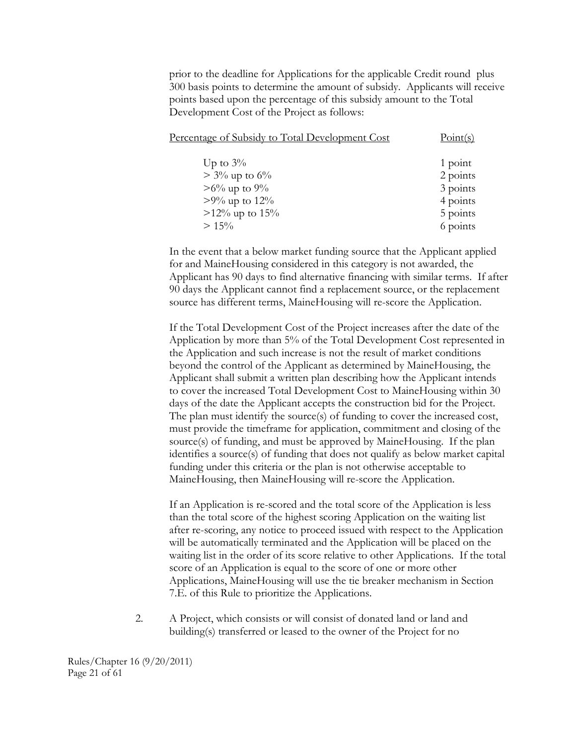prior to the deadline for Applications for the applicable Credit round plus 300 basis points to determine the amount of subsidy. Applicants will receive points based upon the percentage of this subsidy amount to the Total Development Cost of the Project as follows:

| Percentage of Subsidy to Total Development Cost | Point(s) |
|---|---|
| Up to 3% | 1 point |
| > 3% up to 6% | 2 points |
| >6% up to 9% | 3 points |
| >9% up to 12% | 4 points |
| >12% up to 15% | 5 points |
| > 15% | 6 points |

In the event that a below market funding source that the Applicant applied for and MaineHousing considered in this category is not awarded, the Applicant has 90 days to find alternative financing with similar terms. If after 90 days the Applicant cannot find a replacement source, or the replacement source has different terms, MaineHousing will re-score the Application.

If the Total Development Cost of the Project increases after the date of the Application by more than 5% of the Total Development Cost represented in the Application and such increase is not the result of market conditions beyond the control of the Applicant as determined by MaineHousing, the Applicant shall submit a written plan describing how the Applicant intends to cover the increased Total Development Cost to MaineHousing within 30 days of the date the Applicant accepts the construction bid for the Project. The plan must identify the source(s) of funding to cover the increased cost, must provide the timeframe for application, commitment and closing of the source(s) of funding, and must be approved by MaineHousing. If the plan identifies a source(s) of funding that does not qualify as below market capital funding under this criteria or the plan is not otherwise acceptable to MaineHousing, then MaineHousing will re-score the Application.

If an Application is re-scored and the total score of the Application is less than the total score of the highest scoring Application on the waiting list after re-scoring, any notice to proceed issued with respect to the Application will be automatically terminated and the Application will be placed on the waiting list in the order of its score relative to other Applications. If the total score of an Application is equal to the score of one or more other Applications, MaineHousing will use the tie breaker mechanism in Section 7.E. of this Rule to prioritize the Applications.

2. A Project, which consists or will consist of donated land or land and building(s) transferred or leased to the owner of the Project for no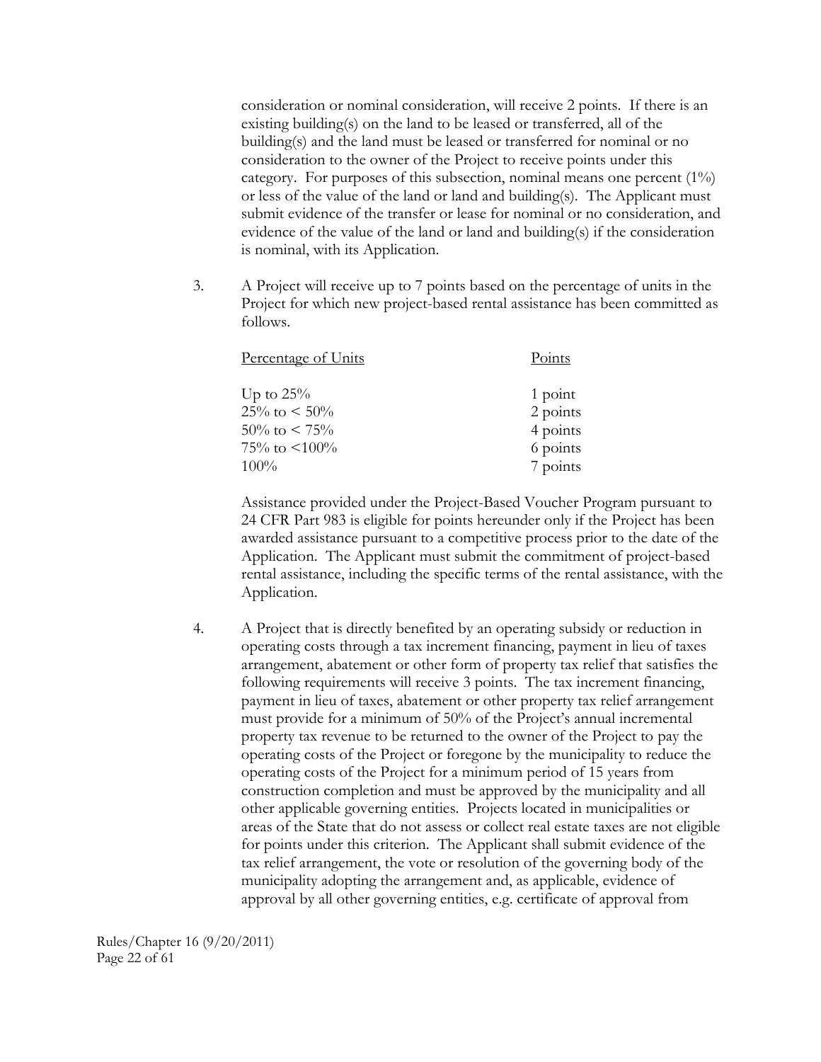consideration or nominal consideration, will receive 2 points. If there is an existing building(s) on the land to be leased or transferred, all of the building(s) and the land must be leased or transferred for nominal or no consideration to the owner of the Project to receive points under this category. For purposes of this subsection, nominal means one percent (1%) or less of the value of the land or land and building(s). The Applicant must submit evidence of the transfer or lease for nominal or no consideration, and evidence of the value of the land or land and building(s) if the consideration is nominal, with its Application.

3. A Project will receive up to 7 points based on the percentage of units in the Project for which new project-based rental assistance has been committed as follows.

| Percentage of Units | Points |
|---|---|
| Up to 25% | 1 point |
| 25% to < 50% | 2 points |
| 50% to < 75% | 4 points |
| 75% to <100% | 6 points |
| 100% | 7 points |

Assistance provided under the Project-Based Voucher Program pursuant to 24 CFR Part 983 is eligible for points hereunder only if the Project has been awarded assistance pursuant to a competitive process prior to the date of the Application. The Applicant must submit the commitment of project-based rental assistance, including the specific terms of the rental assistance, with the Application.

4. A Project that is directly benefited by an operating subsidy or reduction in operating costs through a tax increment financing, payment in lieu of taxes arrangement, abatement or other form of property tax relief that satisfies the following requirements will receive 3 points. The tax increment financing, payment in lieu of taxes, abatement or other property tax relief arrangement must provide for a minimum of 50% of the Project's annual incremental property tax revenue to be returned to the owner of the Project to pay the operating costs of the Project or foregone by the municipality to reduce the operating costs of the Project for a minimum period of 15 years from construction completion and must be approved by the municipality and all other applicable governing entities. Projects located in municipalities or areas of the State that do not assess or collect real estate taxes are not eligible for points under this criterion. The Applicant shall submit evidence of the tax relief arrangement, the vote or resolution of the governing body of the municipality adopting the arrangement and, as applicable, evidence of approval by all other governing entities, e.g. certificate of approval from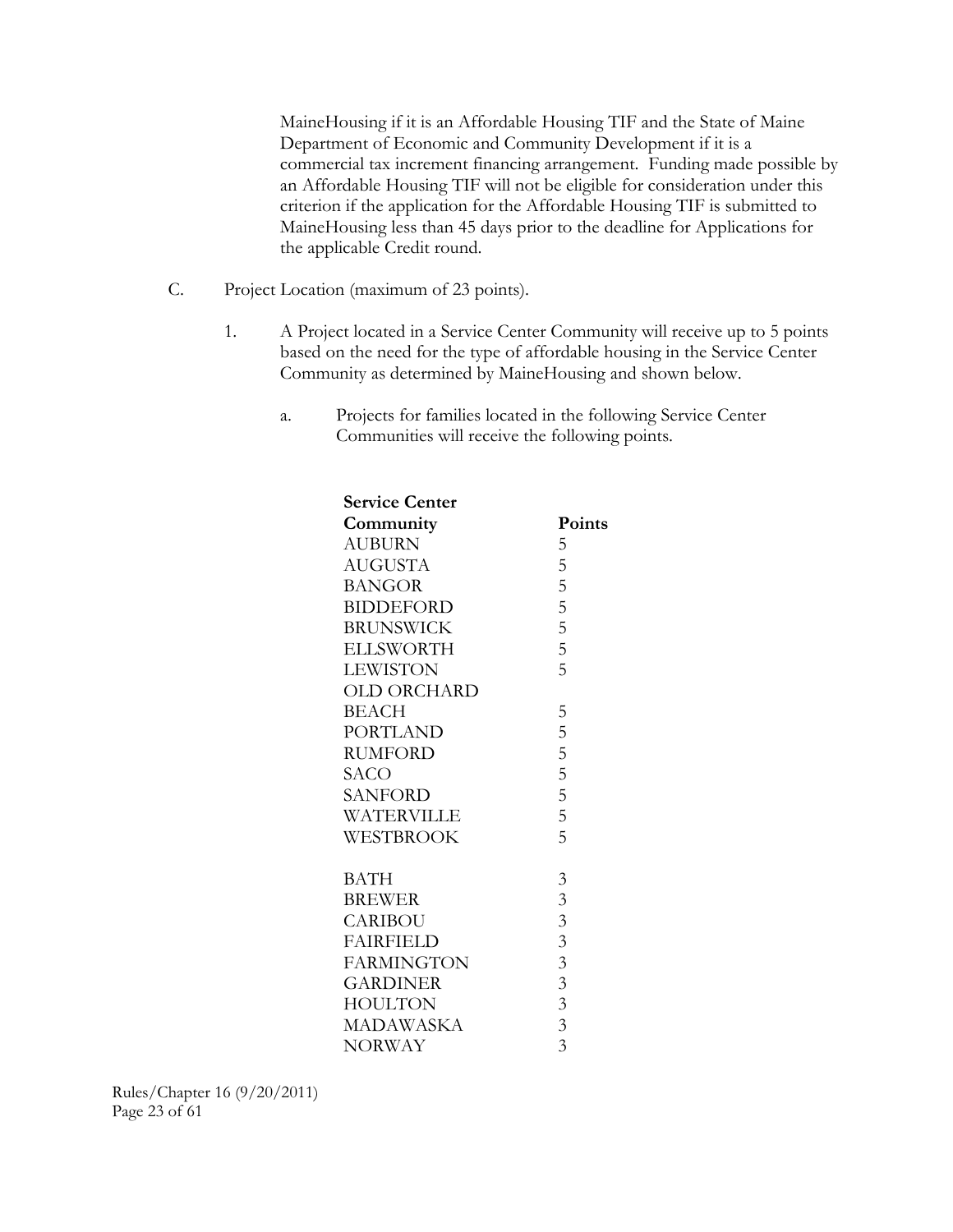MaineHousing if it is an Affordable Housing TIF and the State of Maine Department of Economic and Community Development if it is a commercial tax increment financing arrangement. Funding made possible by an Affordable Housing TIF will not be eligible for consideration under this criterion if the application for the Affordable Housing TIF is submitted to MaineHousing less than 45 days prior to the deadline for Applications for the applicable Credit round.

C. Project Location (maximum of 23 points).

1. A Project located in a Service Center Community will receive up to 5 points based on the need for the type of affordable housing in the Service Center Community as determined by MaineHousing and shown below.

a. Projects for families located in the following Service Center Communities will receive the following points.

| Service Center Community | Points |
|---|---|
| AUBURN | 5 |
| AUGUSTA | 5 |
| BANGOR | 5 |
| BIDDEFORD | 5 |
| BRUNSWICK | 5 |
| ELLSWORTH | 5 |
| LEWISTON | 5 |
| OLD ORCHARD BEACH | 5 |
| PORTLAND | 5 |
| RUMFORD | 5 |
| SACO | 5 |
| SANFORD | 5 |
| WATERVILLE | 5 |
| WESTBROOK | 5 |
| | |
| BATH | 3 |
| BREWER | 3 |
| CARIBOU | 3 |
| FAIRFIELD | 3 |
| FARMINGTON | 3 |
| GARDINER | 3 |
| HOULTON | 3 |
| MADAWASKA | 3 |
| NORWAY | 3 |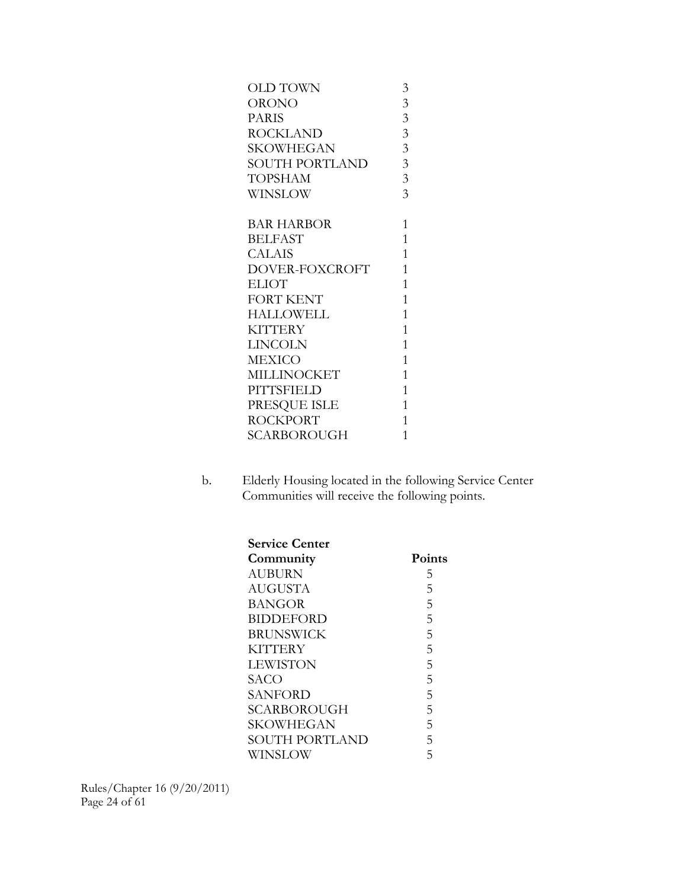| | |
|---|---|
| OLD TOWN | 3 |
| ORONO | 3 |
| PARIS | 3 |
| ROCKLAND | 3 |
| SKOWHEGAN | 3 |
| SOUTH PORTLAND | 3 |
| TOPSHAM | 3 |
| WINSLOW | 3 |
| | |
| BAR HARBOR | 1 |
| BELFAST | 1 |
| CALAIS | 1 |
| DOVER-FOXCROFT | 1 |
| ELIOT | 1 |
| FORT KENT | 1 |
| HALLOWELL | 1 |
| KITTERY | 1 |
| LINCOLN | 1 |
| MEXICO | 1 |
| MILLINOCKET | 1 |
| PITTSFIELD | 1 |
| PRESQUE ISLE | 1 |
| ROCKPORT | 1 |
| SCARBOROUGH | 1 |

b. Elderly Housing located in the following Service Center Communities will receive the following points.

| Service Center Community | Points |
|---|---|
| AUBURN | 5 |
| AUGUSTA | 5 |
| BANGOR | 5 |
| BIDDEFORD | 5 |
| BRUNSWICK | 5 |
| KITTERY | 5 |
| LEWISTON | 5 |
| SACO | 5 |
| SANFORD | 5 |
| SCARBOROUGH | 5 |
| SKOWHEGAN | 5 |
| SOUTH PORTLAND | 5 |
| WINSLOW | 5 |

Rules/Chapter 16 (9/20/2011)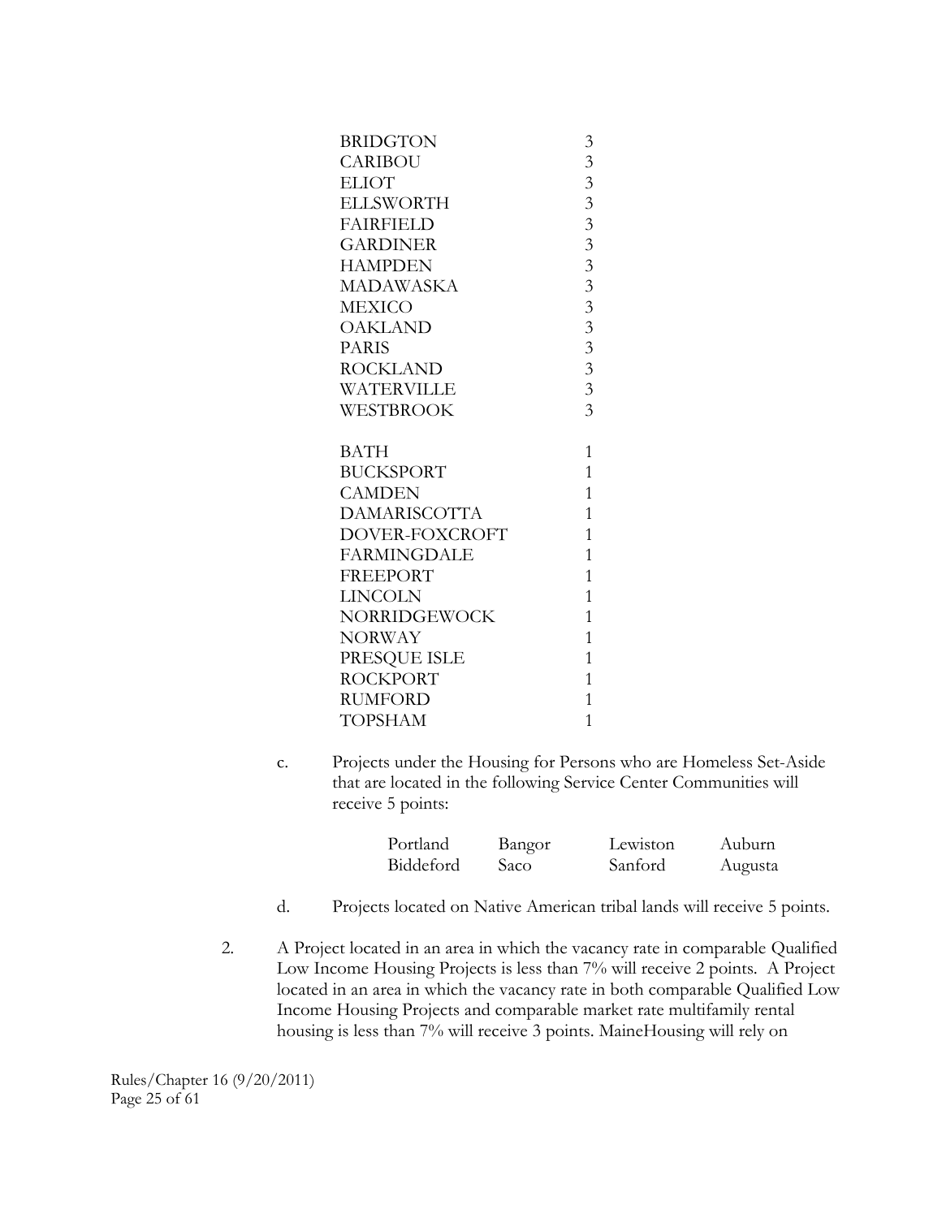| | |
|---|---|
| BRIDGTON | 3 |
| CARIBOU | 3 |
| ELIOT | 3 |
| ELLSWORTH | 3 |
| FAIRFIELD | 3 |
| GARDINER | 3 |
| HAMPDEN | 3 |
| MADAWASKA | 3 |
| MEXICO | 3 |
| OAKLAND | 3 |
| PARIS | 3 |
| ROCKLAND | 3 |
| WATERVILLE | 3 |
| WESTBROOK | 3 |
| | |
| BATH | 1 |
| BUCKSPORT | 1 |
| CAMDEN | 1 |
| DAMARISCOTTA | 1 |
| DOVER-FOXCROFT | 1 |
| FARMINGDALE | 1 |
| FREEPORT | 1 |
| LINCOLN | 1 |
| NORRIDGEWOCK | 1 |
| NORWAY | 1 |
| PRESQUE ISLE | 1 |
| ROCKPORT | 1 |
| RUMFORD | 1 |
| TOPSHAM | 1 |

c. Projects under the Housing for Persons who are Homeless Set-Aside that are located in the following Service Center Communities will receive 5 points:

| | | | |
|---|---|---|---|
| Portland | Bangor | Lewiston | Auburn |
| Biddeford | Saco | Sanford | Augusta |

d. Projects located on Native American tribal lands will receive 5 points.

2. A Project located in an area in which the vacancy rate in comparable Qualified Low Income Housing Projects is less than 7% will receive 2 points. A Project located in an area in which the vacancy rate in both comparable Qualified Low Income Housing Projects and comparable market rate multifamily rental housing is less than 7% will receive 3 points. MaineHousing will rely on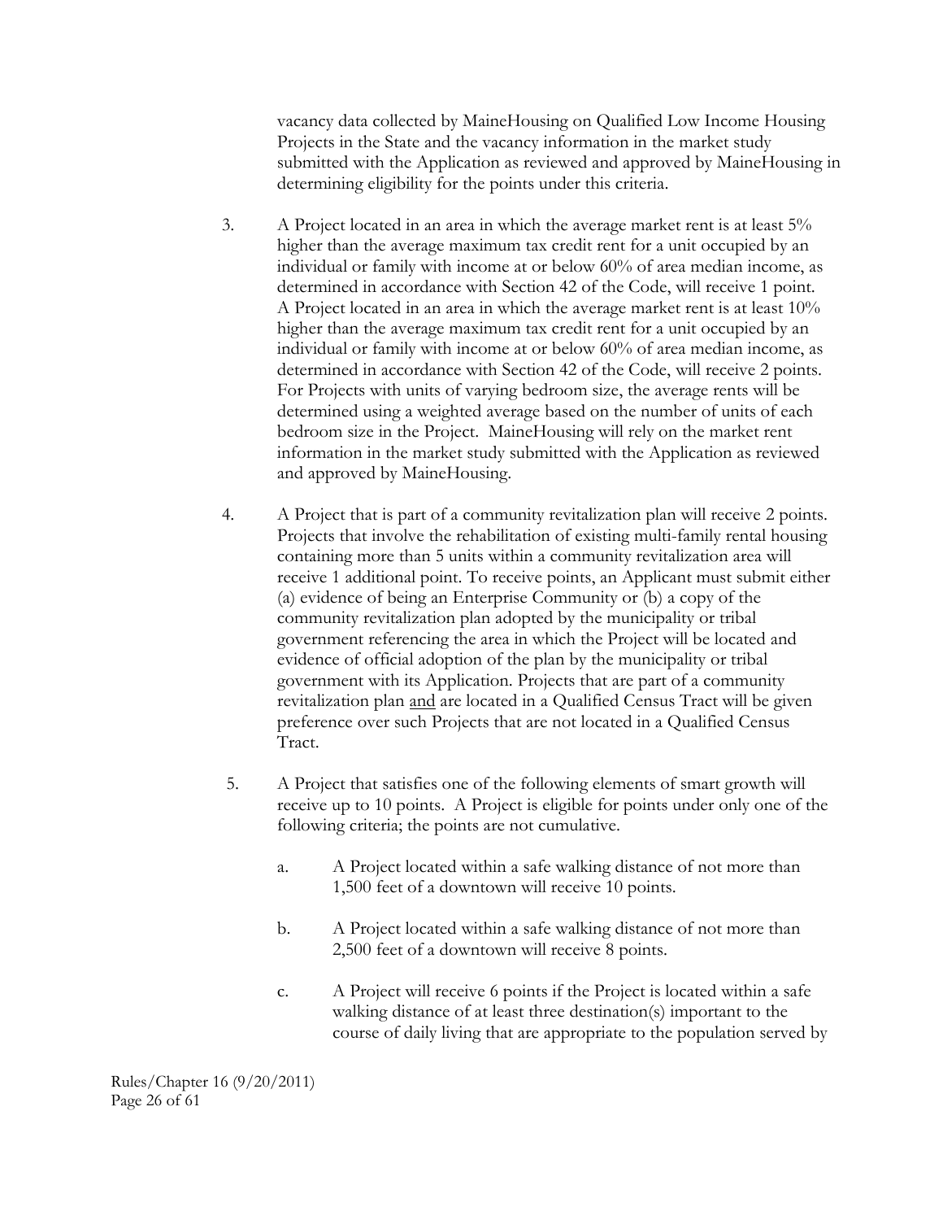vacancy data collected by MaineHousing on Qualified Low Income Housing Projects in the State and the vacancy information in the market study submitted with the Application as reviewed and approved by MaineHousing in determining eligibility for the points under this criteria.

3. A Project located in an area in which the average market rent is at least 5% higher than the average maximum tax credit rent for a unit occupied by an individual or family with income at or below 60% of area median income, as determined in accordance with Section 42 of the Code, will receive 1 point. A Project located in an area in which the average market rent is at least 10% higher than the average maximum tax credit rent for a unit occupied by an individual or family with income at or below 60% of area median income, as determined in accordance with Section 42 of the Code, will receive 2 points. For Projects with units of varying bedroom size, the average rents will be determined using a weighted average based on the number of units of each bedroom size in the Project. MaineHousing will rely on the market rent information in the market study submitted with the Application as reviewed and approved by MaineHousing.

4. A Project that is part of a community revitalization plan will receive 2 points. Projects that involve the rehabilitation of existing multi-family rental housing containing more than 5 units within a community revitalization area will receive 1 additional point. To receive points, an Applicant must submit either (a) evidence of being an Enterprise Community or (b) a copy of the community revitalization plan adopted by the municipality or tribal government referencing the area in which the Project will be located and evidence of official adoption of the plan by the municipality or tribal government with its Application. Projects that are part of a community revitalization plan <u>and</u> are located in a Qualified Census Tract will be given preference over such Projects that are not located in a Qualified Census Tract.

5. A Project that satisfies one of the following elements of smart growth will receive up to 10 points. A Project is eligible for points under only one of the following criteria; the points are not cumulative.

   a. A Project located within a safe walking distance of not more than 1,500 feet of a downtown will receive 10 points.

   b. A Project located within a safe walking distance of not more than 2,500 feet of a downtown will receive 8 points.

   c. A Project will receive 6 points if the Project is located within a safe walking distance of at least three destination(s) important to the course of daily living that are appropriate to the population served by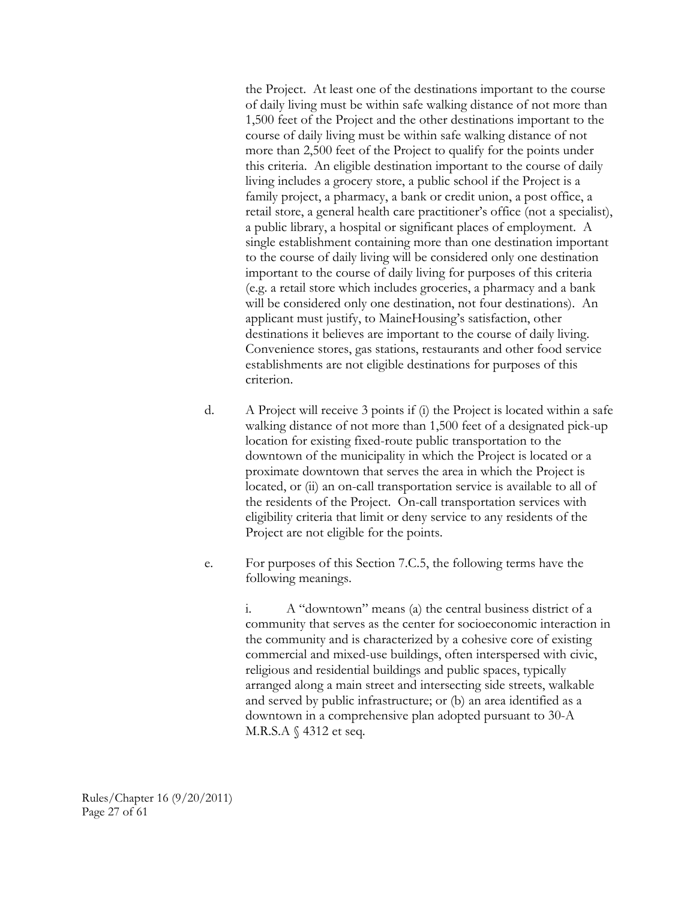the Project. At least one of the destinations important to the course of daily living must be within safe walking distance of not more than 1,500 feet of the Project and the other destinations important to the course of daily living must be within safe walking distance of not more than 2,500 feet of the Project to qualify for the points under this criteria. An eligible destination important to the course of daily living includes a grocery store, a public school if the Project is a family project, a pharmacy, a bank or credit union, a post office, a retail store, a general health care practitioner's office (not a specialist), a public library, a hospital or significant places of employment. A single establishment containing more than one destination important to the course of daily living will be considered only one destination important to the course of daily living for purposes of this criteria (e.g. a retail store which includes groceries, a pharmacy and a bank will be considered only one destination, not four destinations). An applicant must justify, to MaineHousing's satisfaction, other destinations it believes are important to the course of daily living. Convenience stores, gas stations, restaurants and other food service establishments are not eligible destinations for purposes of this criterion.

d. A Project will receive 3 points if (i) the Project is located within a safe walking distance of not more than 1,500 feet of a designated pick-up location for existing fixed-route public transportation to the downtown of the municipality in which the Project is located or a proximate downtown that serves the area in which the Project is located, or (ii) an on-call transportation service is available to all of the residents of the Project. On-call transportation services with eligibility criteria that limit or deny service to any residents of the Project are not eligible for the points.

e. For purposes of this Section 7.C.5, the following terms have the following meanings.

i. A "downtown" means (a) the central business district of a community that serves as the center for socioeconomic interaction in the community and is characterized by a cohesive core of existing commercial and mixed-use buildings, often interspersed with civic, religious and residential buildings and public spaces, typically arranged along a main street and intersecting side streets, walkable and served by public infrastructure; or (b) an area identified as a downtown in a comprehensive plan adopted pursuant to 30-A M.R.S.A § 4312 et seq.

Rules/Chapter 16 (9/20/2011)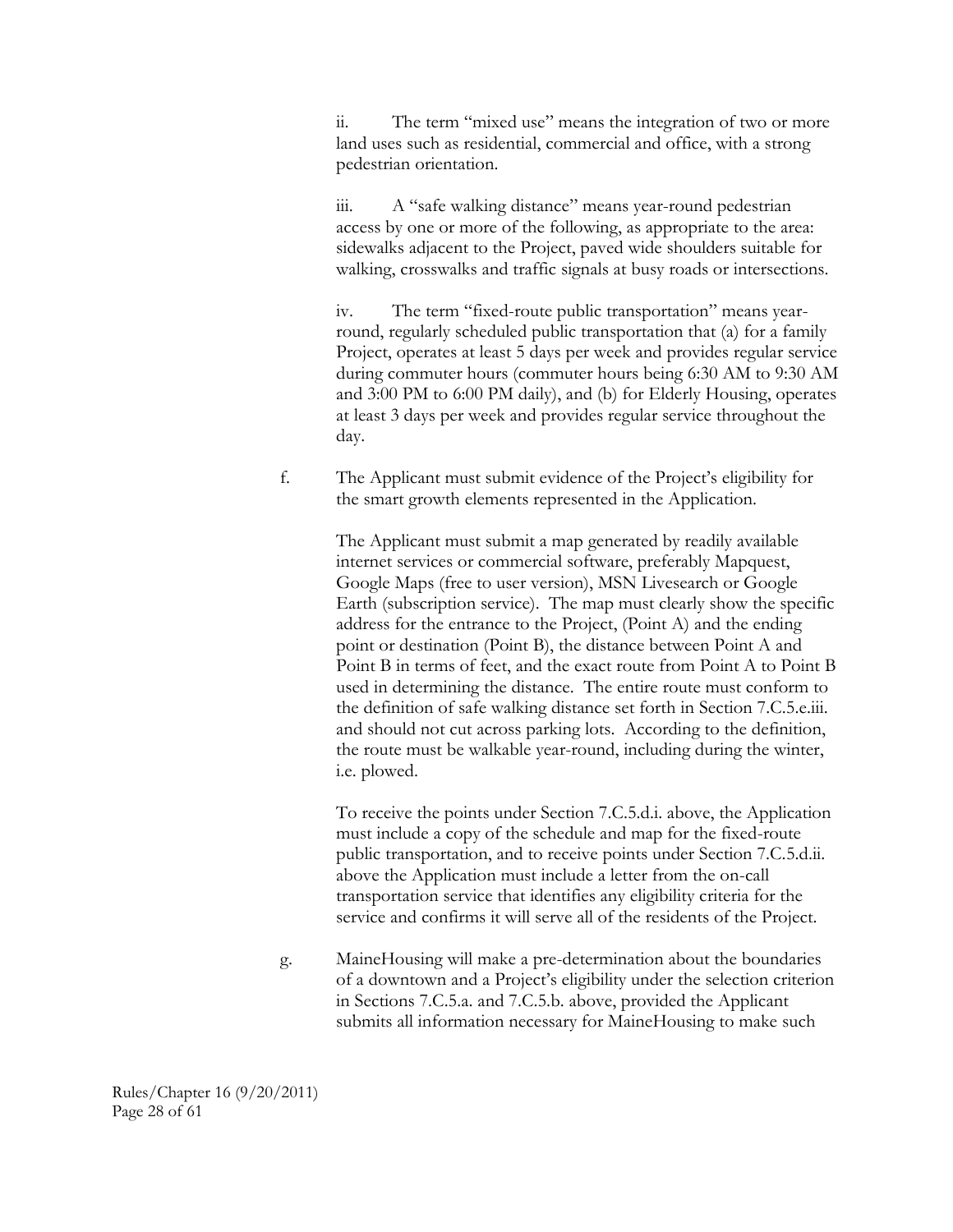ii. The term "mixed use" means the integration of two or more land uses such as residential, commercial and office, with a strong pedestrian orientation.

iii. A "safe walking distance" means year-round pedestrian access by one or more of the following, as appropriate to the area: sidewalks adjacent to the Project, paved wide shoulders suitable for walking, crosswalks and traffic signals at busy roads or intersections.

iv. The term "fixed-route public transportation" means year-round, regularly scheduled public transportation that (a) for a family Project, operates at least 5 days per week and provides regular service during commuter hours (commuter hours being 6:30 AM to 9:30 AM and 3:00 PM to 6:00 PM daily), and (b) for Elderly Housing, operates at least 3 days per week and provides regular service throughout the day.

f. The Applicant must submit evidence of the Project's eligibility for the smart growth elements represented in the Application.

The Applicant must submit a map generated by readily available internet services or commercial software, preferably Mapquest, Google Maps (free to user version), MSN Livesearch or Google Earth (subscription service). The map must clearly show the specific address for the entrance to the Project, (Point A) and the ending point or destination (Point B), the distance between Point A and Point B in terms of feet, and the exact route from Point A to Point B used in determining the distance. The entire route must conform to the definition of safe walking distance set forth in Section 7.C.5.e.iii. and should not cut across parking lots. According to the definition, the route must be walkable year-round, including during the winter, i.e. plowed.

To receive the points under Section 7.C.5.d.i. above, the Application must include a copy of the schedule and map for the fixed-route public transportation, and to receive points under Section 7.C.5.d.ii. above the Application must include a letter from the on-call transportation service that identifies any eligibility criteria for the service and confirms it will serve all of the residents of the Project.

g. MaineHousing will make a pre-determination about the boundaries of a downtown and a Project's eligibility under the selection criterion in Sections 7.C.5.a. and 7.C.5.b. above, provided the Applicant submits all information necessary for MaineHousing to make such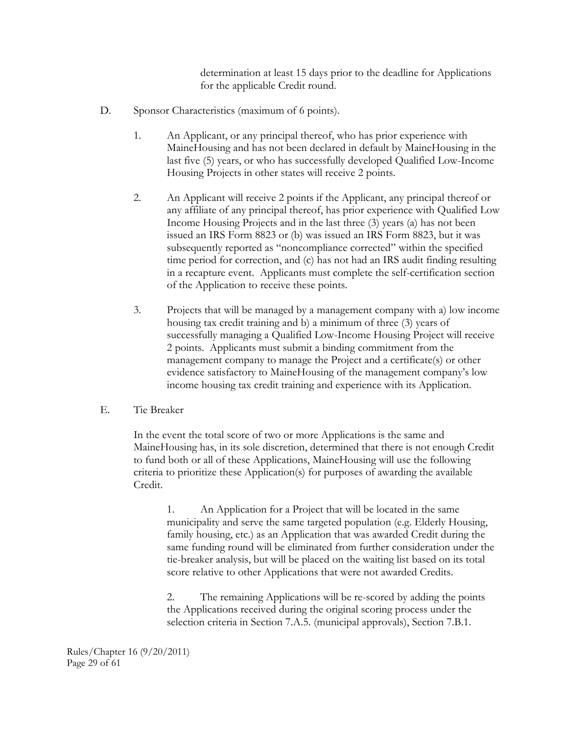determination at least 15 days prior to the deadline for Applications for the applicable Credit round.

D. Sponsor Characteristics (maximum of 6 points).

1. An Applicant, or any principal thereof, who has prior experience with MaineHousing and has not been declared in default by MaineHousing in the last five (5) years, or who has successfully developed Qualified Low-Income Housing Projects in other states will receive 2 points.

2. An Applicant will receive 2 points if the Applicant, any principal thereof or any affiliate of any principal thereof, has prior experience with Qualified Low Income Housing Projects and in the last three (3) years (a) has not been issued an IRS Form 8823 or (b) was issued an IRS Form 8823, but it was subsequently reported as "noncompliance corrected" within the specified time period for correction, and (c) has not had an IRS audit finding resulting in a recapture event. Applicants must complete the self-certification section of the Application to receive these points.

3. Projects that will be managed by a management company with a) low income housing tax credit training and b) a minimum of three (3) years of successfully managing a Qualified Low-Income Housing Project will receive 2 points. Applicants must submit a binding commitment from the management company to manage the Project and a certificate(s) or other evidence satisfactory to MaineHousing of the management company's low income housing tax credit training and experience with its Application.

E. Tie Breaker

In the event the total score of two or more Applications is the same and MaineHousing has, in its sole discretion, determined that there is not enough Credit to fund both or all of these Applications, MaineHousing will use the following criteria to prioritize these Application(s) for purposes of awarding the available Credit.

1. An Application for a Project that will be located in the same municipality and serve the same targeted population (e.g. Elderly Housing, family housing, etc.) as an Application that was awarded Credit during the same funding round will be eliminated from further consideration under the tie-breaker analysis, but will be placed on the waiting list based on its total score relative to other Applications that were not awarded Credits.

2. The remaining Applications will be re-scored by adding the points the Applications received during the original scoring process under the selection criteria in Section 7.A.5. (municipal approvals), Section 7.B.1.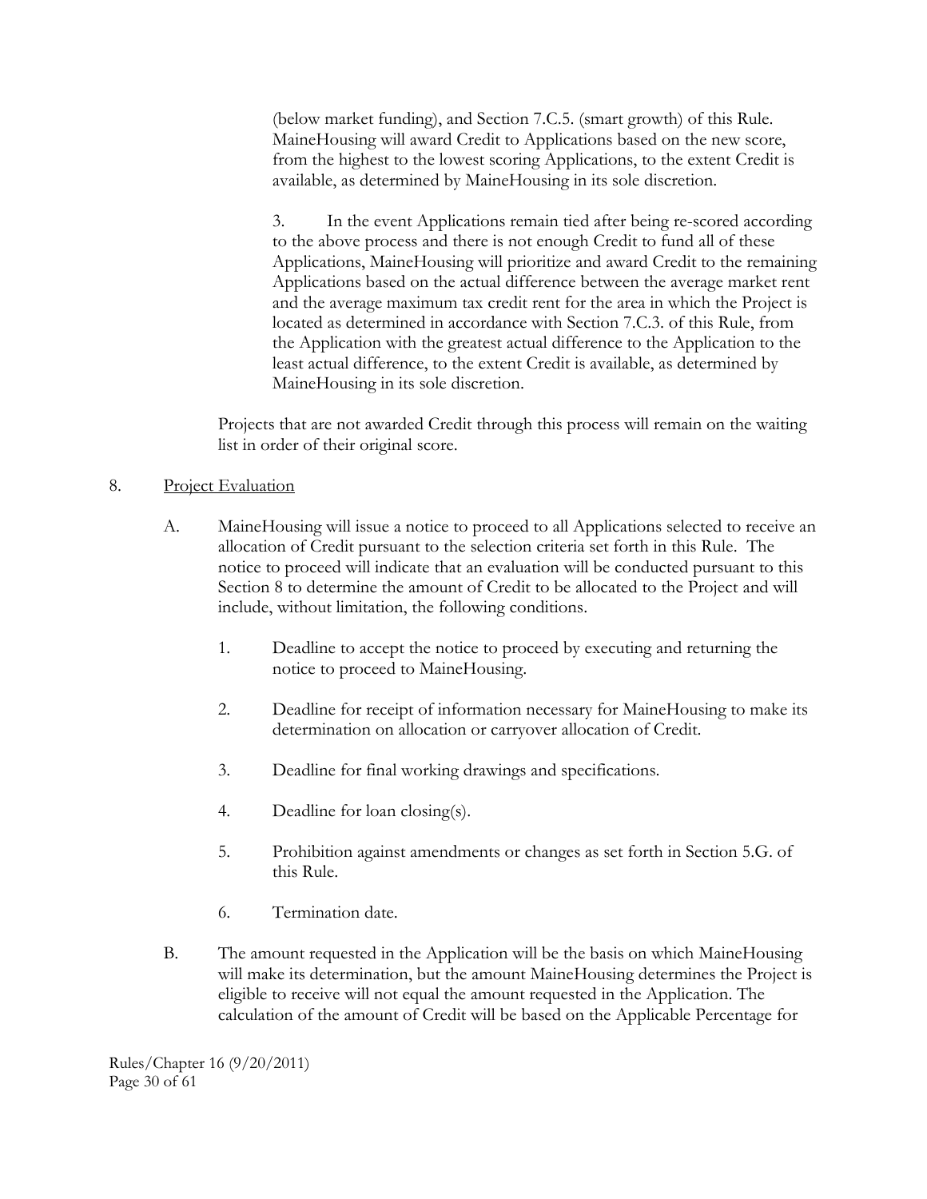(below market funding), and Section 7.C.5. (smart growth) of this Rule. MaineHousing will award Credit to Applications based on the new score, from the highest to the lowest scoring Applications, to the extent Credit is available, as determined by MaineHousing in its sole discretion.

3. In the event Applications remain tied after being re-scored according to the above process and there is not enough Credit to fund all of these Applications, MaineHousing will prioritize and award Credit to the remaining Applications based on the actual difference between the average market rent and the average maximum tax credit rent for the area in which the Project is located as determined in accordance with Section 7.C.3. of this Rule, from the Application with the greatest actual difference to the Application to the least actual difference, to the extent Credit is available, as determined by MaineHousing in its sole discretion.

Projects that are not awarded Credit through this process will remain on the waiting list in order of their original score.

8. Project Evaluation

A. MaineHousing will issue a notice to proceed to all Applications selected to receive an allocation of Credit pursuant to the selection criteria set forth in this Rule. The notice to proceed will indicate that an evaluation will be conducted pursuant to this Section 8 to determine the amount of Credit to be allocated to the Project and will include, without limitation, the following conditions.

1. Deadline to accept the notice to proceed by executing and returning the notice to proceed to MaineHousing.

2. Deadline for receipt of information necessary for MaineHousing to make its determination on allocation or carryover allocation of Credit.

3. Deadline for final working drawings and specifications.

4. Deadline for loan closing(s).

5. Prohibition against amendments or changes as set forth in Section 5.G. of this Rule.

6. Termination date.

B. The amount requested in the Application will be the basis on which MaineHousing will make its determination, but the amount MaineHousing determines the Project is eligible to receive will not equal the amount requested in the Application. The calculation of the amount of Credit will be based on the Applicable Percentage for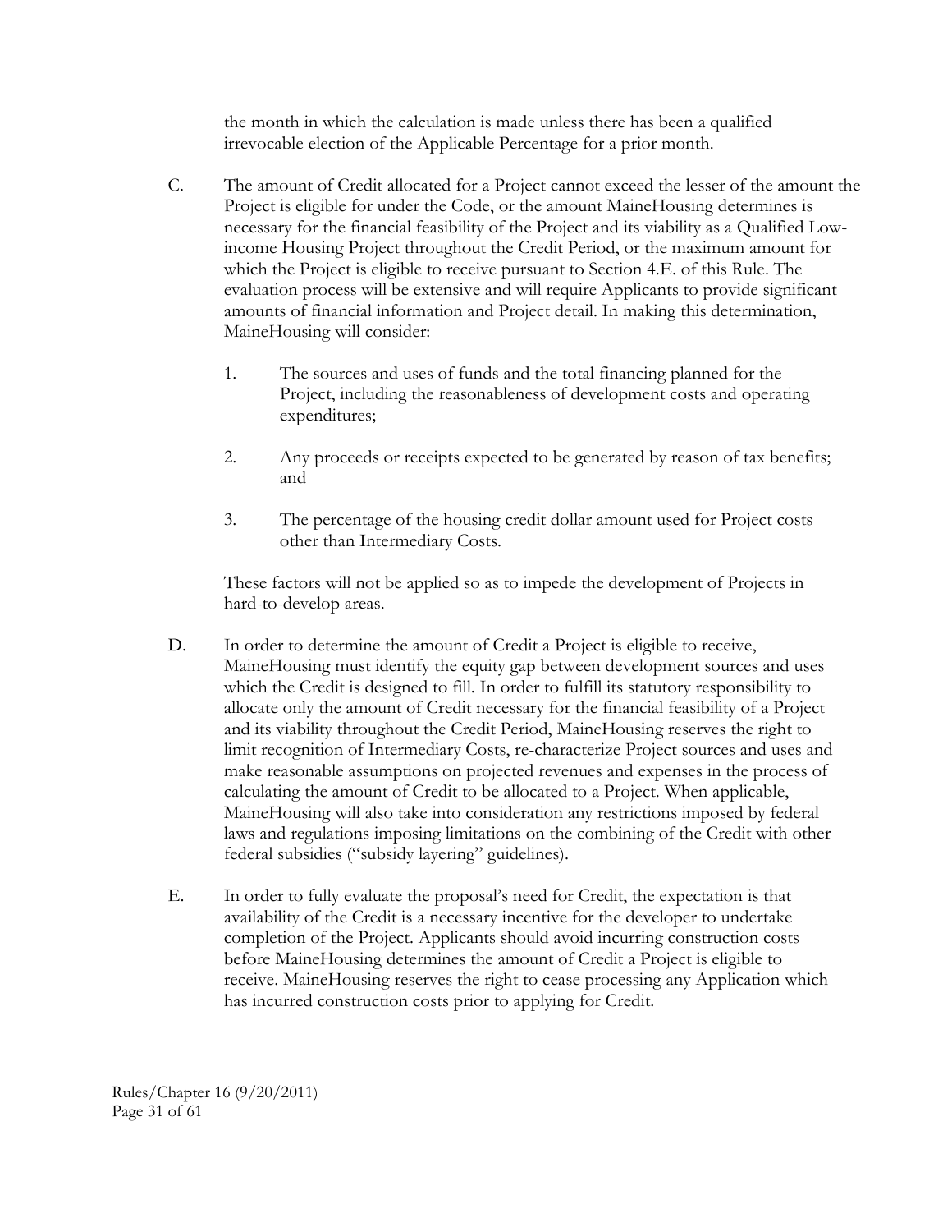the month in which the calculation is made unless there has been a qualified irrevocable election of the Applicable Percentage for a prior month.

C. The amount of Credit allocated for a Project cannot exceed the lesser of the amount the Project is eligible for under the Code, or the amount MaineHousing determines is necessary for the financial feasibility of the Project and its viability as a Qualified Low-income Housing Project throughout the Credit Period, or the maximum amount for which the Project is eligible to receive pursuant to Section 4.E. of this Rule. The evaluation process will be extensive and will require Applicants to provide significant amounts of financial information and Project detail. In making this determination, MaineHousing will consider:

   1. The sources and uses of funds and the total financing planned for the Project, including the reasonableness of development costs and operating expenditures;

   2. Any proceeds or receipts expected to be generated by reason of tax benefits; and

   3. The percentage of the housing credit dollar amount used for Project costs other than Intermediary Costs.

   These factors will not be applied so as to impede the development of Projects in hard-to-develop areas.

D. In order to determine the amount of Credit a Project is eligible to receive, MaineHousing must identify the equity gap between development sources and uses which the Credit is designed to fill. In order to fulfill its statutory responsibility to allocate only the amount of Credit necessary for the financial feasibility of a Project and its viability throughout the Credit Period, MaineHousing reserves the right to limit recognition of Intermediary Costs, re-characterize Project sources and uses and make reasonable assumptions on projected revenues and expenses in the process of calculating the amount of Credit to be allocated to a Project. When applicable, MaineHousing will also take into consideration any restrictions imposed by federal laws and regulations imposing limitations on the combining of the Credit with other federal subsidies ("subsidy layering" guidelines).

E. In order to fully evaluate the proposal's need for Credit, the expectation is that availability of the Credit is a necessary incentive for the developer to undertake completion of the Project. Applicants should avoid incurring construction costs before MaineHousing determines the amount of Credit a Project is eligible to receive. MaineHousing reserves the right to cease processing any Application which has incurred construction costs prior to applying for Credit.

Rules/Chapter 16 (9/20/2011)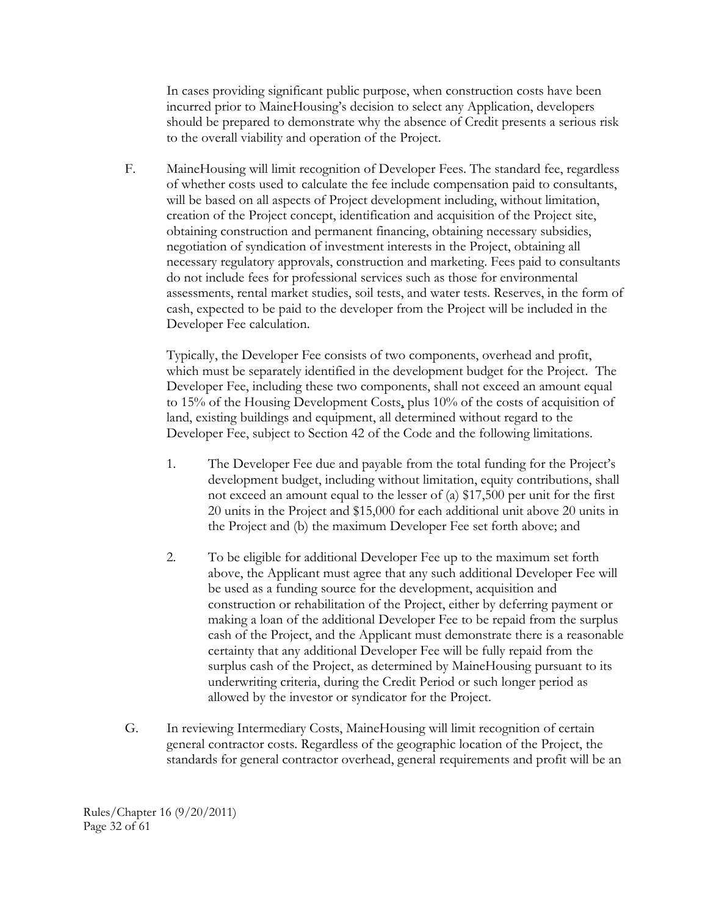In cases providing significant public purpose, when construction costs have been incurred prior to MaineHousing's decision to select any Application, developers should be prepared to demonstrate why the absence of Credit presents a serious risk to the overall viability and operation of the Project.

F. MaineHousing will limit recognition of Developer Fees. The standard fee, regardless of whether costs used to calculate the fee include compensation paid to consultants, will be based on all aspects of Project development including, without limitation, creation of the Project concept, identification and acquisition of the Project site, obtaining construction and permanent financing, obtaining necessary subsidies, negotiation of syndication of investment interests in the Project, obtaining all necessary regulatory approvals, construction and marketing. Fees paid to consultants do not include fees for professional services such as those for environmental assessments, rental market studies, soil tests, and water tests. Reserves, in the form of cash, expected to be paid to the developer from the Project will be included in the Developer Fee calculation.

   Typically, the Developer Fee consists of two components, overhead and profit, which must be separately identified in the development budget for the Project. The Developer Fee, including these two components, shall not exceed an amount equal to 15% of the Housing Development Costs, plus 10% of the costs of acquisition of land, existing buildings and equipment, all determined without regard to the Developer Fee, subject to Section 42 of the Code and the following limitations.

   1. The Developer Fee due and payable from the total funding for the Project's development budget, including without limitation, equity contributions, shall not exceed an amount equal to the lesser of (a) $17,500 per unit for the first 20 units in the Project and $15,000 for each additional unit above 20 units in the Project and (b) the maximum Developer Fee set forth above; and

   2. To be eligible for additional Developer Fee up to the maximum set forth above, the Applicant must agree that any such additional Developer Fee will be used as a funding source for the development, acquisition and construction or rehabilitation of the Project, either by deferring payment or making a loan of the additional Developer Fee to be repaid from the surplus cash of the Project, and the Applicant must demonstrate there is a reasonable certainty that any additional Developer Fee will be fully repaid from the surplus cash of the Project, as determined by MaineHousing pursuant to its underwriting criteria, during the Credit Period or such longer period as allowed by the investor or syndicator for the Project.

G. In reviewing Intermediary Costs, MaineHousing will limit recognition of certain general contractor costs. Regardless of the geographic location of the Project, the standards for general contractor overhead, general requirements and profit will be an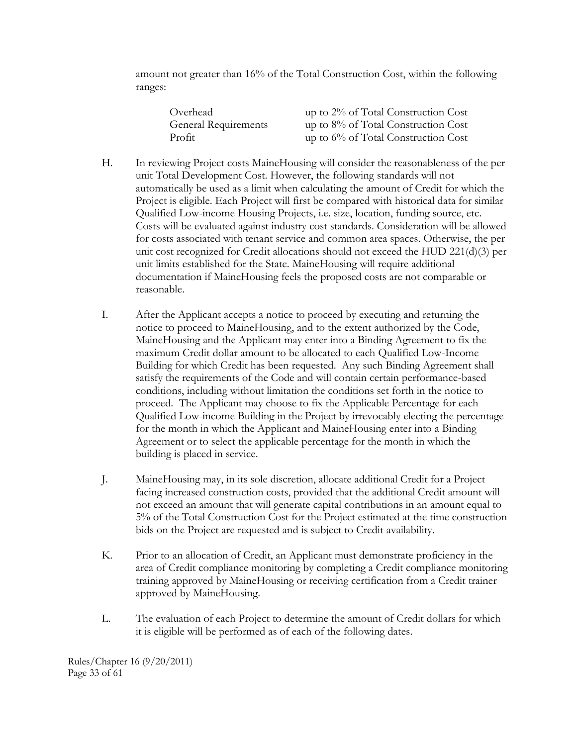amount not greater than 16% of the Total Construction Cost, within the following ranges:

| | |
|---|---|
| Overhead | up to 2% of Total Construction Cost |
| General Requirements | up to 8% of Total Construction Cost |
| Profit | up to 6% of Total Construction Cost |

H. In reviewing Project costs MaineHousing will consider the reasonableness of the per unit Total Development Cost. However, the following standards will not automatically be used as a limit when calculating the amount of Credit for which the Project is eligible. Each Project will first be compared with historical data for similar Qualified Low-income Housing Projects, i.e. size, location, funding source, etc. Costs will be evaluated against industry cost standards. Consideration will be allowed for costs associated with tenant service and common area spaces. Otherwise, the per unit cost recognized for Credit allocations should not exceed the HUD 221(d)(3) per unit limits established for the State. MaineHousing will require additional documentation if MaineHousing feels the proposed costs are not comparable or reasonable.

I. After the Applicant accepts a notice to proceed by executing and returning the notice to proceed to MaineHousing, and to the extent authorized by the Code, MaineHousing and the Applicant may enter into a Binding Agreement to fix the maximum Credit dollar amount to be allocated to each Qualified Low-Income Building for which Credit has been requested. Any such Binding Agreement shall satisfy the requirements of the Code and will contain certain performance-based conditions, including without limitation the conditions set forth in the notice to proceed. The Applicant may choose to fix the Applicable Percentage for each Qualified Low-income Building in the Project by irrevocably electing the percentage for the month in which the Applicant and MaineHousing enter into a Binding Agreement or to select the applicable percentage for the month in which the building is placed in service.

J. MaineHousing may, in its sole discretion, allocate additional Credit for a Project facing increased construction costs, provided that the additional Credit amount will not exceed an amount that will generate capital contributions in an amount equal to 5% of the Total Construction Cost for the Project estimated at the time construction bids on the Project are requested and is subject to Credit availability.

K. Prior to an allocation of Credit, an Applicant must demonstrate proficiency in the area of Credit compliance monitoring by completing a Credit compliance monitoring training approved by MaineHousing or receiving certification from a Credit trainer approved by MaineHousing.

L. The evaluation of each Project to determine the amount of Credit dollars for which it is eligible will be performed as of each of the following dates.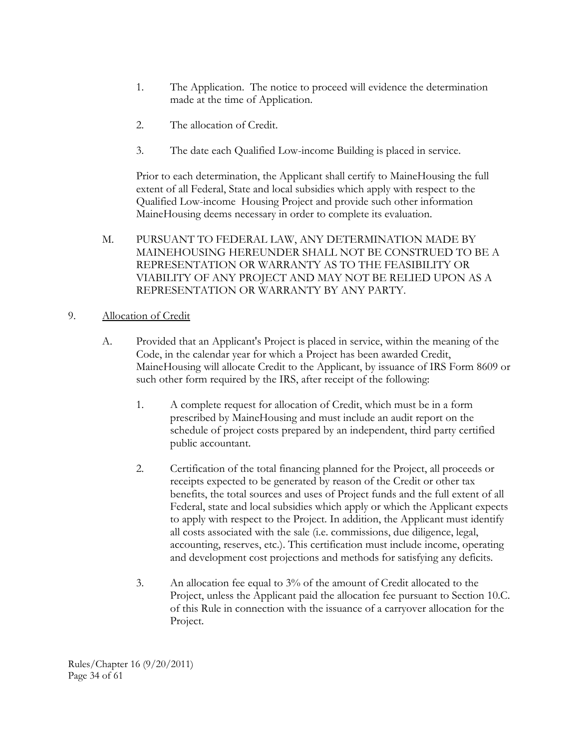1. The Application. The notice to proceed will evidence the determination made at the time of Application.

2. The allocation of Credit.

3. The date each Qualified Low-income Building is placed in service.

Prior to each determination, the Applicant shall certify to MaineHousing the full extent of all Federal, State and local subsidies which apply with respect to the Qualified Low-income Housing Project and provide such other information MaineHousing deems necessary in order to complete its evaluation.

M. PURSUANT TO FEDERAL LAW, ANY DETERMINATION MADE BY MAINEHOUSING HEREUNDER SHALL NOT BE CONSTRUED TO BE A REPRESENTATION OR WARRANTY AS TO THE FEASIBILITY OR VIABILITY OF ANY PROJECT AND MAY NOT BE RELIED UPON AS A REPRESENTATION OR WARRANTY BY ANY PARTY.

9. Allocation of Credit

A. Provided that an Applicant's Project is placed in service, within the meaning of the Code, in the calendar year for which a Project has been awarded Credit, MaineHousing will allocate Credit to the Applicant, by issuance of IRS Form 8609 or such other form required by the IRS, after receipt of the following:

1. A complete request for allocation of Credit, which must be in a form prescribed by MaineHousing and must include an audit report on the schedule of project costs prepared by an independent, third party certified public accountant.

2. Certification of the total financing planned for the Project, all proceeds or receipts expected to be generated by reason of the Credit or other tax benefits, the total sources and uses of Project funds and the full extent of all Federal, state and local subsidies which apply or which the Applicant expects to apply with respect to the Project. In addition, the Applicant must identify all costs associated with the sale (i.e. commissions, due diligence, legal, accounting, reserves, etc.). This certification must include income, operating and development cost projections and methods for satisfying any deficits.

3. An allocation fee equal to 3% of the amount of Credit allocated to the Project, unless the Applicant paid the allocation fee pursuant to Section 10.C. of this Rule in connection with the issuance of a carryover allocation for the Project.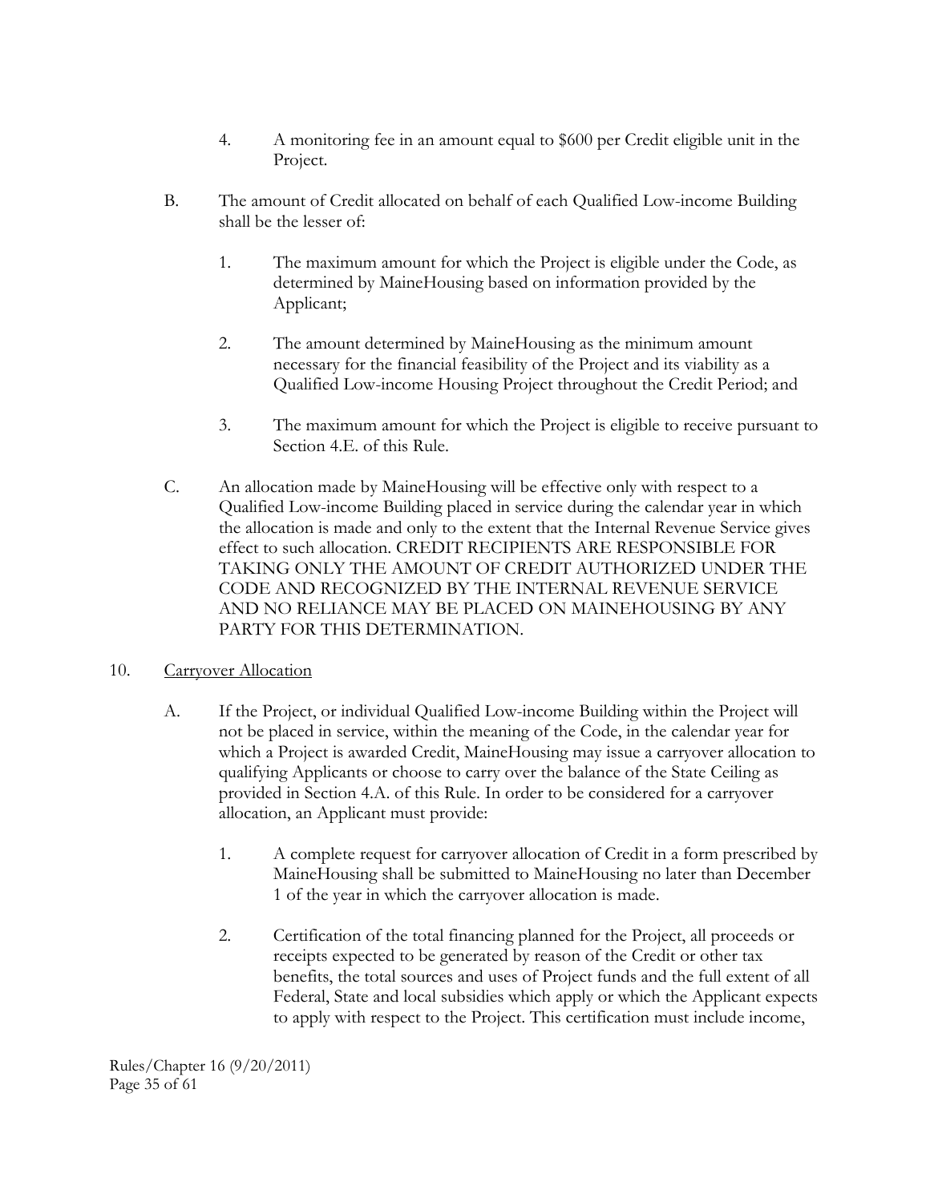4. A monitoring fee in an amount equal to $600 per Credit eligible unit in the Project.

B. The amount of Credit allocated on behalf of each Qualified Low-income Building shall be the lesser of:

1. The maximum amount for which the Project is eligible under the Code, as determined by MaineHousing based on information provided by the Applicant;

2. The amount determined by MaineHousing as the minimum amount necessary for the financial feasibility of the Project and its viability as a Qualified Low-income Housing Project throughout the Credit Period; and

3. The maximum amount for which the Project is eligible to receive pursuant to Section 4.E. of this Rule.

C. An allocation made by MaineHousing will be effective only with respect to a Qualified Low-income Building placed in service during the calendar year in which the allocation is made and only to the extent that the Internal Revenue Service gives effect to such allocation. CREDIT RECIPIENTS ARE RESPONSIBLE FOR TAKING ONLY THE AMOUNT OF CREDIT AUTHORIZED UNDER THE CODE AND RECOGNIZED BY THE INTERNAL REVENUE SERVICE AND NO RELIANCE MAY BE PLACED ON MAINEHOUSING BY ANY PARTY FOR THIS DETERMINATION.

10. <u>Carryover Allocation</u>

A. If the Project, or individual Qualified Low-income Building within the Project will not be placed in service, within the meaning of the Code, in the calendar year for which a Project is awarded Credit, MaineHousing may issue a carryover allocation to qualifying Applicants or choose to carry over the balance of the State Ceiling as provided in Section 4.A. of this Rule. In order to be considered for a carryover allocation, an Applicant must provide:

1. A complete request for carryover allocation of Credit in a form prescribed by MaineHousing shall be submitted to MaineHousing no later than December 1 of the year in which the carryover allocation is made.

2. Certification of the total financing planned for the Project, all proceeds or receipts expected to be generated by reason of the Credit or other tax benefits, the total sources and uses of Project funds and the full extent of all Federal, State and local subsidies which apply or which the Applicant expects to apply with respect to the Project. This certification must include income,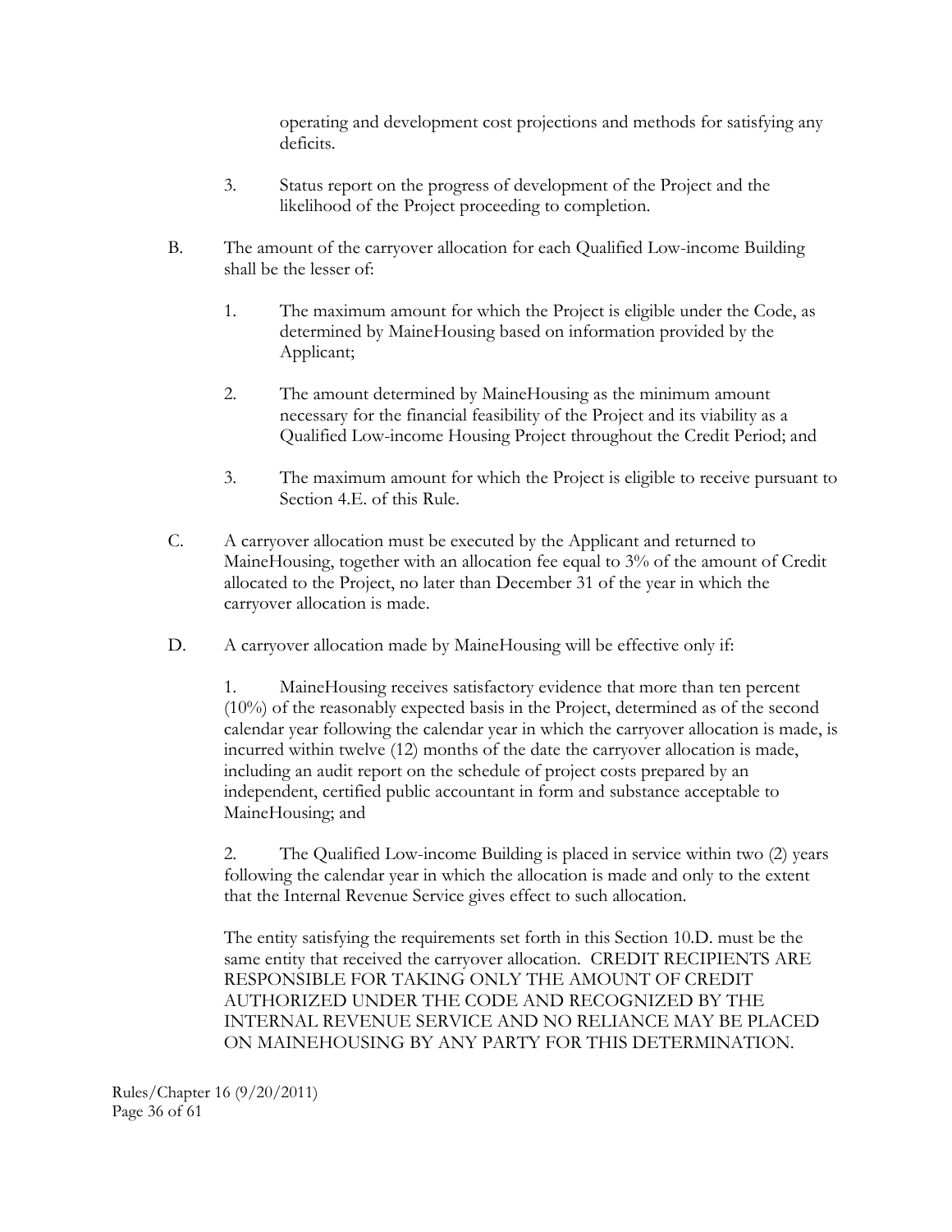operating and development cost projections and methods for satisfying any deficits.

3. Status report on the progress of development of the Project and the likelihood of the Project proceeding to completion.

B. The amount of the carryover allocation for each Qualified Low-income Building shall be the lesser of:

1. The maximum amount for which the Project is eligible under the Code, as determined by MaineHousing based on information provided by the Applicant;

2. The amount determined by MaineHousing as the minimum amount necessary for the financial feasibility of the Project and its viability as a Qualified Low-income Housing Project throughout the Credit Period; and

3. The maximum amount for which the Project is eligible to receive pursuant to Section 4.E. of this Rule.

C. A carryover allocation must be executed by the Applicant and returned to MaineHousing, together with an allocation fee equal to 3% of the amount of Credit allocated to the Project, no later than December 31 of the year in which the carryover allocation is made.

D. A carryover allocation made by MaineHousing will be effective only if:

1. MaineHousing receives satisfactory evidence that more than ten percent (10%) of the reasonably expected basis in the Project, determined as of the second calendar year following the calendar year in which the carryover allocation is made, is incurred within twelve (12) months of the date the carryover allocation is made, including an audit report on the schedule of project costs prepared by an independent, certified public accountant in form and substance acceptable to MaineHousing; and

2. The Qualified Low-income Building is placed in service within two (2) years following the calendar year in which the allocation is made and only to the extent that the Internal Revenue Service gives effect to such allocation.

The entity satisfying the requirements set forth in this Section 10.D. must be the same entity that received the carryover allocation. CREDIT RECIPIENTS ARE RESPONSIBLE FOR TAKING ONLY THE AMOUNT OF CREDIT AUTHORIZED UNDER THE CODE AND RECOGNIZED BY THE INTERNAL REVENUE SERVICE AND NO RELIANCE MAY BE PLACED ON MAINEHOUSING BY ANY PARTY FOR THIS DETERMINATION.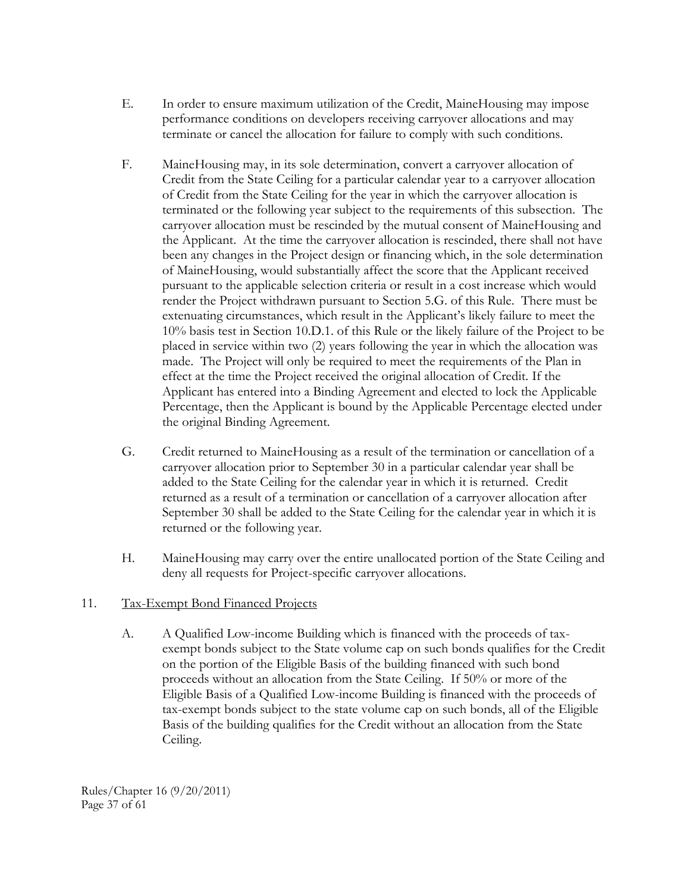E. In order to ensure maximum utilization of the Credit, MaineHousing may impose performance conditions on developers receiving carryover allocations and may terminate or cancel the allocation for failure to comply with such conditions.

F. MaineHousing may, in its sole determination, convert a carryover allocation of Credit from the State Ceiling for a particular calendar year to a carryover allocation of Credit from the State Ceiling for the year in which the carryover allocation is terminated or the following year subject to the requirements of this subsection. The carryover allocation must be rescinded by the mutual consent of MaineHousing and the Applicant. At the time the carryover allocation is rescinded, there shall not have been any changes in the Project design or financing which, in the sole determination of MaineHousing, would substantially affect the score that the Applicant received pursuant to the applicable selection criteria or result in a cost increase which would render the Project withdrawn pursuant to Section 5.G. of this Rule. There must be extenuating circumstances, which result in the Applicant's likely failure to meet the 10% basis test in Section 10.D.1. of this Rule or the likely failure of the Project to be placed in service within two (2) years following the year in which the allocation was made. The Project will only be required to meet the requirements of the Plan in effect at the time the Project received the original allocation of Credit. If the Applicant has entered into a Binding Agreement and elected to lock the Applicable Percentage, then the Applicant is bound by the Applicable Percentage elected under the original Binding Agreement.

G. Credit returned to MaineHousing as a result of the termination or cancellation of a carryover allocation prior to September 30 in a particular calendar year shall be added to the State Ceiling for the calendar year in which it is returned. Credit returned as a result of a termination or cancellation of a carryover allocation after September 30 shall be added to the State Ceiling for the calendar year in which it is returned or the following year.

H. MaineHousing may carry over the entire unallocated portion of the State Ceiling and deny all requests for Project-specific carryover allocations.

## 11. Tax-Exempt Bond Financed Projects

A. A Qualified Low-income Building which is financed with the proceeds of tax-exempt bonds subject to the State volume cap on such bonds qualifies for the Credit on the portion of the Eligible Basis of the building financed with such bond proceeds without an allocation from the State Ceiling. If 50% or more of the Eligible Basis of a Qualified Low-income Building is financed with the proceeds of tax-exempt bonds subject to the state volume cap on such bonds, all of the Eligible Basis of the building qualifies for the Credit without an allocation from the State Ceiling.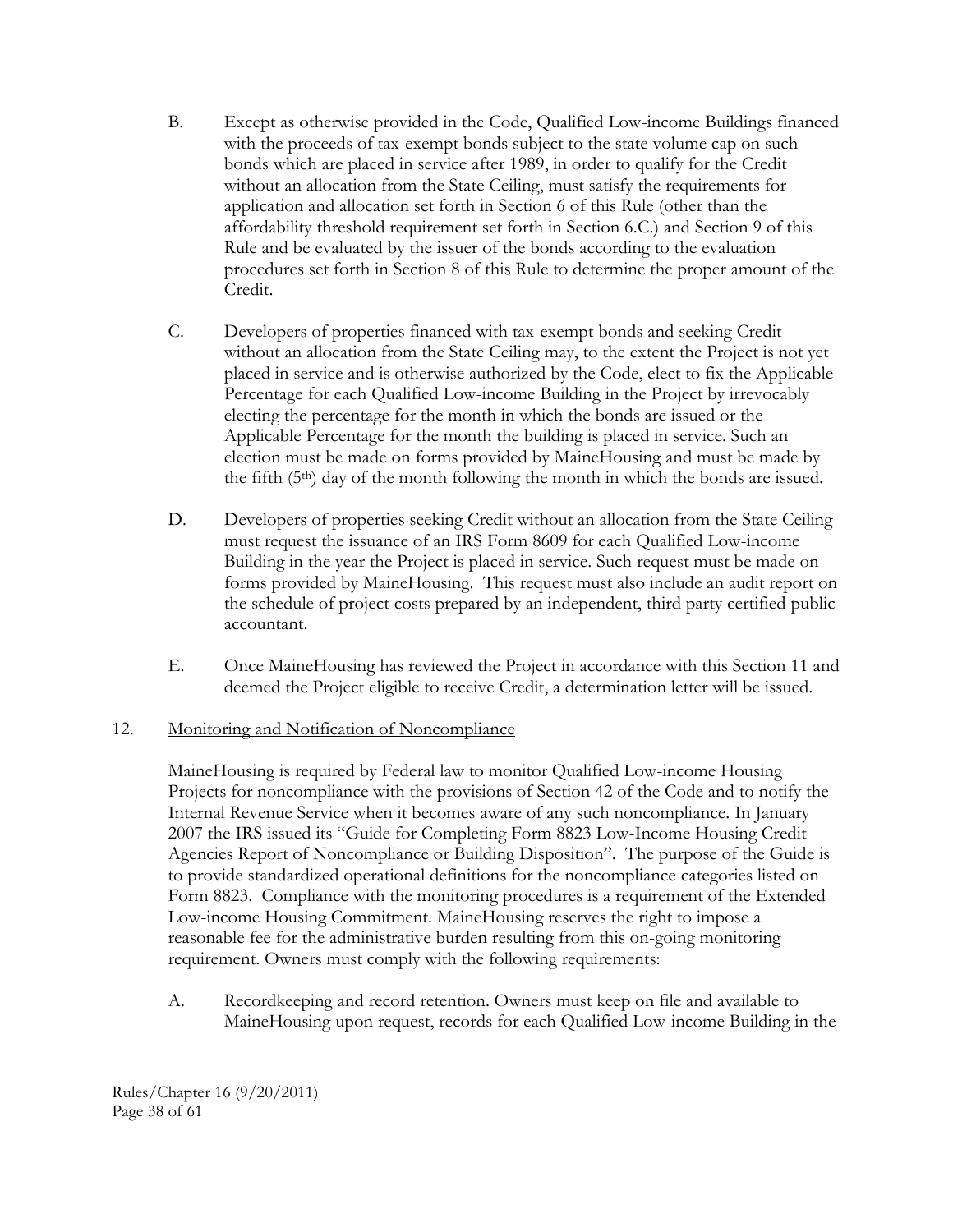B. Except as otherwise provided in the Code, Qualified Low-income Buildings financed with the proceeds of tax-exempt bonds subject to the state volume cap on such bonds which are placed in service after 1989, in order to qualify for the Credit without an allocation from the State Ceiling, must satisfy the requirements for application and allocation set forth in Section 6 of this Rule (other than the affordability threshold requirement set forth in Section 6.C.) and Section 9 of this Rule and be evaluated by the issuer of the bonds according to the evaluation procedures set forth in Section 8 of this Rule to determine the proper amount of the Credit.

C. Developers of properties financed with tax-exempt bonds and seeking Credit without an allocation from the State Ceiling may, to the extent the Project is not yet placed in service and is otherwise authorized by the Code, elect to fix the Applicable Percentage for each Qualified Low-income Building in the Project by irrevocably electing the percentage for the month in which the bonds are issued or the Applicable Percentage for the month the building is placed in service. Such an election must be made on forms provided by MaineHousing and must be made by the fifth (5th) day of the month following the month in which the bonds are issued.

D. Developers of properties seeking Credit without an allocation from the State Ceiling must request the issuance of an IRS Form 8609 for each Qualified Low-income Building in the year the Project is placed in service. Such request must be made on forms provided by MaineHousing. This request must also include an audit report on the schedule of project costs prepared by an independent, third party certified public accountant.

E. Once MaineHousing has reviewed the Project in accordance with this Section 11 and deemed the Project eligible to receive Credit, a determination letter will be issued.

12. Monitoring and Notification of Noncompliance

MaineHousing is required by Federal law to monitor Qualified Low-income Housing Projects for noncompliance with the provisions of Section 42 of the Code and to notify the Internal Revenue Service when it becomes aware of any such noncompliance. In January 2007 the IRS issued its "Guide for Completing Form 8823 Low-Income Housing Credit Agencies Report of Noncompliance or Building Disposition". The purpose of the Guide is to provide standardized operational definitions for the noncompliance categories listed on Form 8823. Compliance with the monitoring procedures is a requirement of the Extended Low-income Housing Commitment. MaineHousing reserves the right to impose a reasonable fee for the administrative burden resulting from this on-going monitoring requirement. Owners must comply with the following requirements:

A. Recordkeeping and record retention. Owners must keep on file and available to MaineHousing upon request, records for each Qualified Low-income Building in the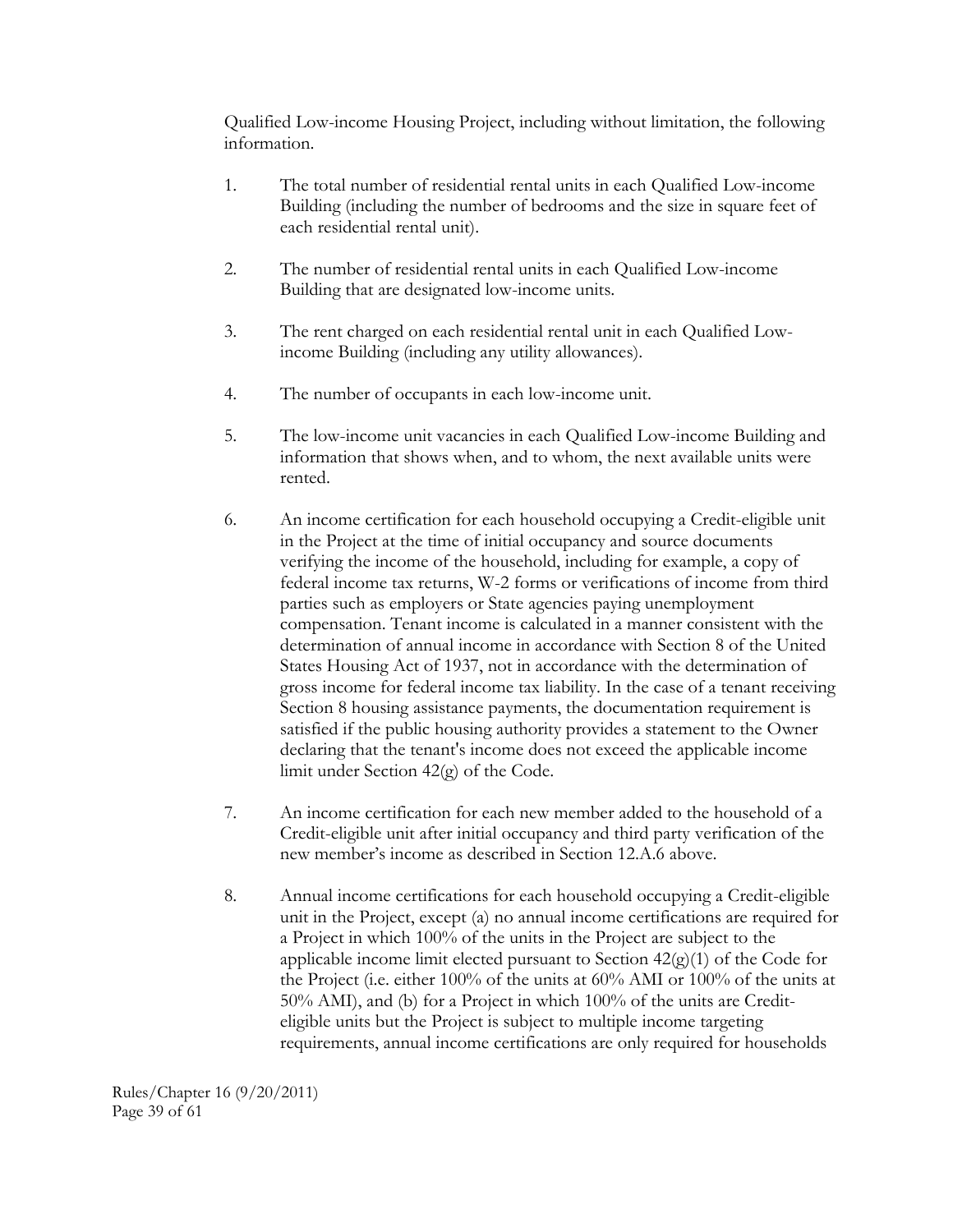Qualified Low-income Housing Project, including without limitation, the following information.

1. The total number of residential rental units in each Qualified Low-income Building (including the number of bedrooms and the size in square feet of each residential rental unit).

2. The number of residential rental units in each Qualified Low-income Building that are designated low-income units.

3. The rent charged on each residential rental unit in each Qualified Low-income Building (including any utility allowances).

4. The number of occupants in each low-income unit.

5. The low-income unit vacancies in each Qualified Low-income Building and information that shows when, and to whom, the next available units were rented.

6. An income certification for each household occupying a Credit-eligible unit in the Project at the time of initial occupancy and source documents verifying the income of the household, including for example, a copy of federal income tax returns, W-2 forms or verifications of income from third parties such as employers or State agencies paying unemployment compensation. Tenant income is calculated in a manner consistent with the determination of annual income in accordance with Section 8 of the United States Housing Act of 1937, not in accordance with the determination of gross income for federal income tax liability. In the case of a tenant receiving Section 8 housing assistance payments, the documentation requirement is satisfied if the public housing authority provides a statement to the Owner declaring that the tenant's income does not exceed the applicable income limit under Section 42(g) of the Code.

7. An income certification for each new member added to the household of a Credit-eligible unit after initial occupancy and third party verification of the new member's income as described in Section 12.A.6 above.

8. Annual income certifications for each household occupying a Credit-eligible unit in the Project, except (a) no annual income certifications are required for a Project in which 100% of the units in the Project are subject to the applicable income limit elected pursuant to Section 42(g)(1) of the Code for the Project (i.e. either 100% of the units at 60% AMI or 100% of the units at 50% AMI), and (b) for a Project in which 100% of the units are Credit-eligible units but the Project is subject to multiple income targeting requirements, annual income certifications are only required for households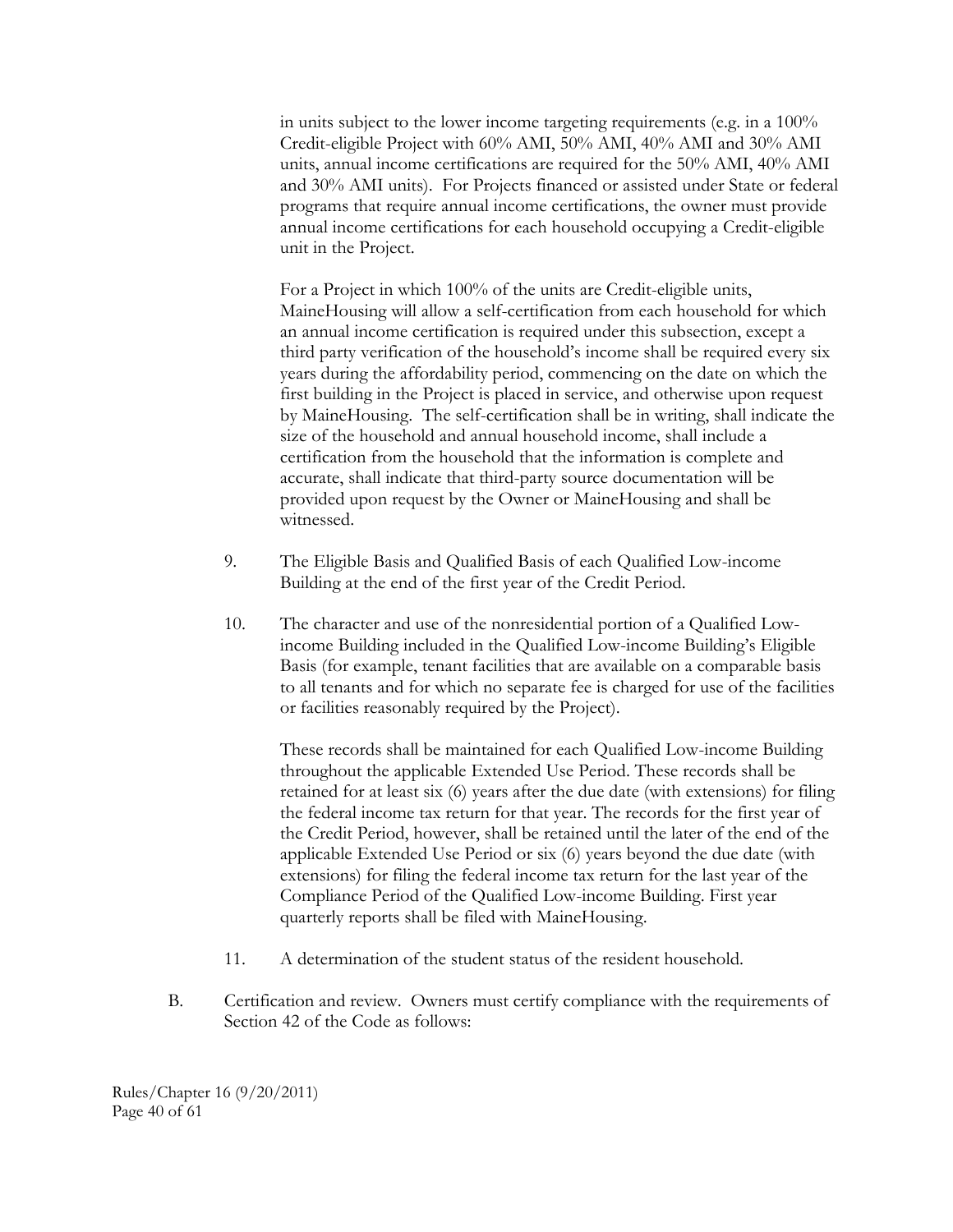in units subject to the lower income targeting requirements (e.g. in a 100% Credit-eligible Project with 60% AMI, 50% AMI, 40% AMI and 30% AMI units, annual income certifications are required for the 50% AMI, 40% AMI and 30% AMI units). For Projects financed or assisted under State or federal programs that require annual income certifications, the owner must provide annual income certifications for each household occupying a Credit-eligible unit in the Project.

For a Project in which 100% of the units are Credit-eligible units, MaineHousing will allow a self-certification from each household for which an annual income certification is required under this subsection, except a third party verification of the household's income shall be required every six years during the affordability period, commencing on the date on which the first building in the Project is placed in service, and otherwise upon request by MaineHousing. The self-certification shall be in writing, shall indicate the size of the household and annual household income, shall include a certification from the household that the information is complete and accurate, shall indicate that third-party source documentation will be provided upon request by the Owner or MaineHousing and shall be witnessed.

9. The Eligible Basis and Qualified Basis of each Qualified Low-income Building at the end of the first year of the Credit Period.

10. The character and use of the nonresidential portion of a Qualified Low-income Building included in the Qualified Low-income Building's Eligible Basis (for example, tenant facilities that are available on a comparable basis to all tenants and for which no separate fee is charged for use of the facilities or facilities reasonably required by the Project).

    These records shall be maintained for each Qualified Low-income Building throughout the applicable Extended Use Period. These records shall be retained for at least six (6) years after the due date (with extensions) for filing the federal income tax return for that year. The records for the first year of the Credit Period, however, shall be retained until the later of the end of the applicable Extended Use Period or six (6) years beyond the due date (with extensions) for filing the federal income tax return for the last year of the Compliance Period of the Qualified Low-income Building. First year quarterly reports shall be filed with MaineHousing.

11. A determination of the student status of the resident household.

B. Certification and review. Owners must certify compliance with the requirements of Section 42 of the Code as follows: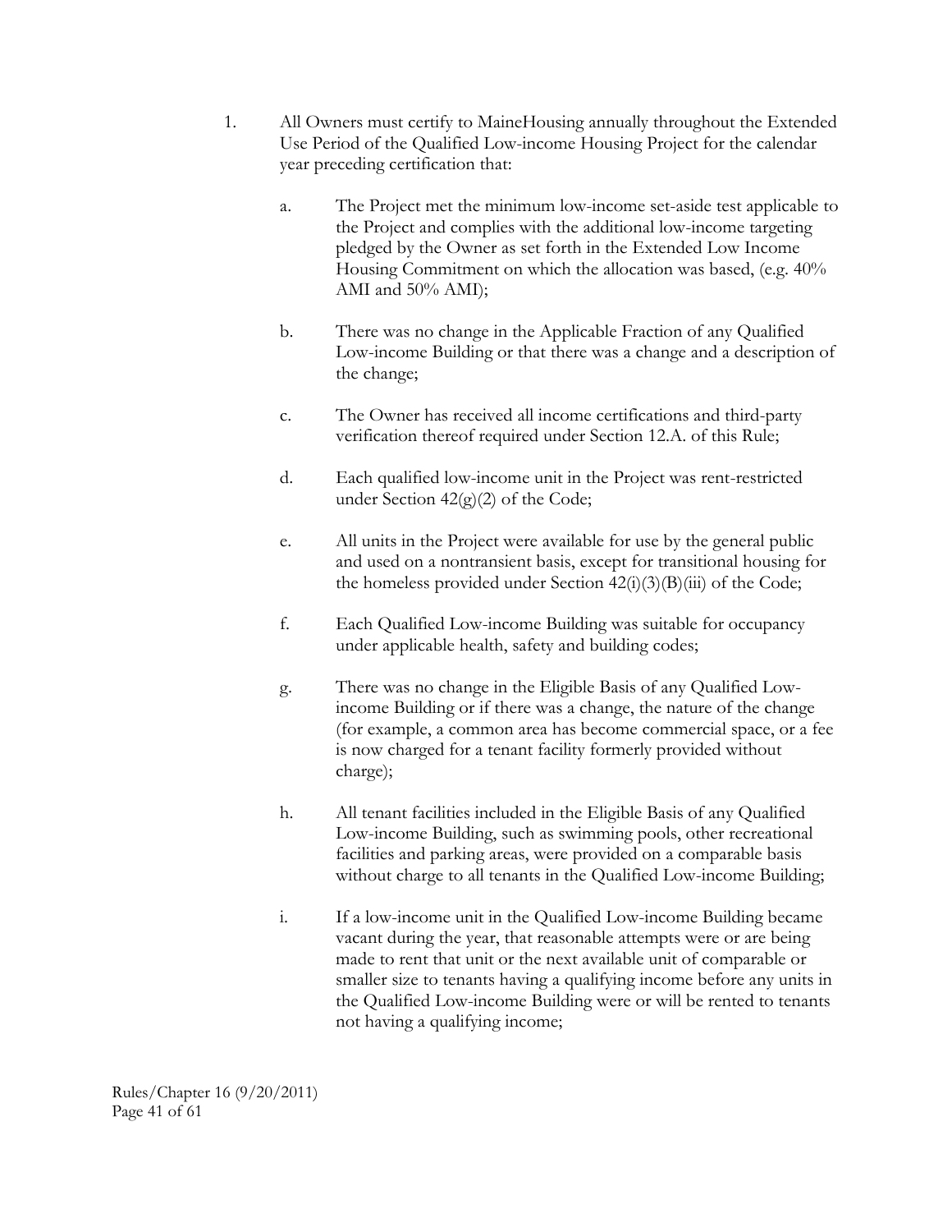1. All Owners must certify to MaineHousing annually throughout the Extended Use Period of the Qualified Low-income Housing Project for the calendar year preceding certification that:

   a. The Project met the minimum low-income set-aside test applicable to the Project and complies with the additional low-income targeting pledged by the Owner as set forth in the Extended Low Income Housing Commitment on which the allocation was based, (e.g. 40% AMI and 50% AMI);

   b. There was no change in the Applicable Fraction of any Qualified Low-income Building or that there was a change and a description of the change;

   c. The Owner has received all income certifications and third-party verification thereof required under Section 12.A. of this Rule;

   d. Each qualified low-income unit in the Project was rent-restricted under Section 42(g)(2) of the Code;

   e. All units in the Project were available for use by the general public and used on a nontransient basis, except for transitional housing for the homeless provided under Section 42(i)(3)(B)(iii) of the Code;

   f. Each Qualified Low-income Building was suitable for occupancy under applicable health, safety and building codes;

   g. There was no change in the Eligible Basis of any Qualified Low-income Building or if there was a change, the nature of the change (for example, a common area has become commercial space, or a fee is now charged for a tenant facility formerly provided without charge);

   h. All tenant facilities included in the Eligible Basis of any Qualified Low-income Building, such as swimming pools, other recreational facilities and parking areas, were provided on a comparable basis without charge to all tenants in the Qualified Low-income Building;

   i. If a low-income unit in the Qualified Low-income Building became vacant during the year, that reasonable attempts were or are being made to rent that unit or the next available unit of comparable or smaller size to tenants having a qualifying income before any units in the Qualified Low-income Building were or will be rented to tenants not having a qualifying income;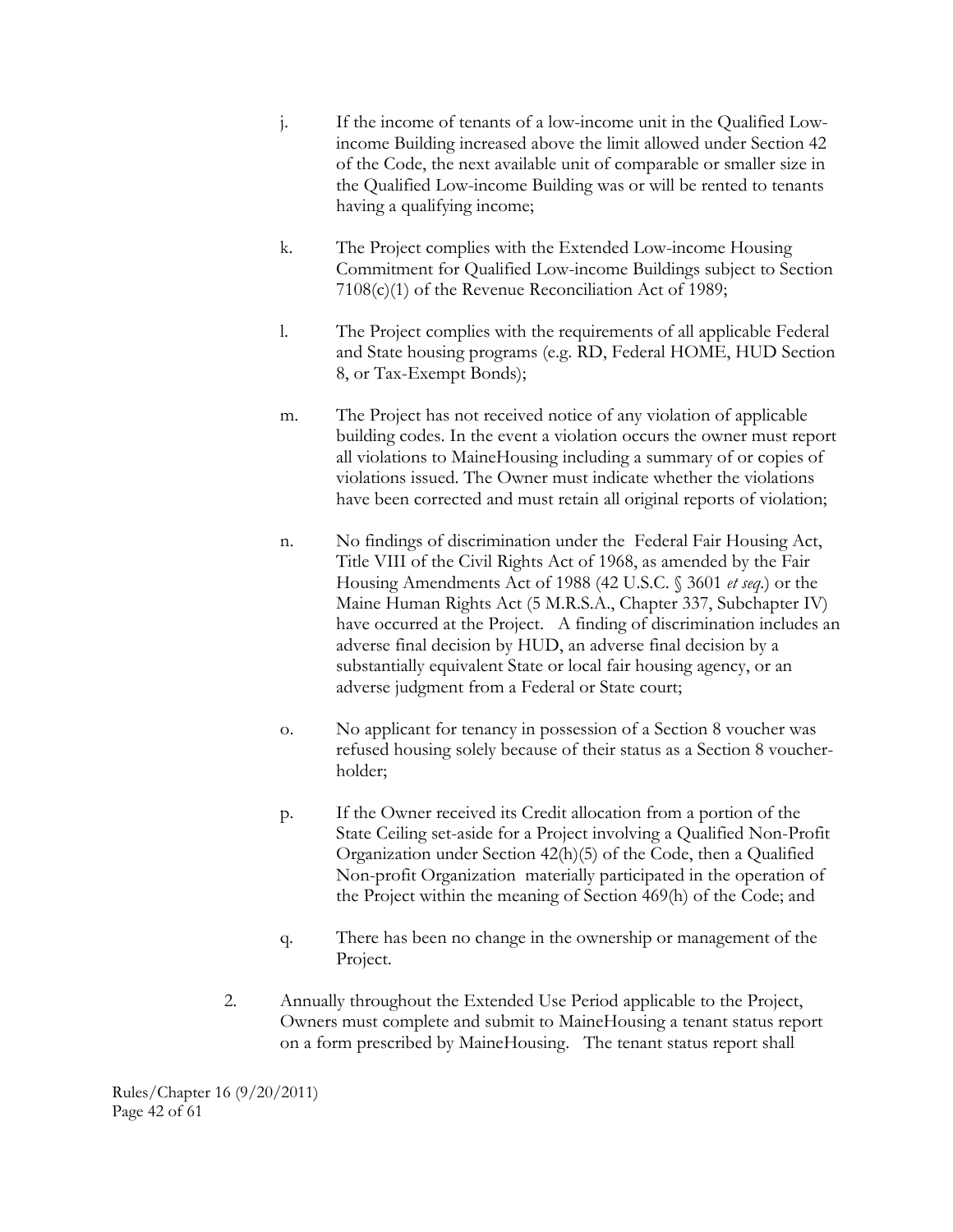j. If the income of tenants of a low-income unit in the Qualified Low-income Building increased above the limit allowed under Section 42 of the Code, the next available unit of comparable or smaller size in the Qualified Low-income Building was or will be rented to tenants having a qualifying income;

k. The Project complies with the Extended Low-income Housing Commitment for Qualified Low-income Buildings subject to Section 7108(c)(1) of the Revenue Reconciliation Act of 1989;

l. The Project complies with the requirements of all applicable Federal and State housing programs (e.g. RD, Federal HOME, HUD Section 8, or Tax-Exempt Bonds);

m. The Project has not received notice of any violation of applicable building codes. In the event a violation occurs the owner must report all violations to MaineHousing including a summary of or copies of violations issued. The Owner must indicate whether the violations have been corrected and must retain all original reports of violation;

n. No findings of discrimination under the Federal Fair Housing Act, Title VIII of the Civil Rights Act of 1968, as amended by the Fair Housing Amendments Act of 1988 (42 U.S.C. § 3601 *et seq.*) or the Maine Human Rights Act (5 M.R.S.A., Chapter 337, Subchapter IV) have occurred at the Project. A finding of discrimination includes an adverse final decision by HUD, an adverse final decision by a substantially equivalent State or local fair housing agency, or an adverse judgment from a Federal or State court;

o. No applicant for tenancy in possession of a Section 8 voucher was refused housing solely because of their status as a Section 8 voucher-holder;

p. If the Owner received its Credit allocation from a portion of the State Ceiling set-aside for a Project involving a Qualified Non-Profit Organization under Section 42(h)(5) of the Code, then a Qualified Non-profit Organization materially participated in the operation of the Project within the meaning of Section 469(h) of the Code; and

q. There has been no change in the ownership or management of the Project.

2. Annually throughout the Extended Use Period applicable to the Project, Owners must complete and submit to MaineHousing a tenant status report on a form prescribed by MaineHousing. The tenant status report shall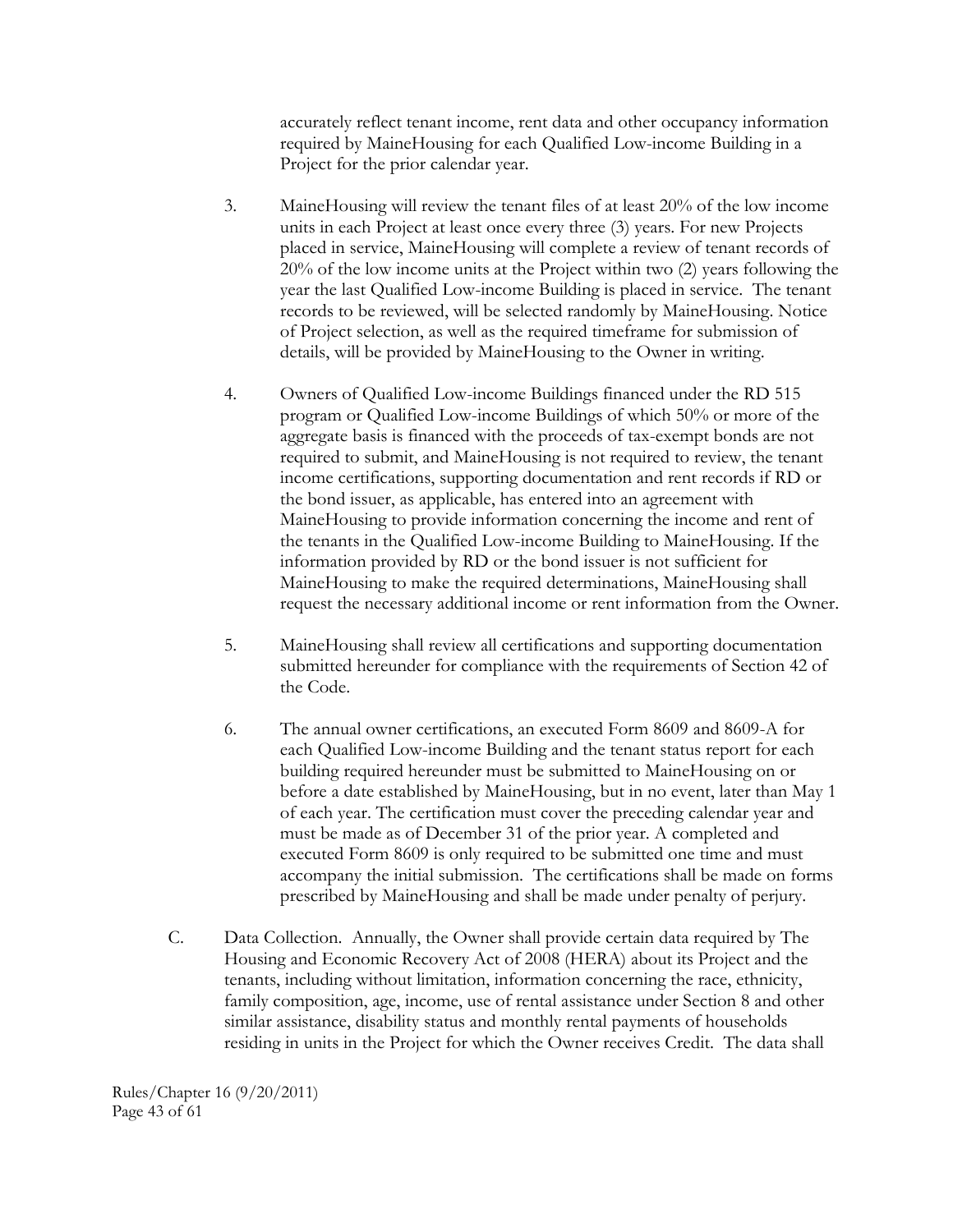accurately reflect tenant income, rent data and other occupancy information required by MaineHousing for each Qualified Low-income Building in a Project for the prior calendar year.

3. MaineHousing will review the tenant files of at least 20% of the low income units in each Project at least once every three (3) years. For new Projects placed in service, MaineHousing will complete a review of tenant records of 20% of the low income units at the Project within two (2) years following the year the last Qualified Low-income Building is placed in service. The tenant records to be reviewed, will be selected randomly by MaineHousing. Notice of Project selection, as well as the required timeframe for submission of details, will be provided by MaineHousing to the Owner in writing.

4. Owners of Qualified Low-income Buildings financed under the RD 515 program or Qualified Low-income Buildings of which 50% or more of the aggregate basis is financed with the proceeds of tax-exempt bonds are not required to submit, and MaineHousing is not required to review, the tenant income certifications, supporting documentation and rent records if RD or the bond issuer, as applicable, has entered into an agreement with MaineHousing to provide information concerning the income and rent of the tenants in the Qualified Low-income Building to MaineHousing. If the information provided by RD or the bond issuer is not sufficient for MaineHousing to make the required determinations, MaineHousing shall request the necessary additional income or rent information from the Owner.

5. MaineHousing shall review all certifications and supporting documentation submitted hereunder for compliance with the requirements of Section 42 of the Code.

6. The annual owner certifications, an executed Form 8609 and 8609-A for each Qualified Low-income Building and the tenant status report for each building required hereunder must be submitted to MaineHousing on or before a date established by MaineHousing, but in no event, later than May 1 of each year. The certification must cover the preceding calendar year and must be made as of December 31 of the prior year. A completed and executed Form 8609 is only required to be submitted one time and must accompany the initial submission. The certifications shall be made on forms prescribed by MaineHousing and shall be made under penalty of perjury.

C. Data Collection. Annually, the Owner shall provide certain data required by The Housing and Economic Recovery Act of 2008 (HERA) about its Project and the tenants, including without limitation, information concerning the race, ethnicity, family composition, age, income, use of rental assistance under Section 8 and other similar assistance, disability status and monthly rental payments of households residing in units in the Project for which the Owner receives Credit. The data shall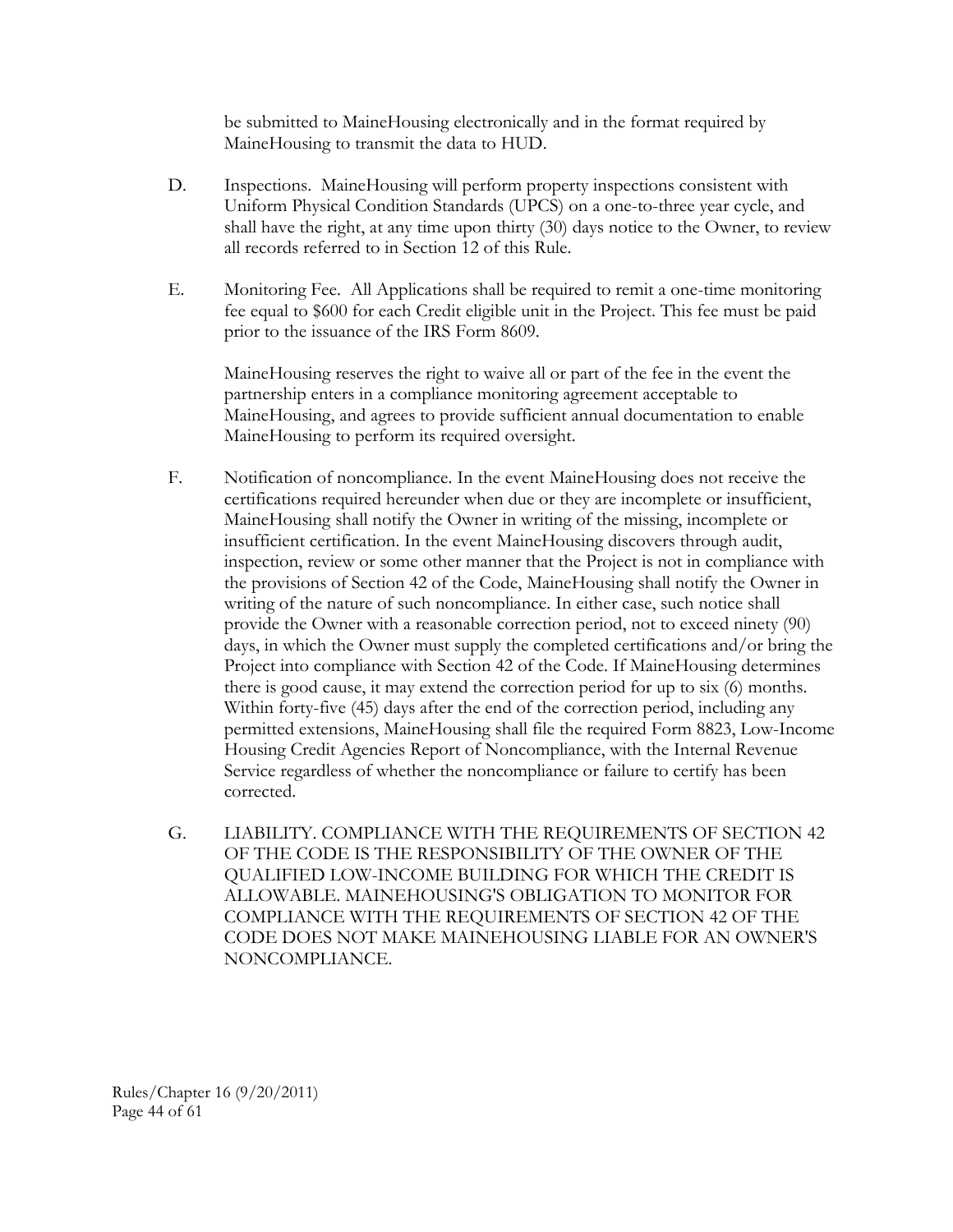be submitted to MaineHousing electronically and in the format required by MaineHousing to transmit the data to HUD.

D. Inspections. MaineHousing will perform property inspections consistent with Uniform Physical Condition Standards (UPCS) on a one-to-three year cycle, and shall have the right, at any time upon thirty (30) days notice to the Owner, to review all records referred to in Section 12 of this Rule.

E. Monitoring Fee. All Applications shall be required to remit a one-time monitoring fee equal to $600 for each Credit eligible unit in the Project. This fee must be paid prior to the issuance of the IRS Form 8609.

MaineHousing reserves the right to waive all or part of the fee in the event the partnership enters in a compliance monitoring agreement acceptable to MaineHousing, and agrees to provide sufficient annual documentation to enable MaineHousing to perform its required oversight.

F. Notification of noncompliance. In the event MaineHousing does not receive the certifications required hereunder when due or they are incomplete or insufficient, MaineHousing shall notify the Owner in writing of the missing, incomplete or insufficient certification. In the event MaineHousing discovers through audit, inspection, review or some other manner that the Project is not in compliance with the provisions of Section 42 of the Code, MaineHousing shall notify the Owner in writing of the nature of such noncompliance. In either case, such notice shall provide the Owner with a reasonable correction period, not to exceed ninety (90) days, in which the Owner must supply the completed certifications and/or bring the Project into compliance with Section 42 of the Code. If MaineHousing determines there is good cause, it may extend the correction period for up to six (6) months. Within forty-five (45) days after the end of the correction period, including any permitted extensions, MaineHousing shall file the required Form 8823, Low-Income Housing Credit Agencies Report of Noncompliance, with the Internal Revenue Service regardless of whether the noncompliance or failure to certify has been corrected.

G. LIABILITY. COMPLIANCE WITH THE REQUIREMENTS OF SECTION 42 OF THE CODE IS THE RESPONSIBILITY OF THE OWNER OF THE QUALIFIED LOW-INCOME BUILDING FOR WHICH THE CREDIT IS ALLOWABLE. MAINEHOUSING'S OBLIGATION TO MONITOR FOR COMPLIANCE WITH THE REQUIREMENTS OF SECTION 42 OF THE CODE DOES NOT MAKE MAINEHOUSING LIABLE FOR AN OWNER'S NONCOMPLIANCE.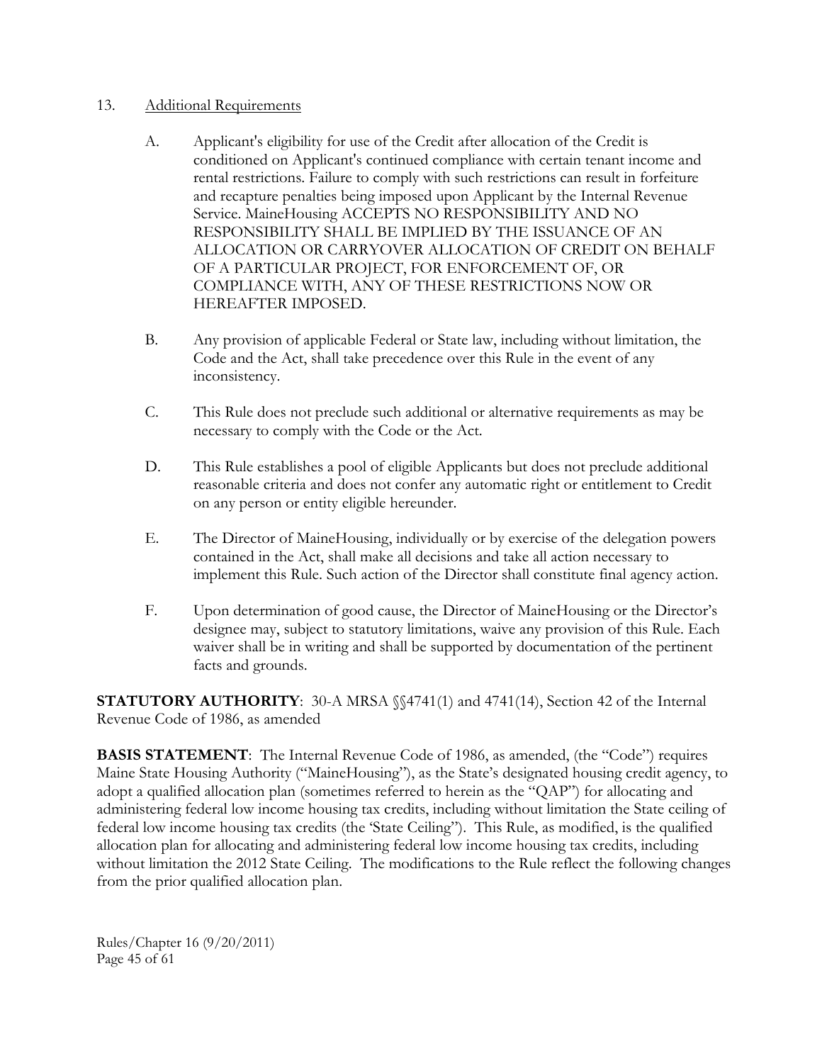13. <u>Additional Requirements</u>

    A. Applicant's eligibility for use of the Credit after allocation of the Credit is conditioned on Applicant's continued compliance with certain tenant income and rental restrictions. Failure to comply with such restrictions can result in forfeiture and recapture penalties being imposed upon Applicant by the Internal Revenue Service. MaineHousing ACCEPTS NO RESPONSIBILITY AND NO RESPONSIBILITY SHALL BE IMPLIED BY THE ISSUANCE OF AN ALLOCATION OR CARRYOVER ALLOCATION OF CREDIT ON BEHALF OF A PARTICULAR PROJECT, FOR ENFORCEMENT OF, OR COMPLIANCE WITH, ANY OF THESE RESTRICTIONS NOW OR HEREAFTER IMPOSED.

    B. Any provision of applicable Federal or State law, including without limitation, the Code and the Act, shall take precedence over this Rule in the event of any inconsistency.

    C. This Rule does not preclude such additional or alternative requirements as may be necessary to comply with the Code or the Act.

    D. This Rule establishes a pool of eligible Applicants but does not preclude additional reasonable criteria and does not confer any automatic right or entitlement to Credit on any person or entity eligible hereunder.

    E. The Director of MaineHousing, individually or by exercise of the delegation powers contained in the Act, shall make all decisions and take all action necessary to implement this Rule. Such action of the Director shall constitute final agency action.

    F. Upon determination of good cause, the Director of MaineHousing or the Director's designee may, subject to statutory limitations, waive any provision of this Rule. Each waiver shall be in writing and shall be supported by documentation of the pertinent facts and grounds.

**STATUTORY AUTHORITY**: 30-A MRSA §§4741(1) and 4741(14), Section 42 of the Internal Revenue Code of 1986, as amended

**BASIS STATEMENT**: The Internal Revenue Code of 1986, as amended, (the "Code") requires Maine State Housing Authority ("MaineHousing"), as the State's designated housing credit agency, to adopt a qualified allocation plan (sometimes referred to herein as the "QAP") for allocating and administering federal low income housing tax credits, including without limitation the State ceiling of federal low income housing tax credits (the 'State Ceiling"). This Rule, as modified, is the qualified allocation plan for allocating and administering federal low income housing tax credits, including without limitation the 2012 State Ceiling. The modifications to the Rule reflect the following changes from the prior qualified allocation plan.

Rules/Chapter 16 (9/20/2011)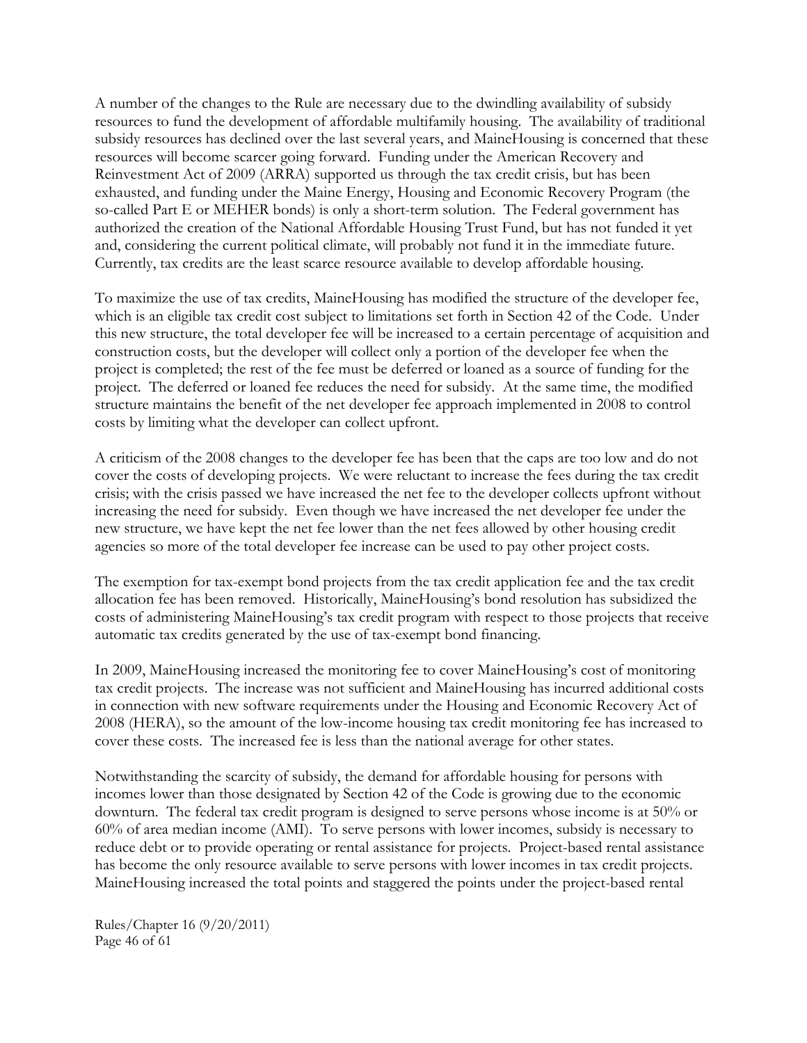A number of the changes to the Rule are necessary due to the dwindling availability of subsidy resources to fund the development of affordable multifamily housing. The availability of traditional subsidy resources has declined over the last several years, and MaineHousing is concerned that these resources will become scarcer going forward. Funding under the American Recovery and Reinvestment Act of 2009 (ARRA) supported us through the tax credit crisis, but has been exhausted, and funding under the Maine Energy, Housing and Economic Recovery Program (the so-called Part E or MEHER bonds) is only a short-term solution. The Federal government has authorized the creation of the National Affordable Housing Trust Fund, but has not funded it yet and, considering the current political climate, will probably not fund it in the immediate future. Currently, tax credits are the least scarce resource available to develop affordable housing.

To maximize the use of tax credits, MaineHousing has modified the structure of the developer fee, which is an eligible tax credit cost subject to limitations set forth in Section 42 of the Code. Under this new structure, the total developer fee will be increased to a certain percentage of acquisition and construction costs, but the developer will collect only a portion of the developer fee when the project is completed; the rest of the fee must be deferred or loaned as a source of funding for the project. The deferred or loaned fee reduces the need for subsidy. At the same time, the modified structure maintains the benefit of the net developer fee approach implemented in 2008 to control costs by limiting what the developer can collect upfront.

A criticism of the 2008 changes to the developer fee has been that the caps are too low and do not cover the costs of developing projects. We were reluctant to increase the fees during the tax credit crisis; with the crisis passed we have increased the net fee to the developer collects upfront without increasing the need for subsidy. Even though we have increased the net developer fee under the new structure, we have kept the net fee lower than the net fees allowed by other housing credit agencies so more of the total developer fee increase can be used to pay other project costs.

The exemption for tax-exempt bond projects from the tax credit application fee and the tax credit allocation fee has been removed. Historically, MaineHousing's bond resolution has subsidized the costs of administering MaineHousing's tax credit program with respect to those projects that receive automatic tax credits generated by the use of tax-exempt bond financing.

In 2009, MaineHousing increased the monitoring fee to cover MaineHousing's cost of monitoring tax credit projects. The increase was not sufficient and MaineHousing has incurred additional costs in connection with new software requirements under the Housing and Economic Recovery Act of 2008 (HERA), so the amount of the low-income housing tax credit monitoring fee has increased to cover these costs. The increased fee is less than the national average for other states.

Notwithstanding the scarcity of subsidy, the demand for affordable housing for persons with incomes lower than those designated by Section 42 of the Code is growing due to the economic downturn. The federal tax credit program is designed to serve persons whose income is at 50% or 60% of area median income (AMI). To serve persons with lower incomes, subsidy is necessary to reduce debt or to provide operating or rental assistance for projects. Project-based rental assistance has become the only resource available to serve persons with lower incomes in tax credit projects. MaineHousing increased the total points and staggered the points under the project-based rental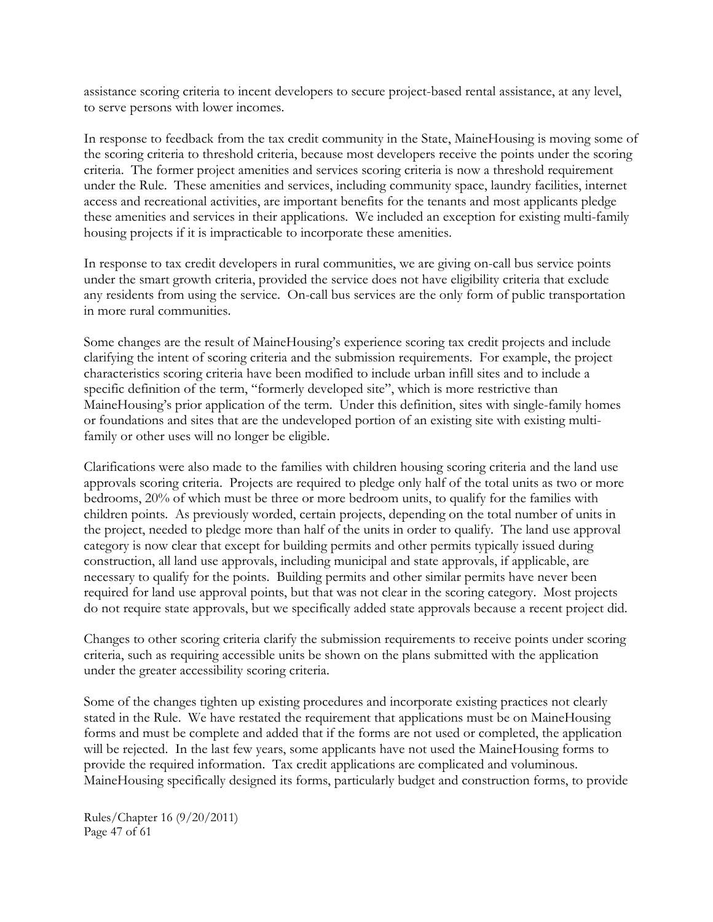assistance scoring criteria to incent developers to secure project-based rental assistance, at any level, to serve persons with lower incomes.

In response to feedback from the tax credit community in the State, MaineHousing is moving some of the scoring criteria to threshold criteria, because most developers receive the points under the scoring criteria. The former project amenities and services scoring criteria is now a threshold requirement under the Rule. These amenities and services, including community space, laundry facilities, internet access and recreational activities, are important benefits for the tenants and most applicants pledge these amenities and services in their applications. We included an exception for existing multi-family housing projects if it is impracticable to incorporate these amenities.

In response to tax credit developers in rural communities, we are giving on-call bus service points under the smart growth criteria, provided the service does not have eligibility criteria that exclude any residents from using the service. On-call bus services are the only form of public transportation in more rural communities.

Some changes are the result of MaineHousing's experience scoring tax credit projects and include clarifying the intent of scoring criteria and the submission requirements. For example, the project characteristics scoring criteria have been modified to include urban infill sites and to include a specific definition of the term, "formerly developed site", which is more restrictive than MaineHousing's prior application of the term. Under this definition, sites with single-family homes or foundations and sites that are the undeveloped portion of an existing site with existing multi-family or other uses will no longer be eligible.

Clarifications were also made to the families with children housing scoring criteria and the land use approvals scoring criteria. Projects are required to pledge only half of the total units as two or more bedrooms, 20% of which must be three or more bedroom units, to qualify for the families with children points. As previously worded, certain projects, depending on the total number of units in the project, needed to pledge more than half of the units in order to qualify. The land use approval category is now clear that except for building permits and other permits typically issued during construction, all land use approvals, including municipal and state approvals, if applicable, are necessary to qualify for the points. Building permits and other similar permits have never been required for land use approval points, but that was not clear in the scoring category. Most projects do not require state approvals, but we specifically added state approvals because a recent project did.

Changes to other scoring criteria clarify the submission requirements to receive points under scoring criteria, such as requiring accessible units be shown on the plans submitted with the application under the greater accessibility scoring criteria.

Some of the changes tighten up existing procedures and incorporate existing practices not clearly stated in the Rule. We have restated the requirement that applications must be on MaineHousing forms and must be complete and added that if the forms are not used or completed, the application will be rejected. In the last few years, some applicants have not used the MaineHousing forms to provide the required information. Tax credit applications are complicated and voluminous. MaineHousing specifically designed its forms, particularly budget and construction forms, to provide

Rules/Chapter 16 (9/20/2011)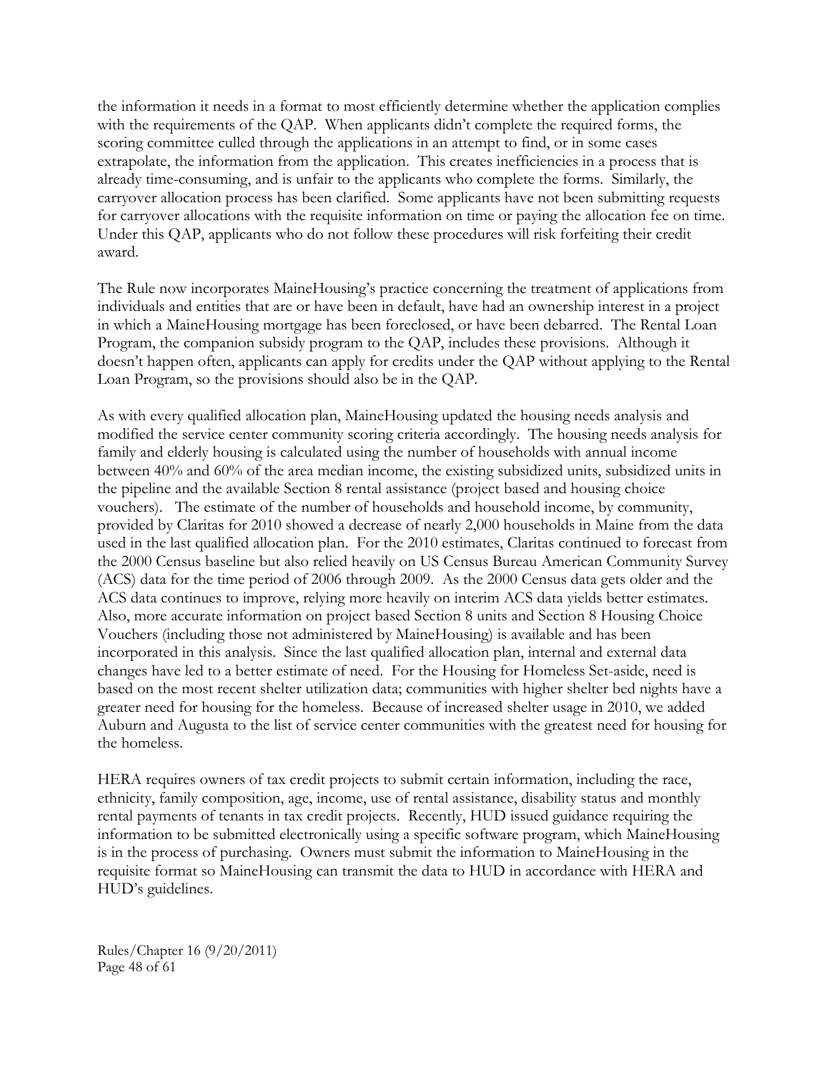the information it needs in a format to most efficiently determine whether the application complies with the requirements of the QAP. When applicants didn't complete the required forms, the scoring committee culled through the applications in an attempt to find, or in some cases extrapolate, the information from the application. This creates inefficiencies in a process that is already time-consuming, and is unfair to the applicants who complete the forms. Similarly, the carryover allocation process has been clarified. Some applicants have not been submitting requests for carryover allocations with the requisite information on time or paying the allocation fee on time. Under this QAP, applicants who do not follow these procedures will risk forfeiting their credit award.

The Rule now incorporates MaineHousing's practice concerning the treatment of applications from individuals and entities that are or have been in default, have had an ownership interest in a project in which a MaineHousing mortgage has been foreclosed, or have been debarred. The Rental Loan Program, the companion subsidy program to the QAP, includes these provisions. Although it doesn't happen often, applicants can apply for credits under the QAP without applying to the Rental Loan Program, so the provisions should also be in the QAP.

As with every qualified allocation plan, MaineHousing updated the housing needs analysis and modified the service center community scoring criteria accordingly. The housing needs analysis for family and elderly housing is calculated using the number of households with annual income between 40% and 60% of the area median income, the existing subsidized units, subsidized units in the pipeline and the available Section 8 rental assistance (project based and housing choice vouchers). The estimate of the number of households and household income, by community, provided by Claritas for 2010 showed a decrease of nearly 2,000 households in Maine from the data used in the last qualified allocation plan. For the 2010 estimates, Claritas continued to forecast from the 2000 Census baseline but also relied heavily on US Census Bureau American Community Survey (ACS) data for the time period of 2006 through 2009. As the 2000 Census data gets older and the ACS data continues to improve, relying more heavily on interim ACS data yields better estimates. Also, more accurate information on project based Section 8 units and Section 8 Housing Choice Vouchers (including those not administered by MaineHousing) is available and has been incorporated in this analysis. Since the last qualified allocation plan, internal and external data changes have led to a better estimate of need. For the Housing for Homeless Set-aside, need is based on the most recent shelter utilization data; communities with higher shelter bed nights have a greater need for housing for the homeless. Because of increased shelter usage in 2010, we added Auburn and Augusta to the list of service center communities with the greatest need for housing for the homeless.

HERA requires owners of tax credit projects to submit certain information, including the race, ethnicity, family composition, age, income, use of rental assistance, disability status and monthly rental payments of tenants in tax credit projects. Recently, HUD issued guidance requiring the information to be submitted electronically using a specific software program, which MaineHousing is in the process of purchasing. Owners must submit the information to MaineHousing in the requisite format so MaineHousing can transmit the data to HUD in accordance with HERA and HUD's guidelines.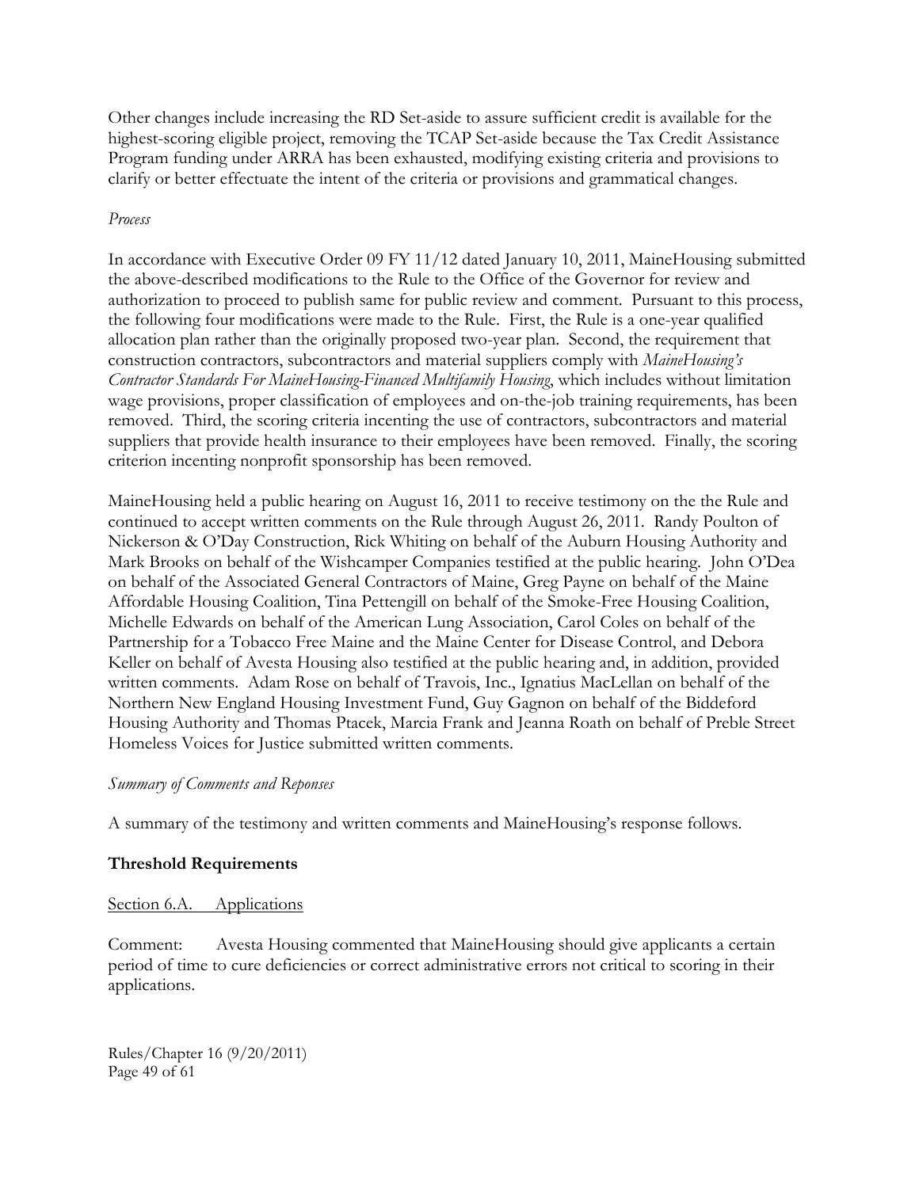Other changes include increasing the RD Set-aside to assure sufficient credit is available for the highest-scoring eligible project, removing the TCAP Set-aside because the Tax Credit Assistance Program funding under ARRA has been exhausted, modifying existing criteria and provisions to clarify or better effectuate the intent of the criteria or provisions and grammatical changes.

*Process*

In accordance with Executive Order 09 FY 11/12 dated January 10, 2011, MaineHousing submitted the above-described modifications to the Rule to the Office of the Governor for review and authorization to proceed to publish same for public review and comment. Pursuant to this process, the following four modifications were made to the Rule. First, the Rule is a one-year qualified allocation plan rather than the originally proposed two-year plan. Second, the requirement that construction contractors, subcontractors and material suppliers comply with *MaineHousing's Contractor Standards For MaineHousing-Financed Multifamily Housing*, which includes without limitation wage provisions, proper classification of employees and on-the-job training requirements, has been removed. Third, the scoring criteria incenting the use of contractors, subcontractors and material suppliers that provide health insurance to their employees have been removed. Finally, the scoring criterion incenting nonprofit sponsorship has been removed.

MaineHousing held a public hearing on August 16, 2011 to receive testimony on the the Rule and continued to accept written comments on the Rule through August 26, 2011. Randy Poulton of Nickerson & O'Day Construction, Rick Whiting on behalf of the Auburn Housing Authority and Mark Brooks on behalf of the Wishcamper Companies testified at the public hearing. John O'Dea on behalf of the Associated General Contractors of Maine, Greg Payne on behalf of the Maine Affordable Housing Coalition, Tina Pettengill on behalf of the Smoke-Free Housing Coalition, Michelle Edwards on behalf of the American Lung Association, Carol Coles on behalf of the Partnership for a Tobacco Free Maine and the Maine Center for Disease Control, and Debora Keller on behalf of Avesta Housing also testified at the public hearing and, in addition, provided written comments. Adam Rose on behalf of Travois, Inc., Ignatius MacLellan on behalf of the Northern New England Housing Investment Fund, Guy Gagnon on behalf of the Biddeford Housing Authority and Thomas Ptacek, Marcia Frank and Jeanna Roath on behalf of Preble Street Homeless Voices for Justice submitted written comments.

*Summary of Comments and Reponses*

A summary of the testimony and written comments and MaineHousing's response follows.

**Threshold Requirements**

Section 6.A. Applications

Comment: Avesta Housing commented that MaineHousing should give applicants a certain period of time to cure deficiencies or correct administrative errors not critical to scoring in their applications.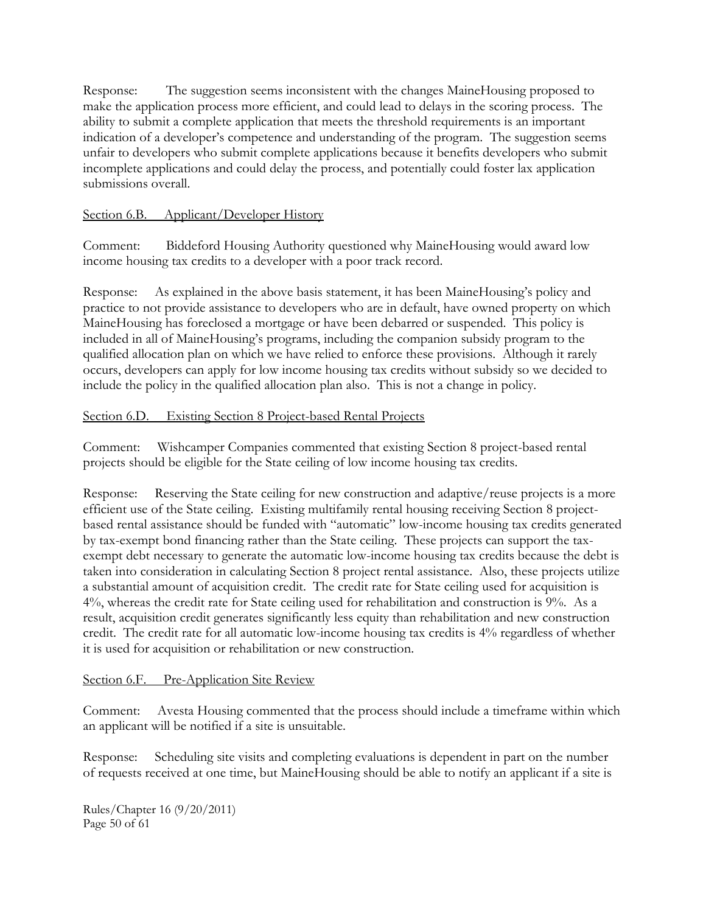Response: The suggestion seems inconsistent with the changes MaineHousing proposed to make the application process more efficient, and could lead to delays in the scoring process. The ability to submit a complete application that meets the threshold requirements is an important indication of a developer's competence and understanding of the program. The suggestion seems unfair to developers who submit complete applications because it benefits developers who submit incomplete applications and could delay the process, and potentially could foster lax application submissions overall.

<u>Section 6.B. Applicant/Developer History</u>

Comment: Biddeford Housing Authority questioned why MaineHousing would award low income housing tax credits to a developer with a poor track record.

Response: As explained in the above basis statement, it has been MaineHousing's policy and practice to not provide assistance to developers who are in default, have owned property on which MaineHousing has foreclosed a mortgage or have been debarred or suspended. This policy is included in all of MaineHousing's programs, including the companion subsidy program to the qualified allocation plan on which we have relied to enforce these provisions. Although it rarely occurs, developers can apply for low income housing tax credits without subsidy so we decided to include the policy in the qualified allocation plan also. This is not a change in policy.

<u>Section 6.D. Existing Section 8 Project-based Rental Projects</u>

Comment: Wishcamper Companies commented that existing Section 8 project-based rental projects should be eligible for the State ceiling of low income housing tax credits.

Response: Reserving the State ceiling for new construction and adaptive/reuse projects is a more efficient use of the State ceiling. Existing multifamily rental housing receiving Section 8 project-based rental assistance should be funded with "automatic" low-income housing tax credits generated by tax-exempt bond financing rather than the State ceiling. These projects can support the tax-exempt debt necessary to generate the automatic low-income housing tax credits because the debt is taken into consideration in calculating Section 8 project rental assistance. Also, these projects utilize a substantial amount of acquisition credit. The credit rate for State ceiling used for acquisition is 4%, whereas the credit rate for State ceiling used for rehabilitation and construction is 9%. As a result, acquisition credit generates significantly less equity than rehabilitation and new construction credit. The credit rate for all automatic low-income housing tax credits is 4% regardless of whether it is used for acquisition or rehabilitation or new construction.

<u>Section 6.F. Pre-Application Site Review</u>

Comment: Avesta Housing commented that the process should include a timeframe within which an applicant will be notified if a site is unsuitable.

Response: Scheduling site visits and completing evaluations is dependent in part on the number of requests received at one time, but MaineHousing should be able to notify an applicant if a site is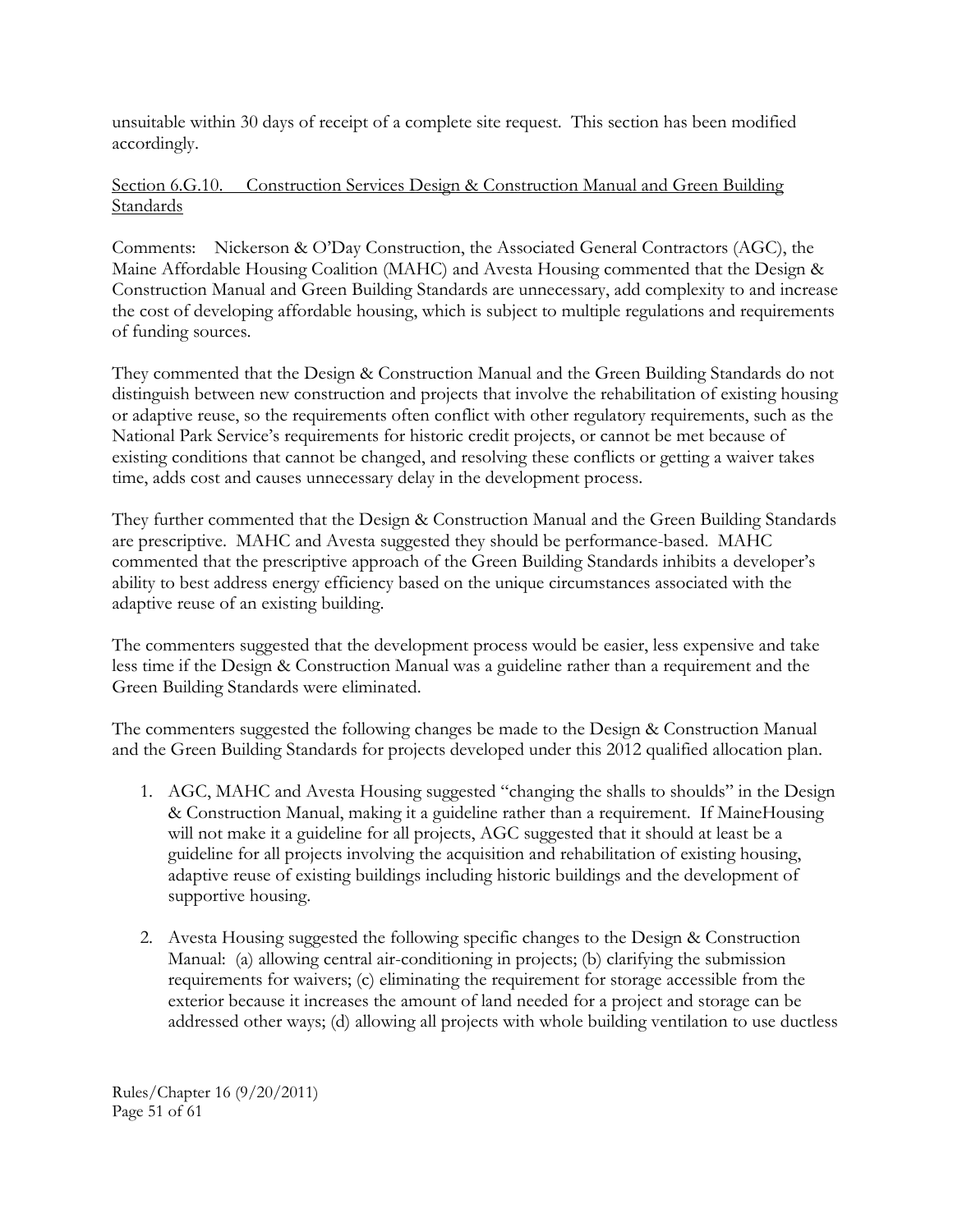unsuitable within 30 days of receipt of a complete site request. This section has been modified accordingly.

<u>Section 6.G.10. Construction Services Design & Construction Manual and Green Building Standards</u>

Comments: Nickerson & O'Day Construction, the Associated General Contractors (AGC), the Maine Affordable Housing Coalition (MAHC) and Avesta Housing commented that the Design & Construction Manual and Green Building Standards are unnecessary, add complexity to and increase the cost of developing affordable housing, which is subject to multiple regulations and requirements of funding sources.

They commented that the Design & Construction Manual and the Green Building Standards do not distinguish between new construction and projects that involve the rehabilitation of existing housing or adaptive reuse, so the requirements often conflict with other regulatory requirements, such as the National Park Service's requirements for historic credit projects, or cannot be met because of existing conditions that cannot be changed, and resolving these conflicts or getting a waiver takes time, adds cost and causes unnecessary delay in the development process.

They further commented that the Design & Construction Manual and the Green Building Standards are prescriptive. MAHC and Avesta suggested they should be performance-based. MAHC commented that the prescriptive approach of the Green Building Standards inhibits a developer's ability to best address energy efficiency based on the unique circumstances associated with the adaptive reuse of an existing building.

The commenters suggested that the development process would be easier, less expensive and take less time if the Design & Construction Manual was a guideline rather than a requirement and the Green Building Standards were eliminated.

The commenters suggested the following changes be made to the Design & Construction Manual and the Green Building Standards for projects developed under this 2012 qualified allocation plan.

1. AGC, MAHC and Avesta Housing suggested "changing the shalls to shoulds" in the Design & Construction Manual, making it a guideline rather than a requirement. If MaineHousing will not make it a guideline for all projects, AGC suggested that it should at least be a guideline for all projects involving the acquisition and rehabilitation of existing housing, adaptive reuse of existing buildings including historic buildings and the development of supportive housing.

2. Avesta Housing suggested the following specific changes to the Design & Construction Manual: (a) allowing central air-conditioning in projects; (b) clarifying the submission requirements for waivers; (c) eliminating the requirement for storage accessible from the exterior because it increases the amount of land needed for a project and storage can be addressed other ways; (d) allowing all projects with whole building ventilation to use ductless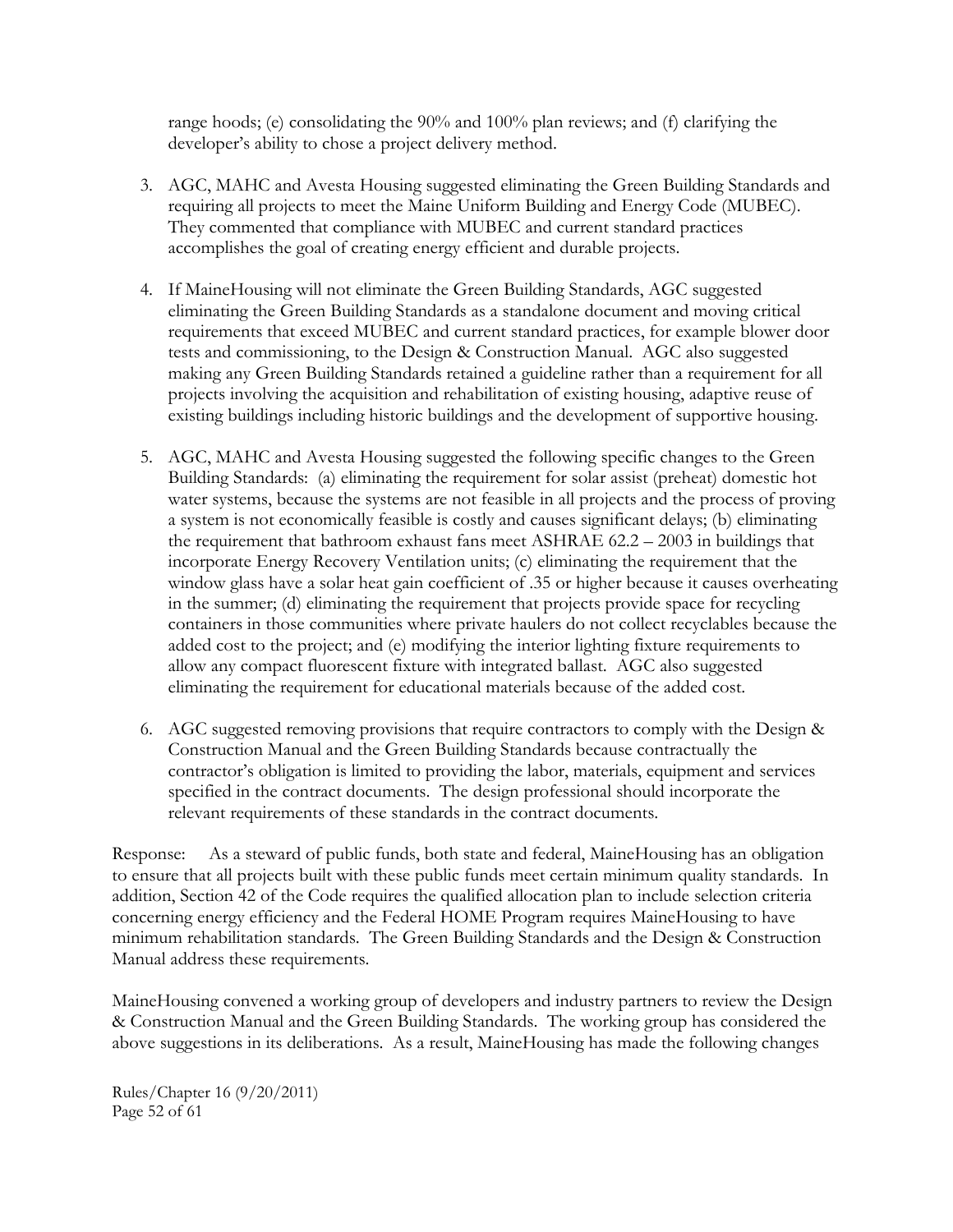range hoods; (e) consolidating the 90% and 100% plan reviews; and (f) clarifying the developer's ability to chose a project delivery method.

3. AGC, MAHC and Avesta Housing suggested eliminating the Green Building Standards and requiring all projects to meet the Maine Uniform Building and Energy Code (MUBEC). They commented that compliance with MUBEC and current standard practices accomplishes the goal of creating energy efficient and durable projects.

4. If MaineHousing will not eliminate the Green Building Standards, AGC suggested eliminating the Green Building Standards as a standalone document and moving critical requirements that exceed MUBEC and current standard practices, for example blower door tests and commissioning, to the Design & Construction Manual. AGC also suggested making any Green Building Standards retained a guideline rather than a requirement for all projects involving the acquisition and rehabilitation of existing housing, adaptive reuse of existing buildings including historic buildings and the development of supportive housing.

5. AGC, MAHC and Avesta Housing suggested the following specific changes to the Green Building Standards: (a) eliminating the requirement for solar assist (preheat) domestic hot water systems, because the systems are not feasible in all projects and the process of proving a system is not economically feasible is costly and causes significant delays; (b) eliminating the requirement that bathroom exhaust fans meet ASHRAE 62.2 – 2003 in buildings that incorporate Energy Recovery Ventilation units; (c) eliminating the requirement that the window glass have a solar heat gain coefficient of .35 or higher because it causes overheating in the summer; (d) eliminating the requirement that projects provide space for recycling containers in those communities where private haulers do not collect recyclables because the added cost to the project; and (e) modifying the interior lighting fixture requirements to allow any compact fluorescent fixture with integrated ballast. AGC also suggested eliminating the requirement for educational materials because of the added cost.

6. AGC suggested removing provisions that require contractors to comply with the Design & Construction Manual and the Green Building Standards because contractually the contractor's obligation is limited to providing the labor, materials, equipment and services specified in the contract documents. The design professional should incorporate the relevant requirements of these standards in the contract documents.

Response: As a steward of public funds, both state and federal, MaineHousing has an obligation to ensure that all projects built with these public funds meet certain minimum quality standards. In addition, Section 42 of the Code requires the qualified allocation plan to include selection criteria concerning energy efficiency and the Federal HOME Program requires MaineHousing to have minimum rehabilitation standards. The Green Building Standards and the Design & Construction Manual address these requirements.

MaineHousing convened a working group of developers and industry partners to review the Design & Construction Manual and the Green Building Standards. The working group has considered the above suggestions in its deliberations. As a result, MaineHousing has made the following changes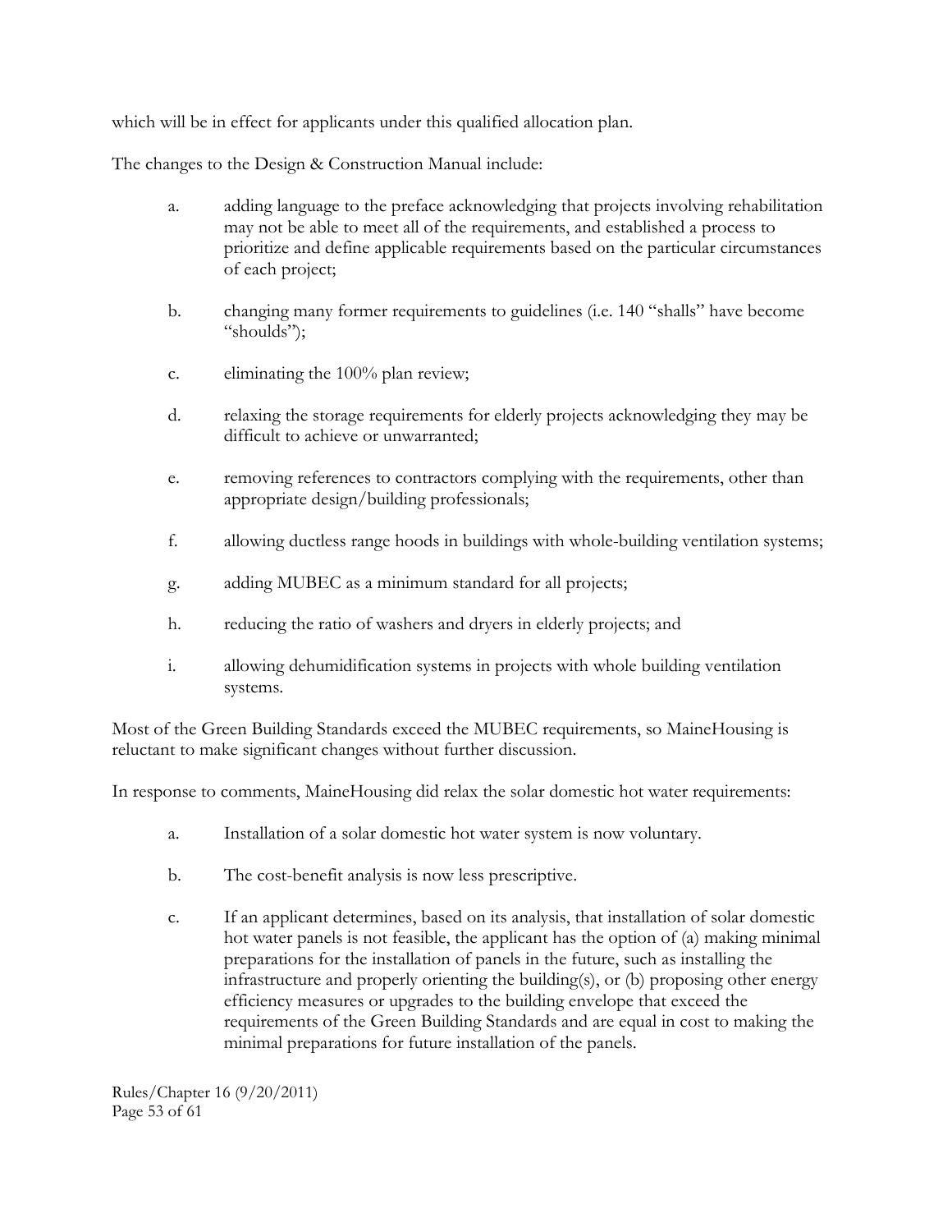which will be in effect for applicants under this qualified allocation plan.

The changes to the Design & Construction Manual include:

a. adding language to the preface acknowledging that projects involving rehabilitation may not be able to meet all of the requirements, and established a process to prioritize and define applicable requirements based on the particular circumstances of each project;

b. changing many former requirements to guidelines (i.e. 140 "shalls" have become "shoulds");

c. eliminating the 100% plan review;

d. relaxing the storage requirements for elderly projects acknowledging they may be difficult to achieve or unwarranted;

e. removing references to contractors complying with the requirements, other than appropriate design/building professionals;

f. allowing ductless range hoods in buildings with whole-building ventilation systems;

g. adding MUBEC as a minimum standard for all projects;

h. reducing the ratio of washers and dryers in elderly projects; and

i. allowing dehumidification systems in projects with whole building ventilation systems.

Most of the Green Building Standards exceed the MUBEC requirements, so MaineHousing is reluctant to make significant changes without further discussion.

In response to comments, MaineHousing did relax the solar domestic hot water requirements:

a. Installation of a solar domestic hot water system is now voluntary.

b. The cost-benefit analysis is now less prescriptive.

c. If an applicant determines, based on its analysis, that installation of solar domestic hot water panels is not feasible, the applicant has the option of (a) making minimal preparations for the installation of panels in the future, such as installing the infrastructure and properly orienting the building(s), or (b) proposing other energy efficiency measures or upgrades to the building envelope that exceed the requirements of the Green Building Standards and are equal in cost to making the minimal preparations for future installation of the panels.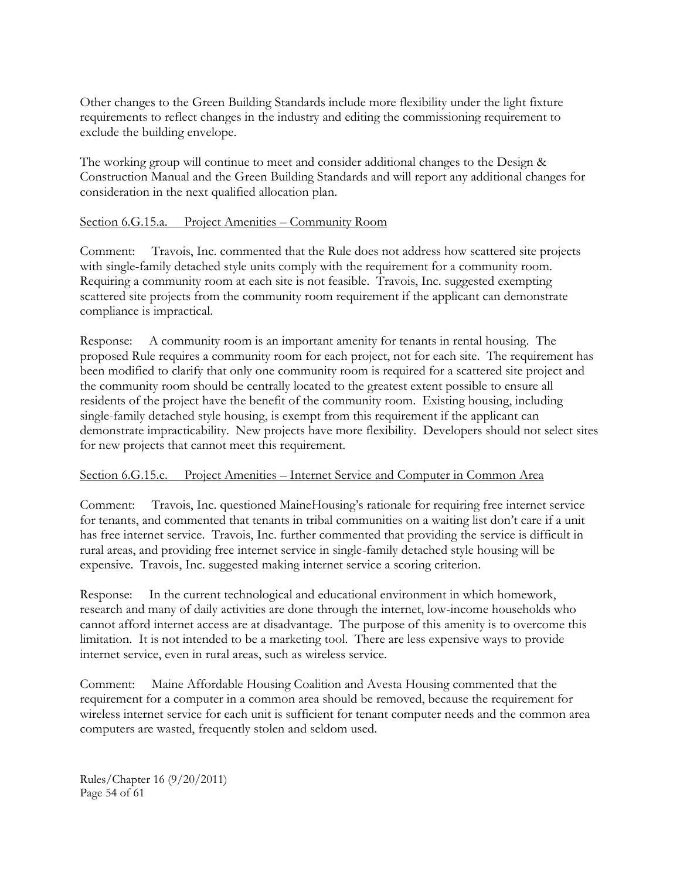Other changes to the Green Building Standards include more flexibility under the light fixture requirements to reflect changes in the industry and editing the commissioning requirement to exclude the building envelope.

The working group will continue to meet and consider additional changes to the Design & Construction Manual and the Green Building Standards and will report any additional changes for consideration in the next qualified allocation plan.

Section 6.G.15.a. Project Amenities – Community Room

Comment: Travois, Inc. commented that the Rule does not address how scattered site projects with single-family detached style units comply with the requirement for a community room. Requiring a community room at each site is not feasible. Travois, Inc. suggested exempting scattered site projects from the community room requirement if the applicant can demonstrate compliance is impractical.

Response: A community room is an important amenity for tenants in rental housing. The proposed Rule requires a community room for each project, not for each site. The requirement has been modified to clarify that only one community room is required for a scattered site project and the community room should be centrally located to the greatest extent possible to ensure all residents of the project have the benefit of the community room. Existing housing, including single-family detached style housing, is exempt from this requirement if the applicant can demonstrate impracticability. New projects have more flexibility. Developers should not select sites for new projects that cannot meet this requirement.

Section 6.G.15.c. Project Amenities – Internet Service and Computer in Common Area

Comment: Travois, Inc. questioned MaineHousing's rationale for requiring free internet service for tenants, and commented that tenants in tribal communities on a waiting list don't care if a unit has free internet service. Travois, Inc. further commented that providing the service is difficult in rural areas, and providing free internet service in single-family detached style housing will be expensive. Travois, Inc. suggested making internet service a scoring criterion.

Response: In the current technological and educational environment in which homework, research and many of daily activities are done through the internet, low-income households who cannot afford internet access are at disadvantage. The purpose of this amenity is to overcome this limitation. It is not intended to be a marketing tool. There are less expensive ways to provide internet service, even in rural areas, such as wireless service.

Comment: Maine Affordable Housing Coalition and Avesta Housing commented that the requirement for a computer in a common area should be removed, because the requirement for wireless internet service for each unit is sufficient for tenant computer needs and the common area computers are wasted, frequently stolen and seldom used.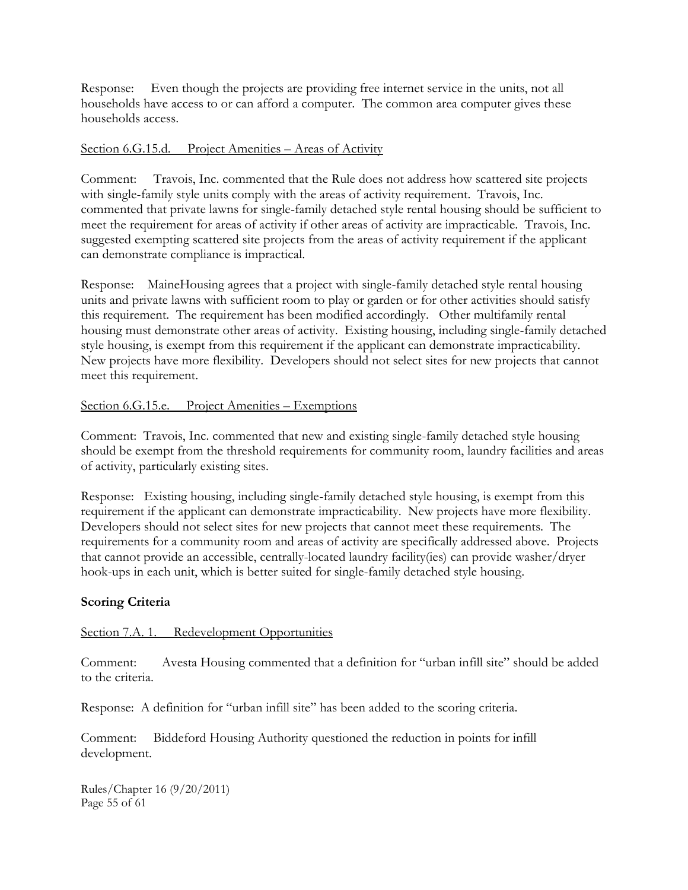Response: Even though the projects are providing free internet service in the units, not all households have access to or can afford a computer. The common area computer gives these households access.

Section 6.G.15.d. Project Amenities – Areas of Activity

Comment: Travois, Inc. commented that the Rule does not address how scattered site projects with single-family style units comply with the areas of activity requirement. Travois, Inc. commented that private lawns for single-family detached style rental housing should be sufficient to meet the requirement for areas of activity if other areas of activity are impracticable. Travois, Inc. suggested exempting scattered site projects from the areas of activity requirement if the applicant can demonstrate compliance is impractical.

Response: MaineHousing agrees that a project with single-family detached style rental housing units and private lawns with sufficient room to play or garden or for other activities should satisfy this requirement. The requirement has been modified accordingly. Other multifamily rental housing must demonstrate other areas of activity. Existing housing, including single-family detached style housing, is exempt from this requirement if the applicant can demonstrate impracticability. New projects have more flexibility. Developers should not select sites for new projects that cannot meet this requirement.

Section 6.G.15.e. Project Amenities – Exemptions

Comment: Travois, Inc. commented that new and existing single-family detached style housing should be exempt from the threshold requirements for community room, laundry facilities and areas of activity, particularly existing sites.

Response: Existing housing, including single-family detached style housing, is exempt from this requirement if the applicant can demonstrate impracticability. New projects have more flexibility. Developers should not select sites for new projects that cannot meet these requirements. The requirements for a community room and areas of activity are specifically addressed above. Projects that cannot provide an accessible, centrally-located laundry facility(ies) can provide washer/dryer hook-ups in each unit, which is better suited for single-family detached style housing.

**Scoring Criteria**

Section 7.A. 1. Redevelopment Opportunities

Comment: Avesta Housing commented that a definition for "urban infill site" should be added to the criteria.

Response: A definition for "urban infill site" has been added to the scoring criteria.

Comment: Biddeford Housing Authority questioned the reduction in points for infill development.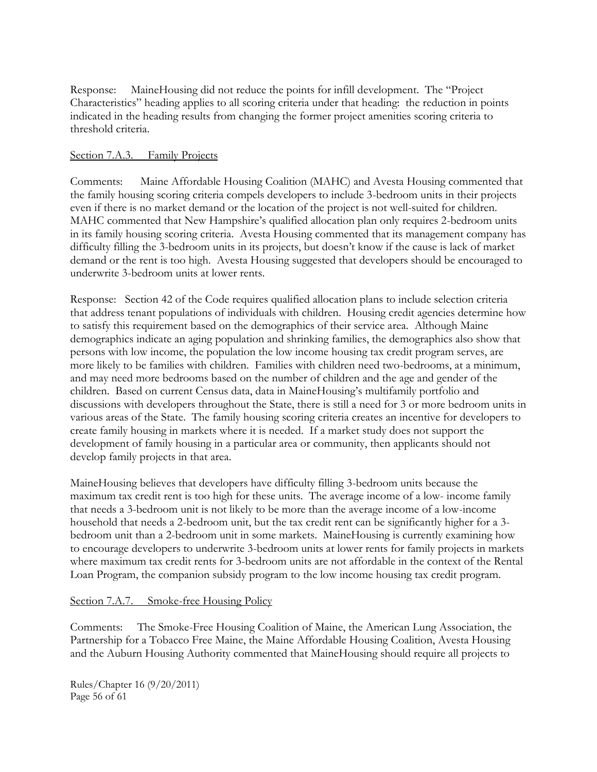Response: MaineHousing did not reduce the points for infill development. The "Project Characteristics" heading applies to all scoring criteria under that heading: the reduction in points indicated in the heading results from changing the former project amenities scoring criteria to threshold criteria.

Section 7.A.3. Family Projects

Comments: Maine Affordable Housing Coalition (MAHC) and Avesta Housing commented that the family housing scoring criteria compels developers to include 3-bedroom units in their projects even if there is no market demand or the location of the project is not well-suited for children. MAHC commented that New Hampshire's qualified allocation plan only requires 2-bedroom units in its family housing scoring criteria. Avesta Housing commented that its management company has difficulty filling the 3-bedroom units in its projects, but doesn't know if the cause is lack of market demand or the rent is too high. Avesta Housing suggested that developers should be encouraged to underwrite 3-bedroom units at lower rents.

Response: Section 42 of the Code requires qualified allocation plans to include selection criteria that address tenant populations of individuals with children. Housing credit agencies determine how to satisfy this requirement based on the demographics of their service area. Although Maine demographics indicate an aging population and shrinking families, the demographics also show that persons with low income, the population the low income housing tax credit program serves, are more likely to be families with children. Families with children need two-bedrooms, at a minimum, and may need more bedrooms based on the number of children and the age and gender of the children. Based on current Census data, data in MaineHousing's multifamily portfolio and discussions with developers throughout the State, there is still a need for 3 or more bedroom units in various areas of the State. The family housing scoring criteria creates an incentive for developers to create family housing in markets where it is needed. If a market study does not support the development of family housing in a particular area or community, then applicants should not develop family projects in that area.

MaineHousing believes that developers have difficulty filling 3-bedroom units because the maximum tax credit rent is too high for these units. The average income of a low- income family that needs a 3-bedroom unit is not likely to be more than the average income of a low-income household that needs a 2-bedroom unit, but the tax credit rent can be significantly higher for a 3-bedroom unit than a 2-bedroom unit in some markets. MaineHousing is currently examining how to encourage developers to underwrite 3-bedroom units at lower rents for family projects in markets where maximum tax credit rents for 3-bedroom units are not affordable in the context of the Rental Loan Program, the companion subsidy program to the low income housing tax credit program.

Section 7.A.7. Smoke-free Housing Policy

Comments: The Smoke-Free Housing Coalition of Maine, the American Lung Association, the Partnership for a Tobacco Free Maine, the Maine Affordable Housing Coalition, Avesta Housing and the Auburn Housing Authority commented that MaineHousing should require all projects to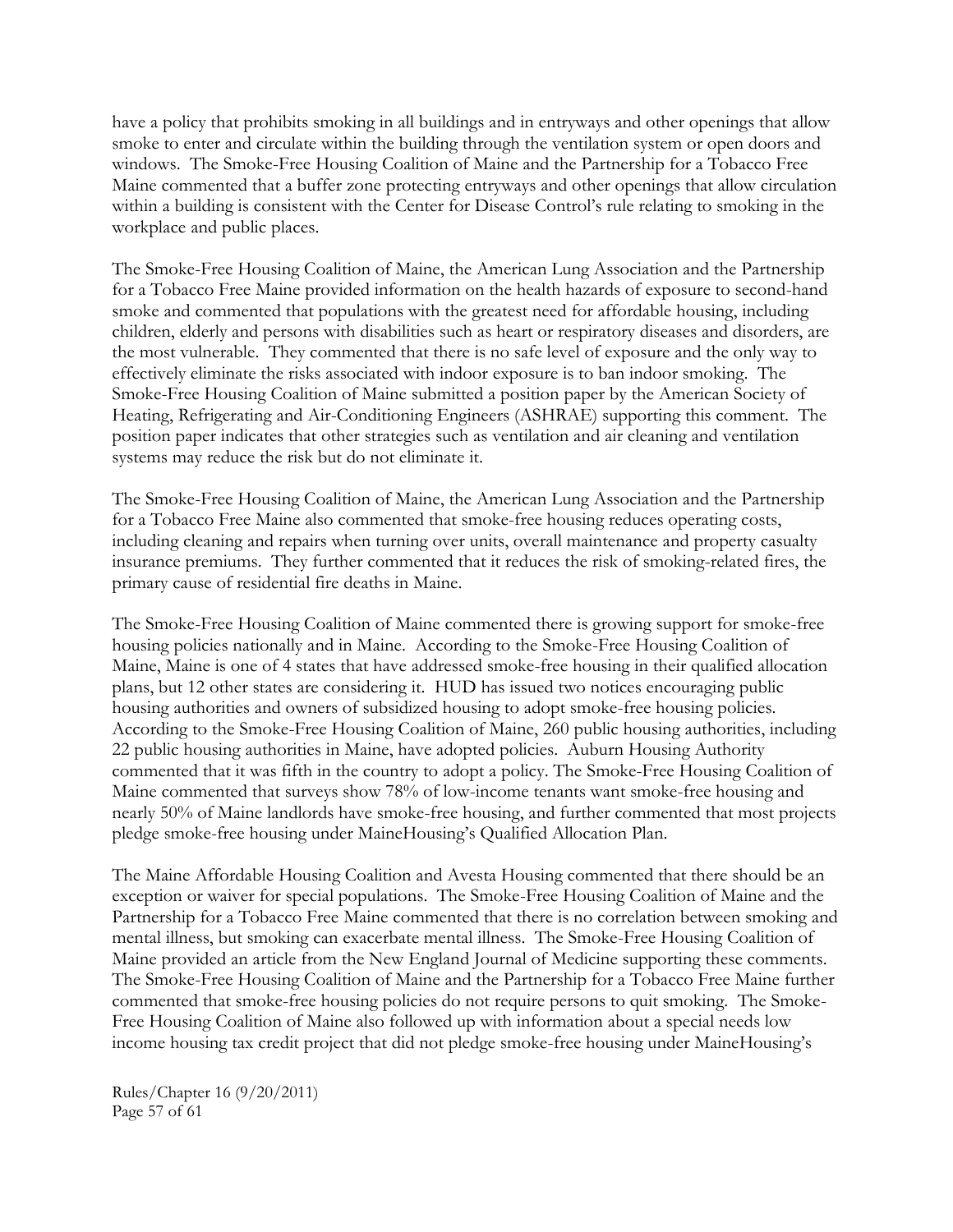have a policy that prohibits smoking in all buildings and in entryways and other openings that allow smoke to enter and circulate within the building through the ventilation system or open doors and windows. The Smoke-Free Housing Coalition of Maine and the Partnership for a Tobacco Free Maine commented that a buffer zone protecting entryways and other openings that allow circulation within a building is consistent with the Center for Disease Control's rule relating to smoking in the workplace and public places.

The Smoke-Free Housing Coalition of Maine, the American Lung Association and the Partnership for a Tobacco Free Maine provided information on the health hazards of exposure to second-hand smoke and commented that populations with the greatest need for affordable housing, including children, elderly and persons with disabilities such as heart or respiratory diseases and disorders, are the most vulnerable. They commented that there is no safe level of exposure and the only way to effectively eliminate the risks associated with indoor exposure is to ban indoor smoking. The Smoke-Free Housing Coalition of Maine submitted a position paper by the American Society of Heating, Refrigerating and Air-Conditioning Engineers (ASHRAE) supporting this comment. The position paper indicates that other strategies such as ventilation and air cleaning and ventilation systems may reduce the risk but do not eliminate it.

The Smoke-Free Housing Coalition of Maine, the American Lung Association and the Partnership for a Tobacco Free Maine also commented that smoke-free housing reduces operating costs, including cleaning and repairs when turning over units, overall maintenance and property casualty insurance premiums. They further commented that it reduces the risk of smoking-related fires, the primary cause of residential fire deaths in Maine.

The Smoke-Free Housing Coalition of Maine commented there is growing support for smoke-free housing policies nationally and in Maine. According to the Smoke-Free Housing Coalition of Maine, Maine is one of 4 states that have addressed smoke-free housing in their qualified allocation plans, but 12 other states are considering it. HUD has issued two notices encouraging public housing authorities and owners of subsidized housing to adopt smoke-free housing policies. According to the Smoke-Free Housing Coalition of Maine, 260 public housing authorities, including 22 public housing authorities in Maine, have adopted policies. Auburn Housing Authority commented that it was fifth in the country to adopt a policy. The Smoke-Free Housing Coalition of Maine commented that surveys show 78% of low-income tenants want smoke-free housing and nearly 50% of Maine landlords have smoke-free housing, and further commented that most projects pledge smoke-free housing under MaineHousing's Qualified Allocation Plan.

The Maine Affordable Housing Coalition and Avesta Housing commented that there should be an exception or waiver for special populations. The Smoke-Free Housing Coalition of Maine and the Partnership for a Tobacco Free Maine commented that there is no correlation between smoking and mental illness, but smoking can exacerbate mental illness. The Smoke-Free Housing Coalition of Maine provided an article from the New England Journal of Medicine supporting these comments. The Smoke-Free Housing Coalition of Maine and the Partnership for a Tobacco Free Maine further commented that smoke-free housing policies do not require persons to quit smoking. The Smoke-Free Housing Coalition of Maine also followed up with information about a special needs low income housing tax credit project that did not pledge smoke-free housing under MaineHousing's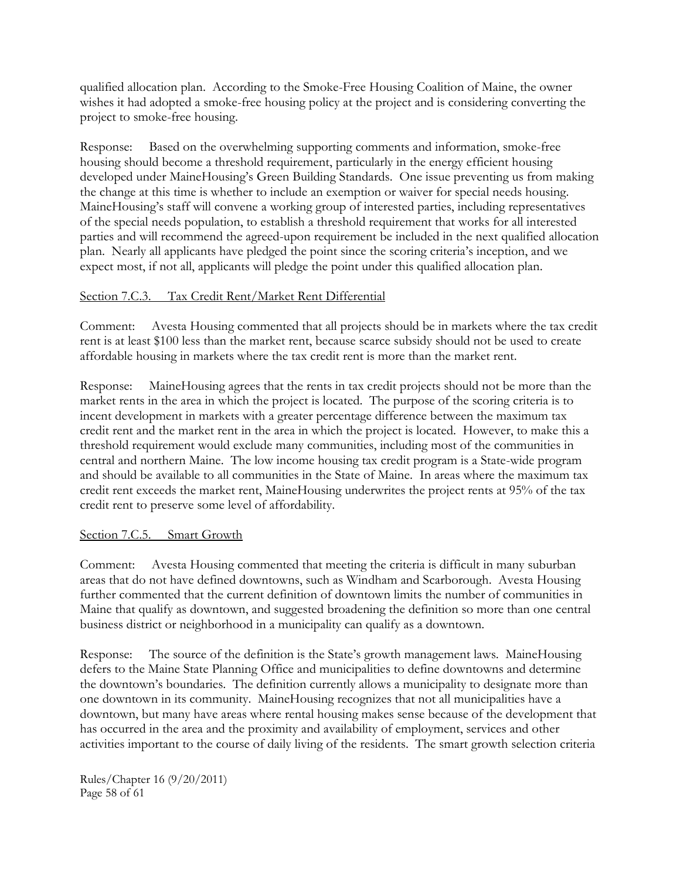qualified allocation plan. According to the Smoke-Free Housing Coalition of Maine, the owner wishes it had adopted a smoke-free housing policy at the project and is considering converting the project to smoke-free housing.

Response: Based on the overwhelming supporting comments and information, smoke-free housing should become a threshold requirement, particularly in the energy efficient housing developed under MaineHousing's Green Building Standards. One issue preventing us from making the change at this time is whether to include an exemption or waiver for special needs housing. MaineHousing's staff will convene a working group of interested parties, including representatives of the special needs population, to establish a threshold requirement that works for all interested parties and will recommend the agreed-upon requirement be included in the next qualified allocation plan. Nearly all applicants have pledged the point since the scoring criteria's inception, and we expect most, if not all, applicants will pledge the point under this qualified allocation plan.

Section 7.C.3. Tax Credit Rent/Market Rent Differential

Comment: Avesta Housing commented that all projects should be in markets where the tax credit rent is at least $100 less than the market rent, because scarce subsidy should not be used to create affordable housing in markets where the tax credit rent is more than the market rent.

Response: MaineHousing agrees that the rents in tax credit projects should not be more than the market rents in the area in which the project is located. The purpose of the scoring criteria is to incent development in markets with a greater percentage difference between the maximum tax credit rent and the market rent in the area in which the project is located. However, to make this a threshold requirement would exclude many communities, including most of the communities in central and northern Maine. The low income housing tax credit program is a State-wide program and should be available to all communities in the State of Maine. In areas where the maximum tax credit rent exceeds the market rent, MaineHousing underwrites the project rents at 95% of the tax credit rent to preserve some level of affordability.

Section 7.C.5. Smart Growth

Comment: Avesta Housing commented that meeting the criteria is difficult in many suburban areas that do not have defined downtowns, such as Windham and Scarborough. Avesta Housing further commented that the current definition of downtown limits the number of communities in Maine that qualify as downtown, and suggested broadening the definition so more than one central business district or neighborhood in a municipality can qualify as a downtown.

Response: The source of the definition is the State's growth management laws. MaineHousing defers to the Maine State Planning Office and municipalities to define downtowns and determine the downtown's boundaries. The definition currently allows a municipality to designate more than one downtown in its community. MaineHousing recognizes that not all municipalities have a downtown, but many have areas where rental housing makes sense because of the development that has occurred in the area and the proximity and availability of employment, services and other activities important to the course of daily living of the residents. The smart growth selection criteria

Rules/Chapter 16 (9/20/2011)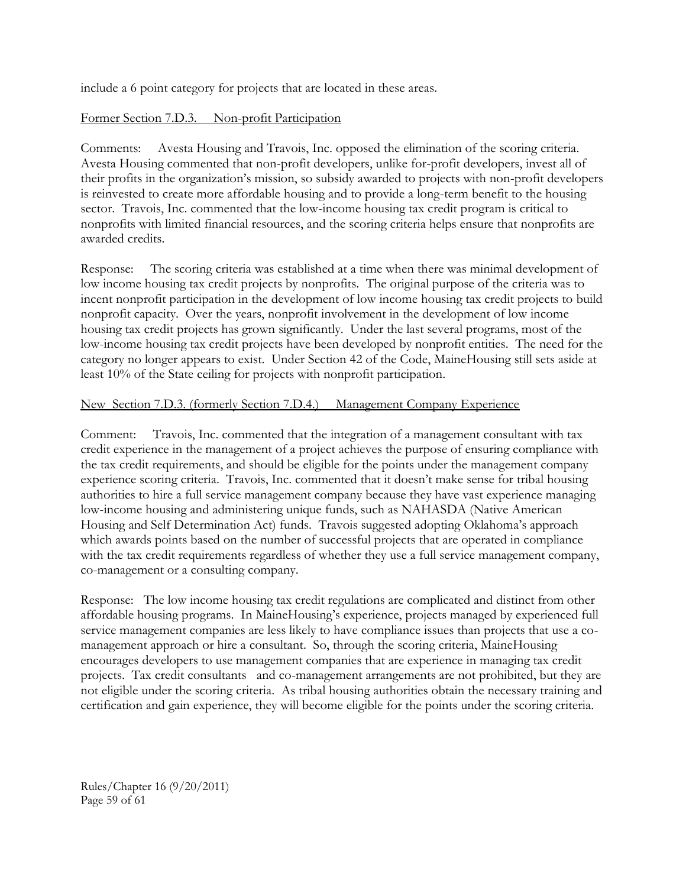include a 6 point category for projects that are located in these areas.

Former Section 7.D.3. Non-profit Participation

Comments: Avesta Housing and Travois, Inc. opposed the elimination of the scoring criteria. Avesta Housing commented that non-profit developers, unlike for-profit developers, invest all of their profits in the organization's mission, so subsidy awarded to projects with non-profit developers is reinvested to create more affordable housing and to provide a long-term benefit to the housing sector. Travois, Inc. commented that the low-income housing tax credit program is critical to nonprofits with limited financial resources, and the scoring criteria helps ensure that nonprofits are awarded credits.

Response: The scoring criteria was established at a time when there was minimal development of low income housing tax credit projects by nonprofits. The original purpose of the criteria was to incent nonprofit participation in the development of low income housing tax credit projects to build nonprofit capacity. Over the years, nonprofit involvement in the development of low income housing tax credit projects has grown significantly. Under the last several programs, most of the low-income housing tax credit projects have been developed by nonprofit entities. The need for the category no longer appears to exist. Under Section 42 of the Code, MaineHousing still sets aside at least 10% of the State ceiling for projects with nonprofit participation.

New Section 7.D.3. (formerly Section 7.D.4.) Management Company Experience

Comment: Travois, Inc. commented that the integration of a management consultant with tax credit experience in the management of a project achieves the purpose of ensuring compliance with the tax credit requirements, and should be eligible for the points under the management company experience scoring criteria. Travois, Inc. commented that it doesn't make sense for tribal housing authorities to hire a full service management company because they have vast experience managing low-income housing and administering unique funds, such as NAHASDA (Native American Housing and Self Determination Act) funds. Travois suggested adopting Oklahoma's approach which awards points based on the number of successful projects that are operated in compliance with the tax credit requirements regardless of whether they use a full service management company, co-management or a consulting company.

Response: The low income housing tax credit regulations are complicated and distinct from other affordable housing programs. In MaineHousing's experience, projects managed by experienced full service management companies are less likely to have compliance issues than projects that use a co-management approach or hire a consultant. So, through the scoring criteria, MaineHousing encourages developers to use management companies that are experience in managing tax credit projects. Tax credit consultants and co-management arrangements are not prohibited, but they are not eligible under the scoring criteria. As tribal housing authorities obtain the necessary training and certification and gain experience, they will become eligible for the points under the scoring criteria.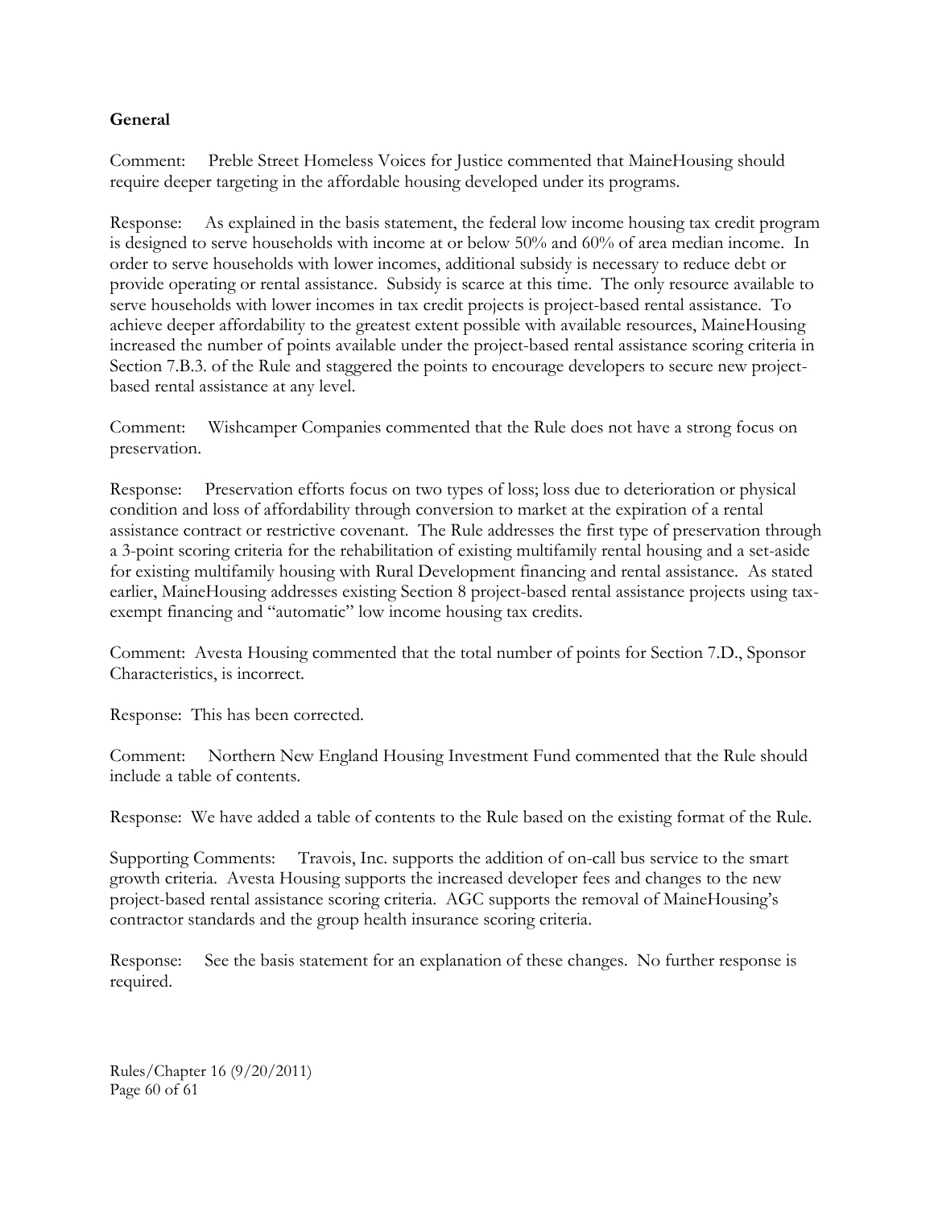**General**

Comment: Preble Street Homeless Voices for Justice commented that MaineHousing should require deeper targeting in the affordable housing developed under its programs.

Response: As explained in the basis statement, the federal low income housing tax credit program is designed to serve households with income at or below 50% and 60% of area median income. In order to serve households with lower incomes, additional subsidy is necessary to reduce debt or provide operating or rental assistance. Subsidy is scarce at this time. The only resource available to serve households with lower incomes in tax credit projects is project-based rental assistance. To achieve deeper affordability to the greatest extent possible with available resources, MaineHousing increased the number of points available under the project-based rental assistance scoring criteria in Section 7.B.3. of the Rule and staggered the points to encourage developers to secure new project-based rental assistance at any level.

Comment: Wishcamper Companies commented that the Rule does not have a strong focus on preservation.

Response: Preservation efforts focus on two types of loss; loss due to deterioration or physical condition and loss of affordability through conversion to market at the expiration of a rental assistance contract or restrictive covenant. The Rule addresses the first type of preservation through a 3-point scoring criteria for the rehabilitation of existing multifamily rental housing and a set-aside for existing multifamily housing with Rural Development financing and rental assistance. As stated earlier, MaineHousing addresses existing Section 8 project-based rental assistance projects using tax-exempt financing and "automatic" low income housing tax credits.

Comment: Avesta Housing commented that the total number of points for Section 7.D., Sponsor Characteristics, is incorrect.

Response: This has been corrected.

Comment: Northern New England Housing Investment Fund commented that the Rule should include a table of contents.

Response: We have added a table of contents to the Rule based on the existing format of the Rule.

Supporting Comments: Travois, Inc. supports the addition of on-call bus service to the smart growth criteria. Avesta Housing supports the increased developer fees and changes to the new project-based rental assistance scoring criteria. AGC supports the removal of MaineHousing's contractor standards and the group health insurance scoring criteria.

Response: See the basis statement for an explanation of these changes. No further response is required.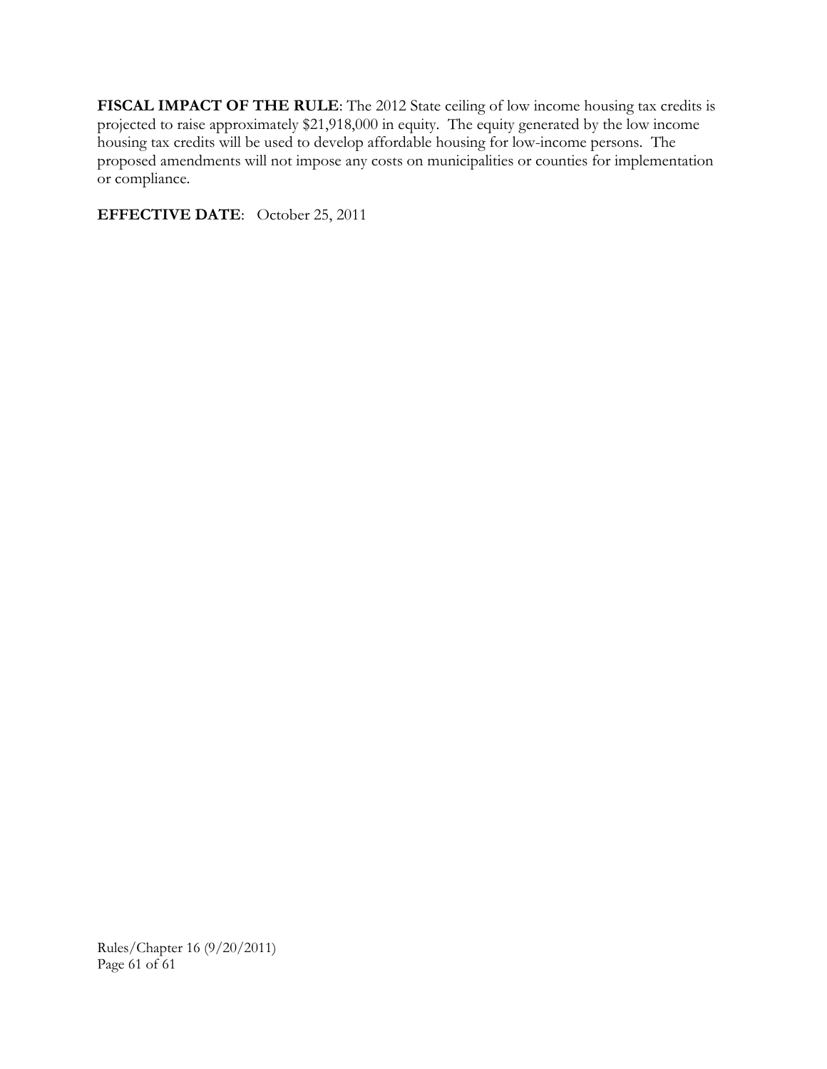**FISCAL IMPACT OF THE RULE**: The 2012 State ceiling of low income housing tax credits is projected to raise approximately $21,918,000 in equity. The equity generated by the low income housing tax credits will be used to develop affordable housing for low-income persons. The proposed amendments will not impose any costs on municipalities or counties for implementation or compliance.

**EFFECTIVE DATE**: October 25, 2011